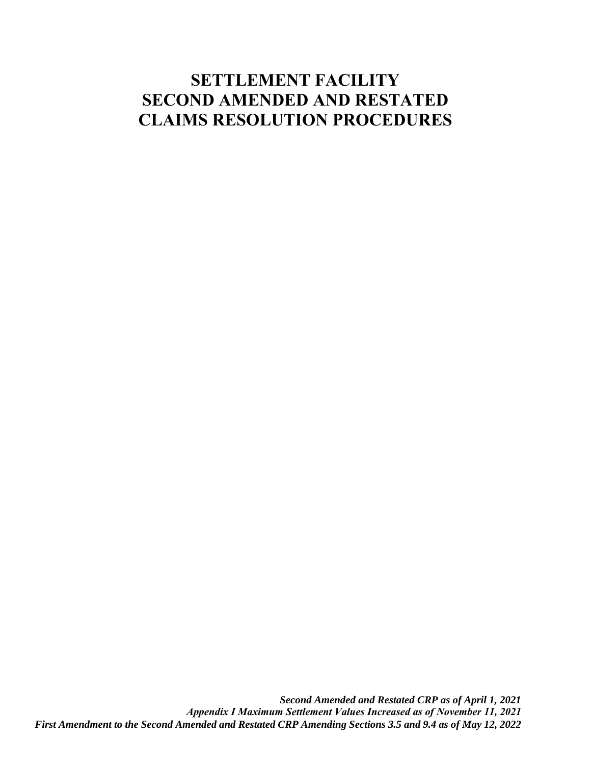# SETTLEMENT FACILITY SECOND AMENDED AND RESTATED CLAIMS RESOLUTION PROCEDURES

***Second Amended and Restated CRP as of April 1, 2021***

***Appendix I Maximum Settlement Values Increased as of November 11, 2021***

***First Amendment to the Second Amended and Restated CRP Amending Sections 3.5 and 9.4 as of May 12, 2022***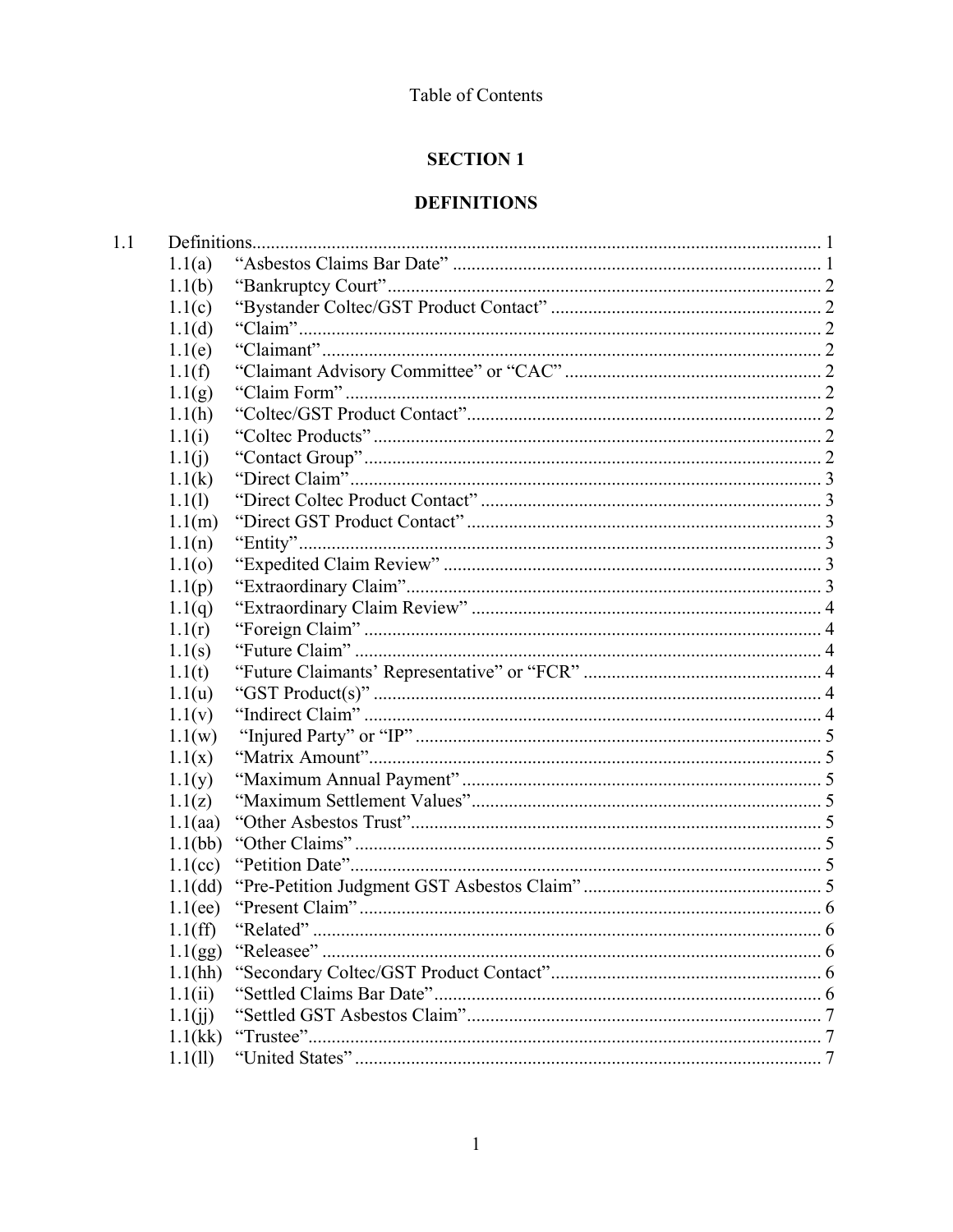Table of Contents

## SECTION 1

## DEFINITIONS

| | | | |
|---|---|---|---|
| 1.1 | Definitions | | 1 |
| | 1.1(a) | "Asbestos Claims Bar Date" | 1 |
| | 1.1(b) | "Bankruptcy Court" | 2 |
| | 1.1(c) | "Bystander Coltec/GST Product Contact" | 2 |
| | 1.1(d) | "Claim" | 2 |
| | 1.1(e) | "Claimant" | 2 |
| | 1.1(f) | "Claimant Advisory Committee" or "CAC" | 2 |
| | 1.1(g) | "Claim Form" | 2 |
| | 1.1(h) | "Coltec/GST Product Contact" | 2 |
| | 1.1(i) | "Coltec Products" | 2 |
| | 1.1(j) | "Contact Group" | 2 |
| | 1.1(k) | "Direct Claim" | 3 |
| | 1.1(l) | "Direct Coltec Product Contact" | 3 |
| | 1.1(m) | "Direct GST Product Contact" | 3 |
| | 1.1(n) | "Entity" | 3 |
| | 1.1(o) | "Expedited Claim Review" | 3 |
| | 1.1(p) | "Extraordinary Claim" | 3 |
| | 1.1(q) | "Extraordinary Claim Review" | 4 |
| | 1.1(r) | "Foreign Claim" | 4 |
| | 1.1(s) | "Future Claim" | 4 |
| | 1.1(t) | "Future Claimants' Representative" or "FCR" | 4 |
| | 1.1(u) | "GST Product(s)" | 4 |
| | 1.1(v) | "Indirect Claim" | 4 |
| | 1.1(w) | "Injured Party" or "IP" | 5 |
| | 1.1(x) | "Matrix Amount" | 5 |
| | 1.1(y) | "Maximum Annual Payment" | 5 |
| | 1.1(z) | "Maximum Settlement Values" | 5 |
| | 1.1(aa) | "Other Asbestos Trust" | 5 |
| | 1.1(bb) | "Other Claims" | 5 |
| | 1.1(cc) | "Petition Date" | 5 |
| | 1.1(dd) | "Pre-Petition Judgment GST Asbestos Claim" | 5 |
| | 1.1(ee) | "Present Claim" | 6 |
| | 1.1(ff) | "Related" | 6 |
| | 1.1(gg) | "Releasee" | 6 |
| | 1.1(hh) | "Secondary Coltec/GST Product Contact" | 6 |
| | 1.1(ii) | "Settled Claims Bar Date" | 6 |
| | 1.1(jj) | "Settled GST Asbestos Claim" | 7 |
| | 1.1(kk) | "Trustee" | 7 |
| | 1.1(ll) | "United States" | 7 |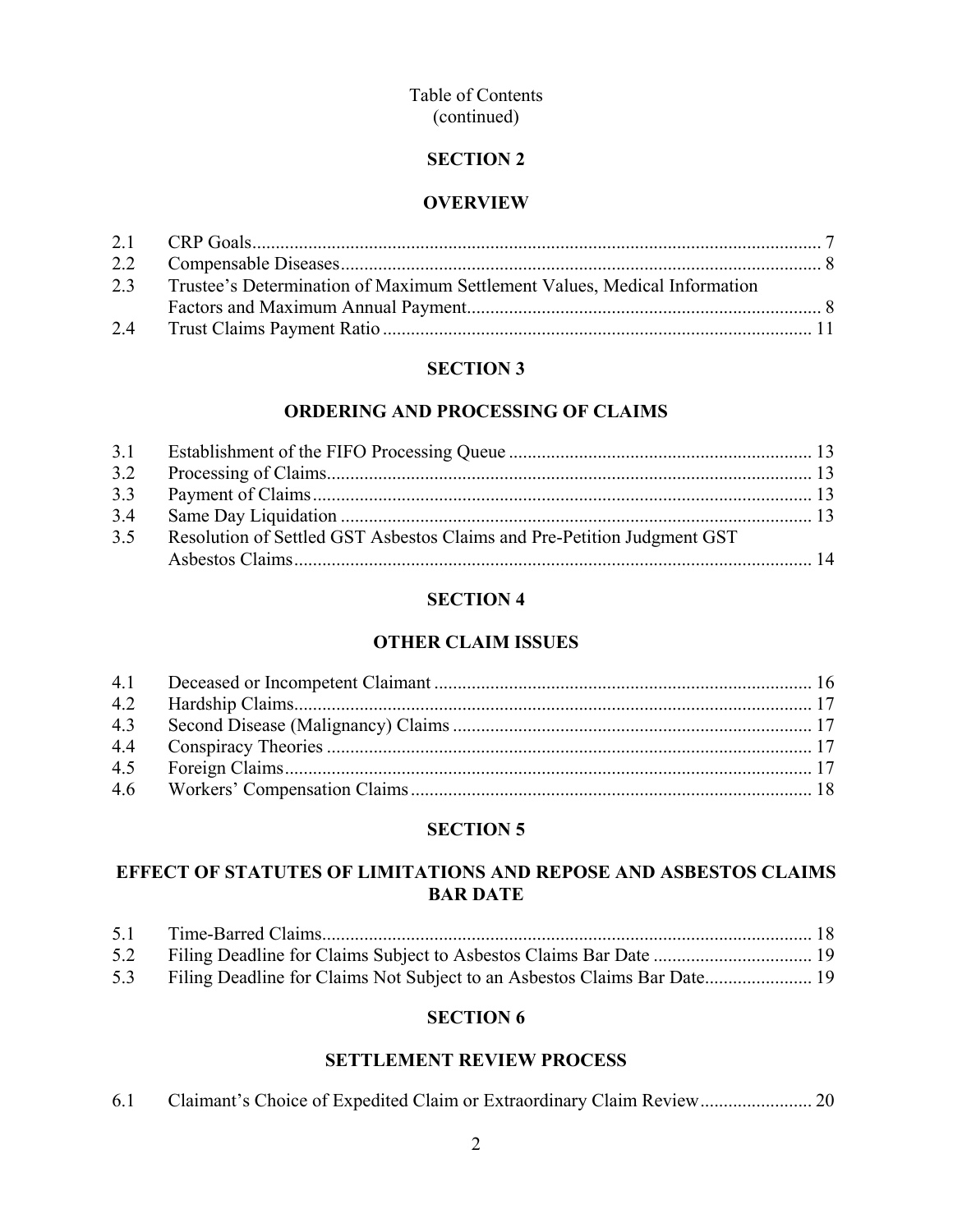Table of Contents
(continued)

## SECTION 2

## OVERVIEW

| | | |
|---|---|---|
| 2.1 | CRP Goals | 7 |
| 2.2 | Compensable Diseases | 8 |
| 2.3 | Trustee's Determination of Maximum Settlement Values, Medical Information Factors and Maximum Annual Payment | 8 |
| 2.4 | Trust Claims Payment Ratio | 11 |

## SECTION 3

## ORDERING AND PROCESSING OF CLAIMS

| | | |
|---|---|---|
| 3.1 | Establishment of the FIFO Processing Queue | 13 |
| 3.2 | Processing of Claims | 13 |
| 3.3 | Payment of Claims | 13 |
| 3.4 | Same Day Liquidation | 13 |
| 3.5 | Resolution of Settled GST Asbestos Claims and Pre-Petition Judgment GST Asbestos Claims | 14 |

## SECTION 4

## OTHER CLAIM ISSUES

| | | |
|---|---|---|
| 4.1 | Deceased or Incompetent Claimant | 16 |
| 4.2 | Hardship Claims | 17 |
| 4.3 | Second Disease (Malignancy) Claims | 17 |
| 4.4 | Conspiracy Theories | 17 |
| 4.5 | Foreign Claims | 17 |
| 4.6 | Workers' Compensation Claims | 18 |

## SECTION 5

## EFFECT OF STATUTES OF LIMITATIONS AND REPOSE AND ASBESTOS CLAIMS BAR DATE

| | | |
|---|---|---|
| 5.1 | Time-Barred Claims | 18 |
| 5.2 | Filing Deadline for Claims Subject to Asbestos Claims Bar Date | 19 |
| 5.3 | Filing Deadline for Claims Not Subject to an Asbestos Claims Bar Date | 19 |

## SECTION 6

## SETTLEMENT REVIEW PROCESS

| | | |
|---|---|---|
| 6.1 | Claimant's Choice of Expedited Claim or Extraordinary Claim Review | 20 |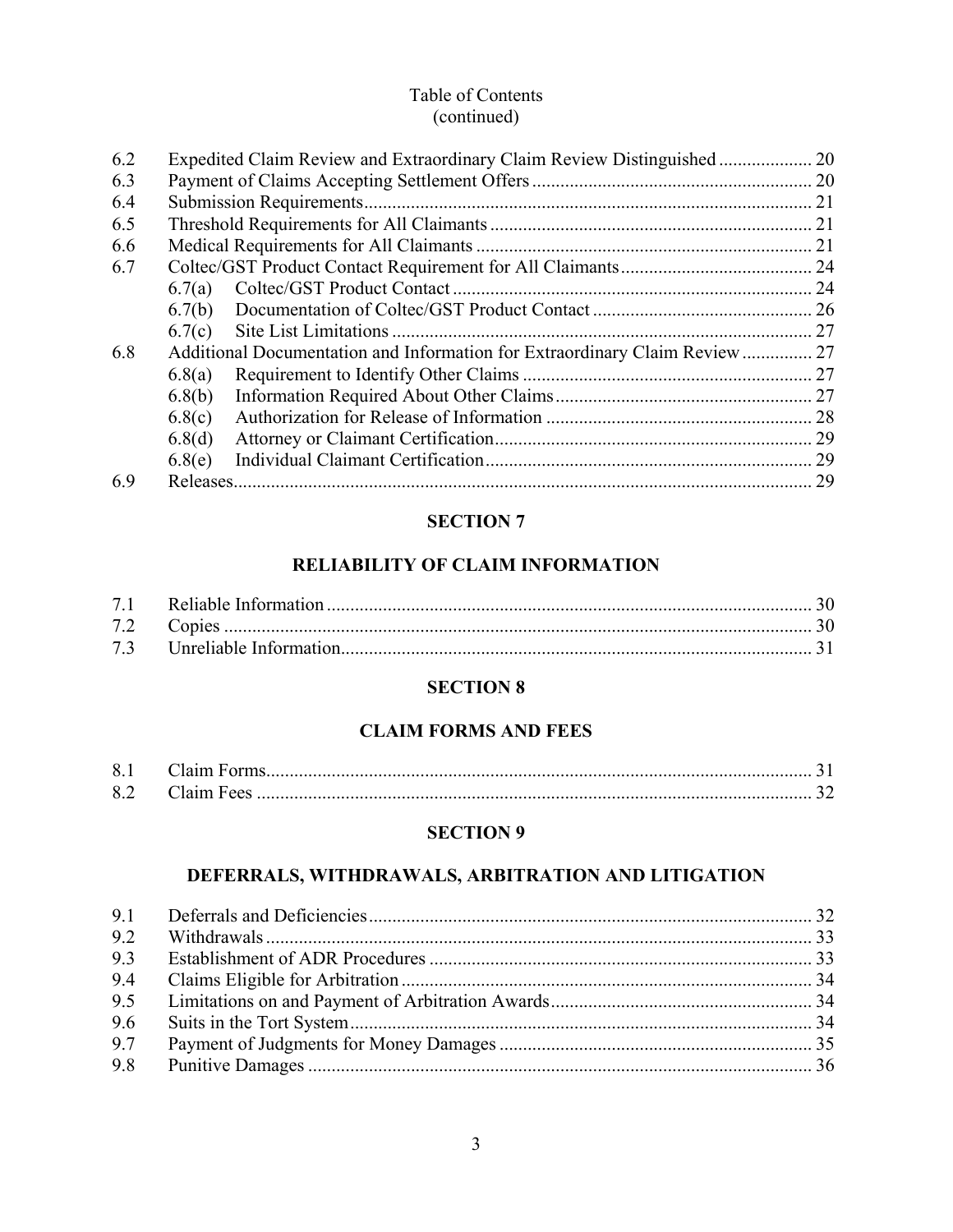Table of Contents
(continued)

| | | |
|---|---|---|
| 6.2 | Expedited Claim Review and Extraordinary Claim Review Distinguished | 20 |
| 6.3 | Payment of Claims Accepting Settlement Offers | 20 |
| 6.4 | Submission Requirements | 21 |
| 6.5 | Threshold Requirements for All Claimants | 21 |
| 6.6 | Medical Requirements for All Claimants | 21 |
| 6.7 | Coltec/GST Product Contact Requirement for All Claimants | 24 |
| | 6.7(a) Coltec/GST Product Contact | 24 |
| | 6.7(b) Documentation of Coltec/GST Product Contact | 26 |
| | 6.7(c) Site List Limitations | 27 |
| 6.8 | Additional Documentation and Information for Extraordinary Claim Review | 27 |
| | 6.8(a) Requirement to Identify Other Claims | 27 |
| | 6.8(b) Information Required About Other Claims | 27 |
| | 6.8(c) Authorization for Release of Information | 28 |
| | 6.8(d) Attorney or Claimant Certification | 29 |
| | 6.8(e) Individual Claimant Certification | 29 |
| 6.9 | Releases | 29 |

## SECTION 7

## RELIABILITY OF CLAIM INFORMATION

| | | |
|---|---|---|
| 7.1 | Reliable Information | 30 |
| 7.2 | Copies | 30 |
| 7.3 | Unreliable Information | 31 |

## SECTION 8

## CLAIM FORMS AND FEES

| | | |
|---|---|---|
| 8.1 | Claim Forms | 31 |
| 8.2 | Claim Fees | 32 |

## SECTION 9

## DEFERRALS, WITHDRAWALS, ARBITRATION AND LITIGATION

| | | |
|---|---|---|
| 9.1 | Deferrals and Deficiencies | 32 |
| 9.2 | Withdrawals | 33 |
| 9.3 | Establishment of ADR Procedures | 33 |
| 9.4 | Claims Eligible for Arbitration | 34 |
| 9.5 | Limitations on and Payment of Arbitration Awards | 34 |
| 9.6 | Suits in the Tort System | 34 |
| 9.7 | Payment of Judgments for Money Damages | 35 |
| 9.8 | Punitive Damages | 36 |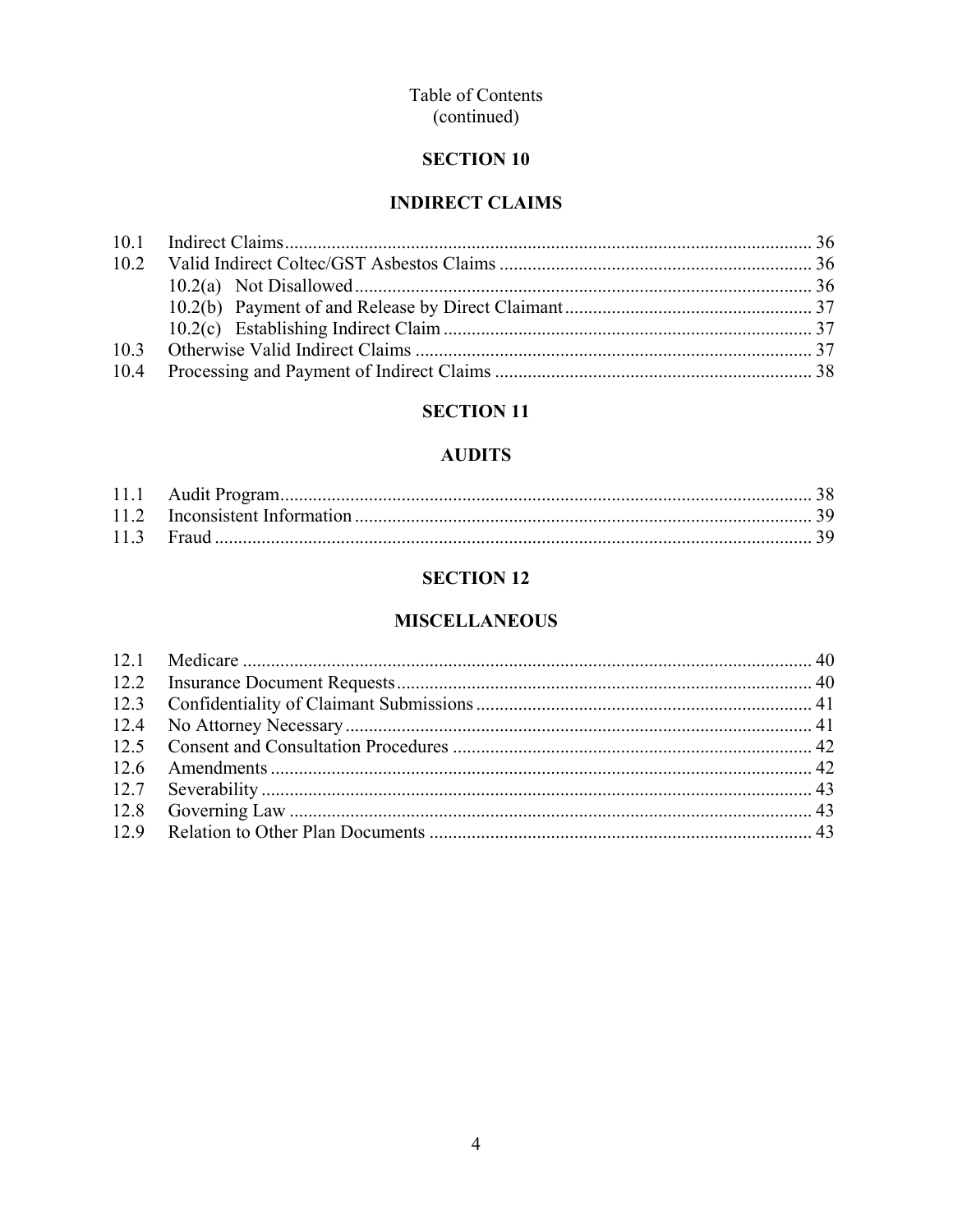Table of Contents
(continued)

## SECTION 10

## INDIRECT CLAIMS

| | | |
|---|---|---|
| 10.1 | Indirect Claims | 36 |
| 10.2 | Valid Indirect Coltec/GST Asbestos Claims | 36 |
| | 10.2(a) Not Disallowed | 36 |
| | 10.2(b) Payment of and Release by Direct Claimant | 37 |
| | 10.2(c) Establishing Indirect Claim | 37 |
| 10.3 | Otherwise Valid Indirect Claims | 37 |
| 10.4 | Processing and Payment of Indirect Claims | 38 |

## SECTION 11

## AUDITS

| | | |
|---|---|---|
| 11.1 | Audit Program | 38 |
| 11.2 | Inconsistent Information | 39 |
| 11.3 | Fraud | 39 |

## SECTION 12

## MISCELLANEOUS

| | | |
|---|---|---|
| 12.1 | Medicare | 40 |
| 12.2 | Insurance Document Requests | 40 |
| 12.3 | Confidentiality of Claimant Submissions | 41 |
| 12.4 | No Attorney Necessary | 41 |
| 12.5 | Consent and Consultation Procedures | 42 |
| 12.6 | Amendments | 42 |
| 12.7 | Severability | 43 |
| 12.8 | Governing Law | 43 |
| 12.9 | Relation to Other Plan Documents | 43 |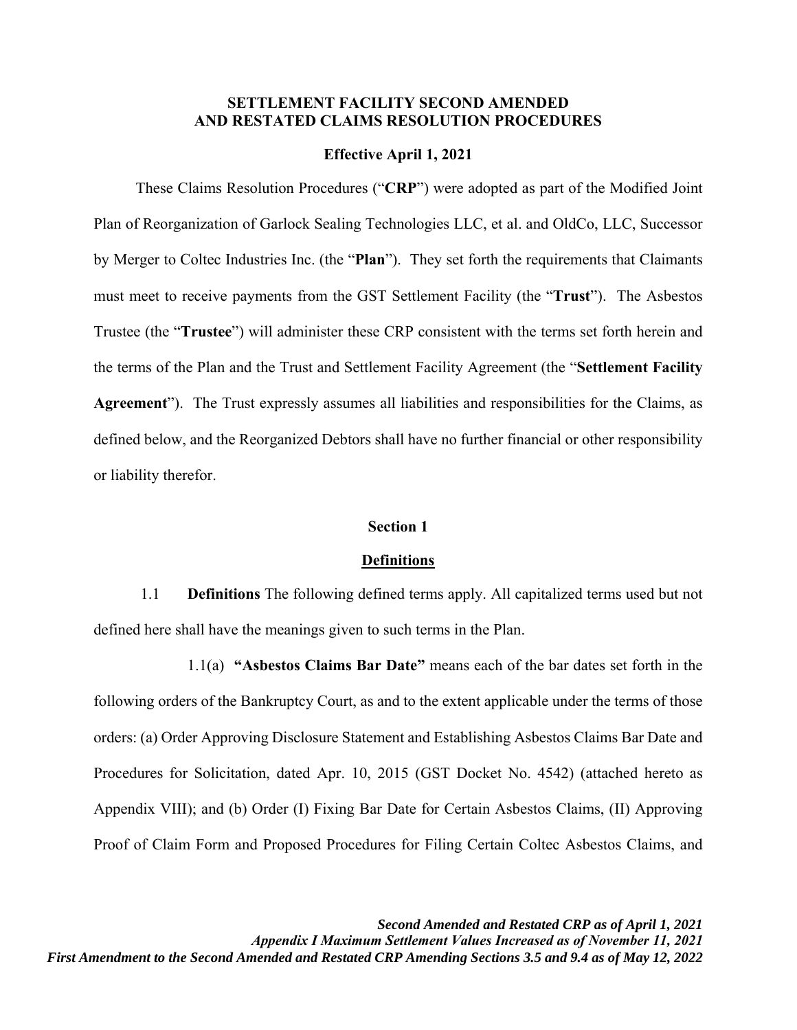**SETTLEMENT FACILITY SECOND AMENDED AND RESTATED CLAIMS RESOLUTION PROCEDURES**

**Effective April 1, 2021**

These Claims Resolution Procedures ("**CRP**") were adopted as part of the Modified Joint Plan of Reorganization of Garlock Sealing Technologies LLC, et al. and OldCo, LLC, Successor by Merger to Coltec Industries Inc. (the "**Plan**"). They set forth the requirements that Claimants must meet to receive payments from the GST Settlement Facility (the "**Trust**"). The Asbestos Trustee (the "**Trustee**") will administer these CRP consistent with the terms set forth herein and the terms of the Plan and the Trust and Settlement Facility Agreement (the "**Settlement Facility Agreement**"). The Trust expressly assumes all liabilities and responsibilities for the Claims, as defined below, and the Reorganized Debtors shall have no further financial or other responsibility or liability therefor.

## Section 1

## Definitions

1.1 **Definitions** The following defined terms apply. All capitalized terms used but not defined here shall have the meanings given to such terms in the Plan.

1.1(a) **"Asbestos Claims Bar Date"** means each of the bar dates set forth in the following orders of the Bankruptcy Court, as and to the extent applicable under the terms of those orders: (a) Order Approving Disclosure Statement and Establishing Asbestos Claims Bar Date and Procedures for Solicitation, dated Apr. 10, 2015 (GST Docket No. 4542) (attached hereto as Appendix VIII); and (b) Order (I) Fixing Bar Date for Certain Asbestos Claims, (II) Approving Proof of Claim Form and Proposed Procedures for Filing Certain Coltec Asbestos Claims, and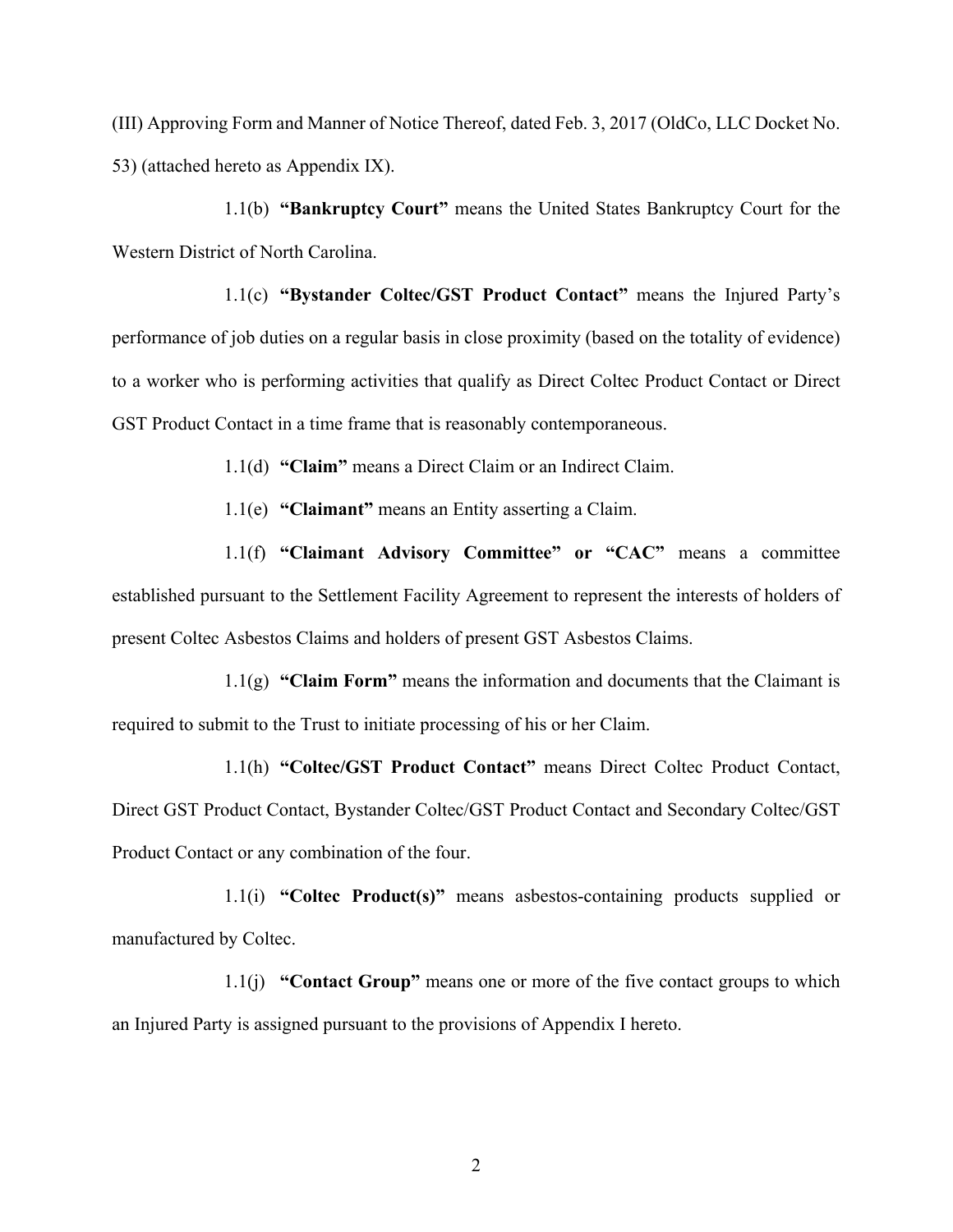(III) Approving Form and Manner of Notice Thereof, dated Feb. 3, 2017 (OldCo, LLC Docket No. 53) (attached hereto as Appendix IX).

1.1(b) **"Bankruptcy Court"** means the United States Bankruptcy Court for the Western District of North Carolina.

1.1(c) **"Bystander Coltec/GST Product Contact"** means the Injured Party's performance of job duties on a regular basis in close proximity (based on the totality of evidence) to a worker who is performing activities that qualify as Direct Coltec Product Contact or Direct GST Product Contact in a time frame that is reasonably contemporaneous.

1.1(d) **"Claim"** means a Direct Claim or an Indirect Claim.

1.1(e) **"Claimant"** means an Entity asserting a Claim.

1.1(f) **"Claimant Advisory Committee" or "CAC"** means a committee established pursuant to the Settlement Facility Agreement to represent the interests of holders of present Coltec Asbestos Claims and holders of present GST Asbestos Claims.

1.1(g) **"Claim Form"** means the information and documents that the Claimant is required to submit to the Trust to initiate processing of his or her Claim.

1.1(h) **"Coltec/GST Product Contact"** means Direct Coltec Product Contact, Direct GST Product Contact, Bystander Coltec/GST Product Contact and Secondary Coltec/GST Product Contact or any combination of the four.

1.1(i) **"Coltec Product(s)"** means asbestos-containing products supplied or manufactured by Coltec.

1.1(j) **"Contact Group"** means one or more of the five contact groups to which an Injured Party is assigned pursuant to the provisions of Appendix I hereto.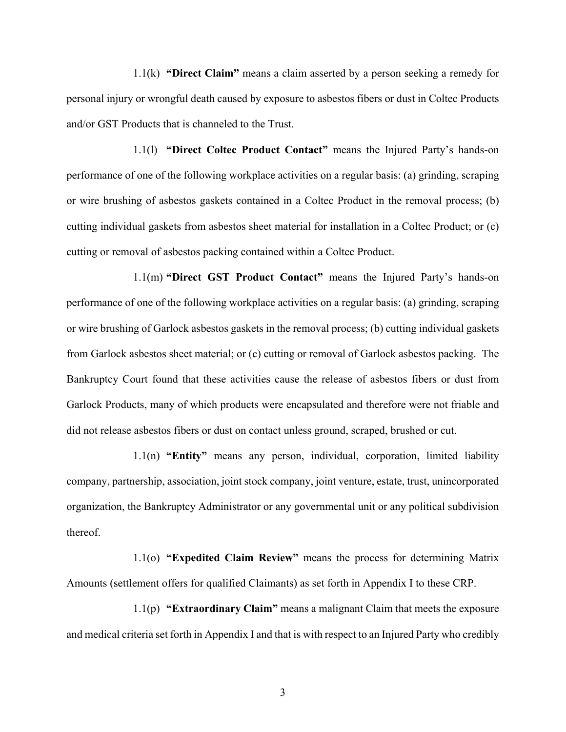1.1(k) **"Direct Claim"** means a claim asserted by a person seeking a remedy for personal injury or wrongful death caused by exposure to asbestos fibers or dust in Coltec Products and/or GST Products that is channeled to the Trust.

1.1(l) **"Direct Coltec Product Contact"** means the Injured Party's hands-on performance of one of the following workplace activities on a regular basis: (a) grinding, scraping or wire brushing of asbestos gaskets contained in a Coltec Product in the removal process; (b) cutting individual gaskets from asbestos sheet material for installation in a Coltec Product; or (c) cutting or removal of asbestos packing contained within a Coltec Product.

1.1(m) **"Direct GST Product Contact"** means the Injured Party's hands-on performance of one of the following workplace activities on a regular basis: (a) grinding, scraping or wire brushing of Garlock asbestos gaskets in the removal process; (b) cutting individual gaskets from Garlock asbestos sheet material; or (c) cutting or removal of Garlock asbestos packing. The Bankruptcy Court found that these activities cause the release of asbestos fibers or dust from Garlock Products, many of which products were encapsulated and therefore were not friable and did not release asbestos fibers or dust on contact unless ground, scraped, brushed or cut.

1.1(n) **"Entity"** means any person, individual, corporation, limited liability company, partnership, association, joint stock company, joint venture, estate, trust, unincorporated organization, the Bankruptcy Administrator or any governmental unit or any political subdivision thereof.

1.1(o) **"Expedited Claim Review"** means the process for determining Matrix Amounts (settlement offers for qualified Claimants) as set forth in Appendix I to these CRP.

1.1(p) **"Extraordinary Claim"** means a malignant Claim that meets the exposure and medical criteria set forth in Appendix I and that is with respect to an Injured Party who credibly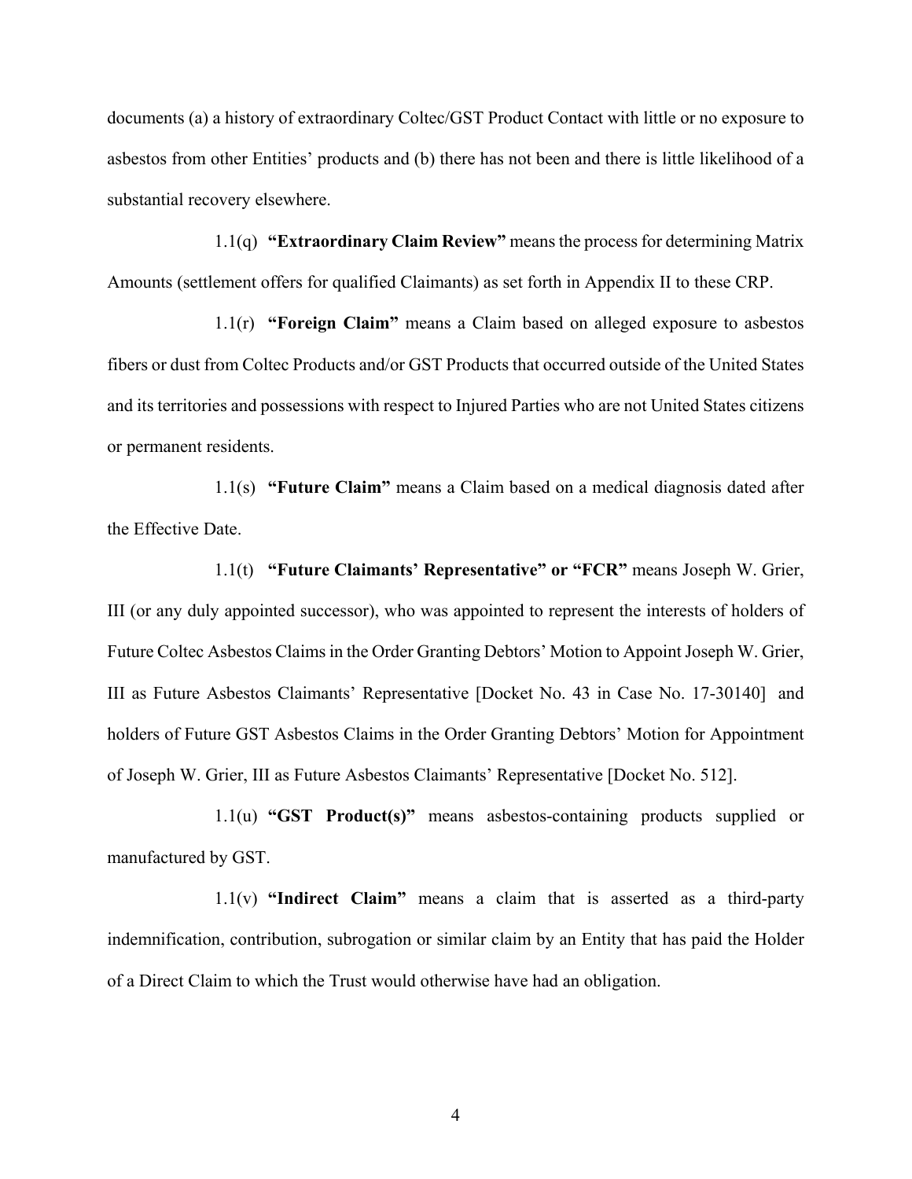documents (a) a history of extraordinary Coltec/GST Product Contact with little or no exposure to asbestos from other Entities' products and (b) there has not been and there is little likelihood of a substantial recovery elsewhere.

1.1(q) **"Extraordinary Claim Review"** means the process for determining Matrix Amounts (settlement offers for qualified Claimants) as set forth in Appendix II to these CRP.

1.1(r) **"Foreign Claim"** means a Claim based on alleged exposure to asbestos fibers or dust from Coltec Products and/or GST Products that occurred outside of the United States and its territories and possessions with respect to Injured Parties who are not United States citizens or permanent residents.

1.1(s) **"Future Claim"** means a Claim based on a medical diagnosis dated after the Effective Date.

1.1(t) **"Future Claimants' Representative" or "FCR"** means Joseph W. Grier, III (or any duly appointed successor), who was appointed to represent the interests of holders of Future Coltec Asbestos Claims in the Order Granting Debtors' Motion to Appoint Joseph W. Grier, III as Future Asbestos Claimants' Representative [Docket No. 43 in Case No. 17-30140] and holders of Future GST Asbestos Claims in the Order Granting Debtors' Motion for Appointment of Joseph W. Grier, III as Future Asbestos Claimants' Representative [Docket No. 512].

1.1(u) **"GST Product(s)"** means asbestos-containing products supplied or manufactured by GST.

1.1(v) **"Indirect Claim"** means a claim that is asserted as a third-party indemnification, contribution, subrogation or similar claim by an Entity that has paid the Holder of a Direct Claim to which the Trust would otherwise have had an obligation.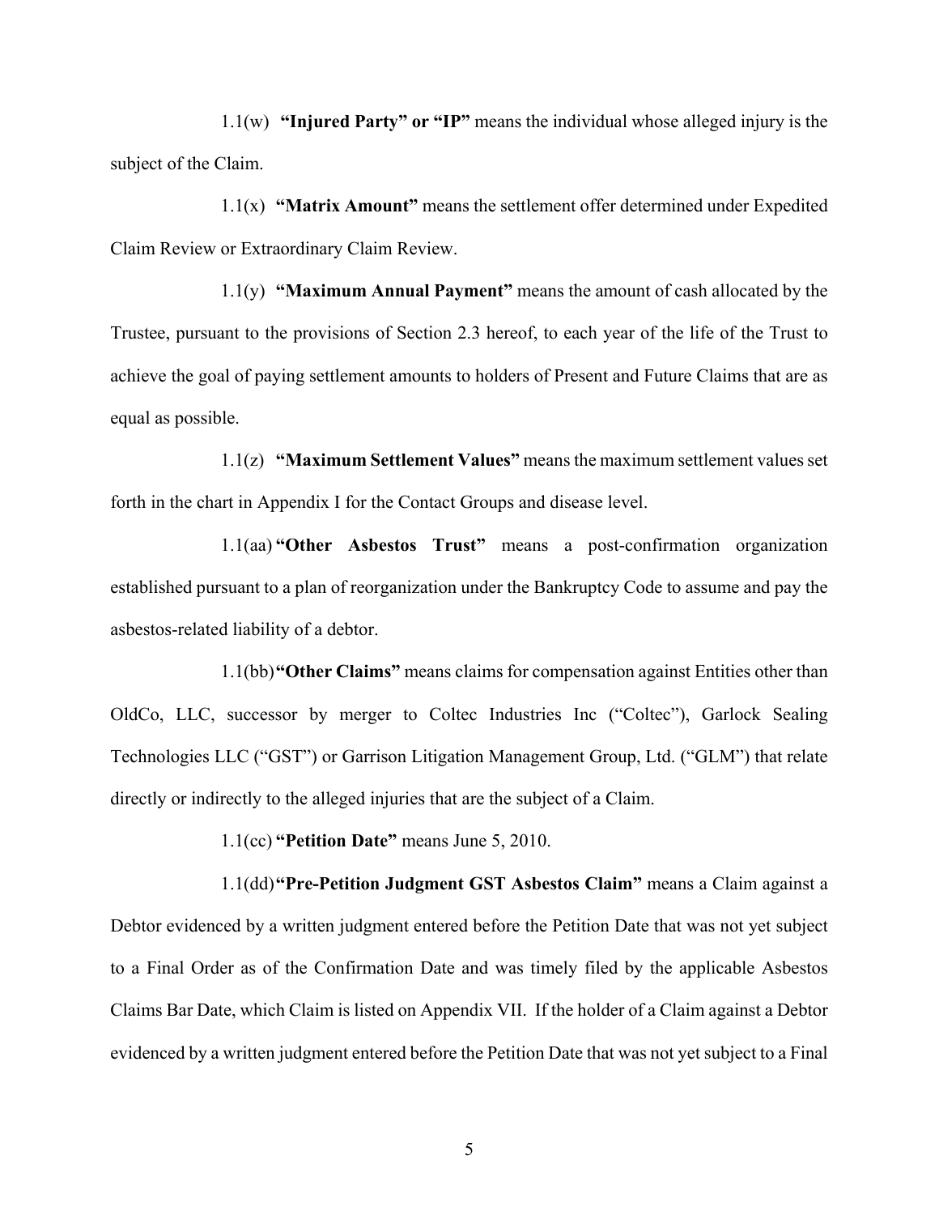1.1(w) **"Injured Party" or "IP"** means the individual whose alleged injury is the subject of the Claim.

1.1(x) **"Matrix Amount"** means the settlement offer determined under Expedited Claim Review or Extraordinary Claim Review.

1.1(y) **"Maximum Annual Payment"** means the amount of cash allocated by the Trustee, pursuant to the provisions of Section 2.3 hereof, to each year of the life of the Trust to achieve the goal of paying settlement amounts to holders of Present and Future Claims that are as equal as possible.

1.1(z) **"Maximum Settlement Values"** means the maximum settlement values set forth in the chart in Appendix I for the Contact Groups and disease level.

1.1(aa) **"Other Asbestos Trust"** means a post-confirmation organization established pursuant to a plan of reorganization under the Bankruptcy Code to assume and pay the asbestos-related liability of a debtor.

1.1(bb) **"Other Claims"** means claims for compensation against Entities other than OldCo, LLC, successor by merger to Coltec Industries Inc ("Coltec"), Garlock Sealing Technologies LLC ("GST") or Garrison Litigation Management Group, Ltd. ("GLM") that relate directly or indirectly to the alleged injuries that are the subject of a Claim.

1.1(cc) **"Petition Date"** means June 5, 2010.

1.1(dd) **"Pre-Petition Judgment GST Asbestos Claim"** means a Claim against a Debtor evidenced by a written judgment entered before the Petition Date that was not yet subject to a Final Order as of the Confirmation Date and was timely filed by the applicable Asbestos Claims Bar Date, which Claim is listed on Appendix VII. If the holder of a Claim against a Debtor evidenced by a written judgment entered before the Petition Date that was not yet subject to a Final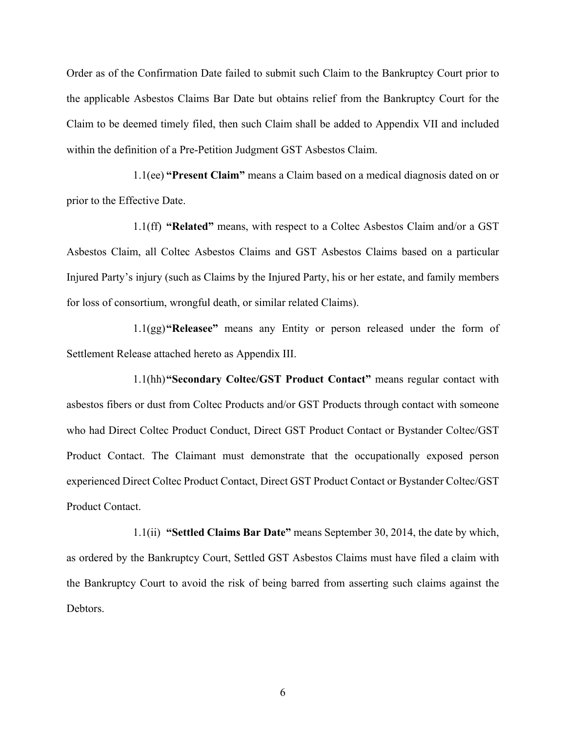Order as of the Confirmation Date failed to submit such Claim to the Bankruptcy Court prior to the applicable Asbestos Claims Bar Date but obtains relief from the Bankruptcy Court for the Claim to be deemed timely filed, then such Claim shall be added to Appendix VII and included within the definition of a Pre-Petition Judgment GST Asbestos Claim.

1.1(ee) **"Present Claim"** means a Claim based on a medical diagnosis dated on or prior to the Effective Date.

1.1(ff) **"Related"** means, with respect to a Coltec Asbestos Claim and/or a GST Asbestos Claim, all Coltec Asbestos Claims and GST Asbestos Claims based on a particular Injured Party's injury (such as Claims by the Injured Party, his or her estate, and family members for loss of consortium, wrongful death, or similar related Claims).

1.1(gg) **"Releasee"** means any Entity or person released under the form of Settlement Release attached hereto as Appendix III.

1.1(hh) **"Secondary Coltec/GST Product Contact"** means regular contact with asbestos fibers or dust from Coltec Products and/or GST Products through contact with someone who had Direct Coltec Product Conduct, Direct GST Product Contact or Bystander Coltec/GST Product Contact. The Claimant must demonstrate that the occupationally exposed person experienced Direct Coltec Product Contact, Direct GST Product Contact or Bystander Coltec/GST Product Contact.

1.1(ii) **"Settled Claims Bar Date"** means September 30, 2014, the date by which, as ordered by the Bankruptcy Court, Settled GST Asbestos Claims must have filed a claim with the Bankruptcy Court to avoid the risk of being barred from asserting such claims against the Debtors.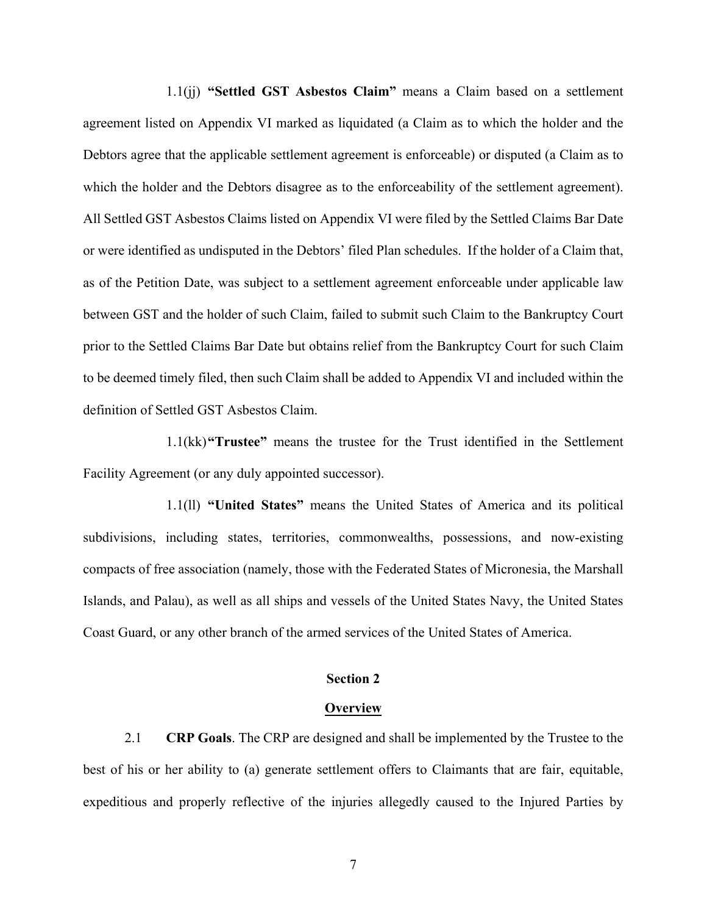1.1(jj) **"Settled GST Asbestos Claim"** means a Claim based on a settlement agreement listed on Appendix VI marked as liquidated (a Claim as to which the holder and the Debtors agree that the applicable settlement agreement is enforceable) or disputed (a Claim as to which the holder and the Debtors disagree as to the enforceability of the settlement agreement). All Settled GST Asbestos Claims listed on Appendix VI were filed by the Settled Claims Bar Date or were identified as undisputed in the Debtors' filed Plan schedules. If the holder of a Claim that, as of the Petition Date, was subject to a settlement agreement enforceable under applicable law between GST and the holder of such Claim, failed to submit such Claim to the Bankruptcy Court prior to the Settled Claims Bar Date but obtains relief from the Bankruptcy Court for such Claim to be deemed timely filed, then such Claim shall be added to Appendix VI and included within the definition of Settled GST Asbestos Claim.

1.1(kk) **"Trustee"** means the trustee for the Trust identified in the Settlement Facility Agreement (or any duly appointed successor).

1.1(ll) **"United States"** means the United States of America and its political subdivisions, including states, territories, commonwealths, possessions, and now-existing compacts of free association (namely, those with the Federated States of Micronesia, the Marshall Islands, and Palau), as well as all ships and vessels of the United States Navy, the United States Coast Guard, or any other branch of the armed services of the United States of America.

## Section 2

## Overview

2.1 **CRP Goals**. The CRP are designed and shall be implemented by the Trustee to the best of his or her ability to (a) generate settlement offers to Claimants that are fair, equitable, expeditious and properly reflective of the injuries allegedly caused to the Injured Parties by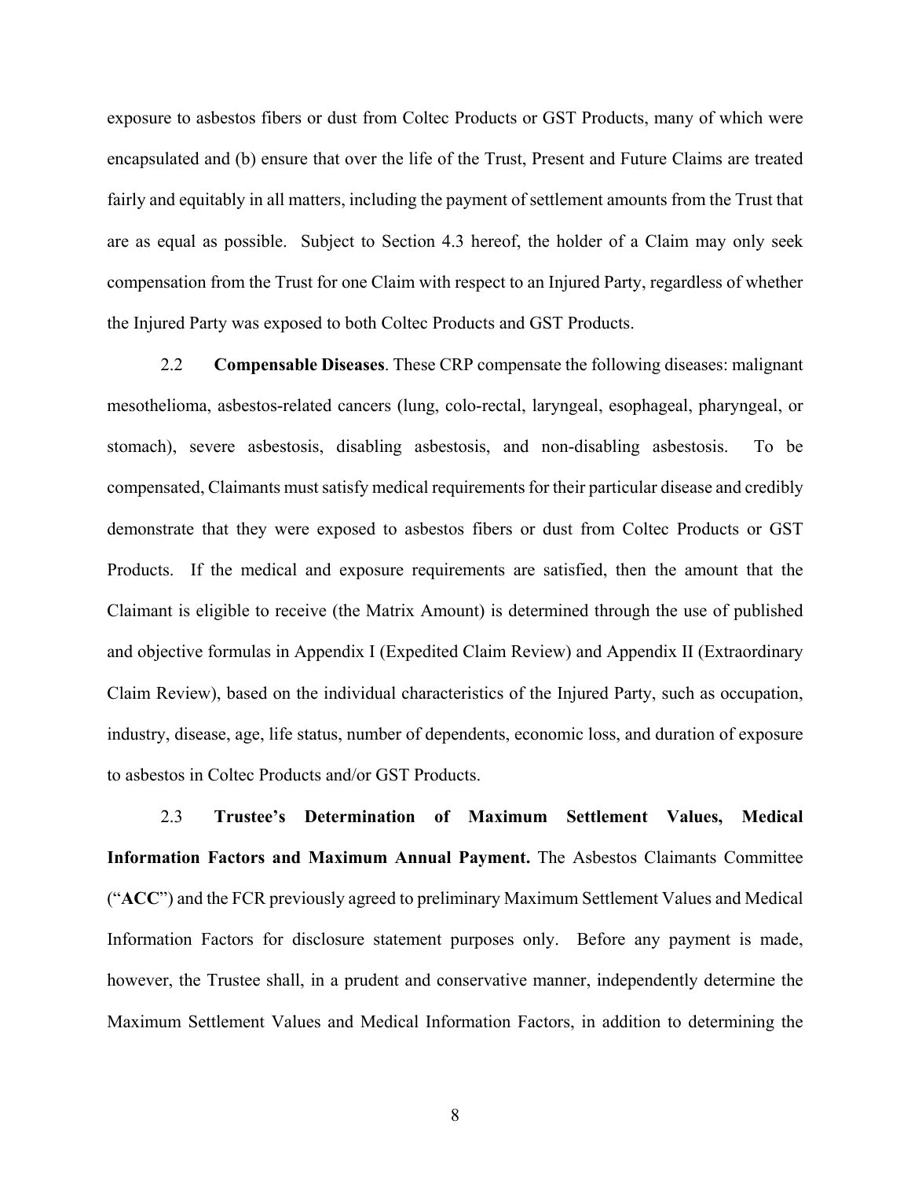exposure to asbestos fibers or dust from Coltec Products or GST Products, many of which were encapsulated and (b) ensure that over the life of the Trust, Present and Future Claims are treated fairly and equitably in all matters, including the payment of settlement amounts from the Trust that are as equal as possible. Subject to Section 4.3 hereof, the holder of a Claim may only seek compensation from the Trust for one Claim with respect to an Injured Party, regardless of whether the Injured Party was exposed to both Coltec Products and GST Products.

2.2 **Compensable Diseases**. These CRP compensate the following diseases: malignant mesothelioma, asbestos-related cancers (lung, colo-rectal, laryngeal, esophageal, pharyngeal, or stomach), severe asbestosis, disabling asbestosis, and non-disabling asbestosis. To be compensated, Claimants must satisfy medical requirements for their particular disease and credibly demonstrate that they were exposed to asbestos fibers or dust from Coltec Products or GST Products. If the medical and exposure requirements are satisfied, then the amount that the Claimant is eligible to receive (the Matrix Amount) is determined through the use of published and objective formulas in Appendix I (Expedited Claim Review) and Appendix II (Extraordinary Claim Review), based on the individual characteristics of the Injured Party, such as occupation, industry, disease, age, life status, number of dependents, economic loss, and duration of exposure to asbestos in Coltec Products and/or GST Products.

2.3 **Trustee's Determination of Maximum Settlement Values, Medical Information Factors and Maximum Annual Payment.** The Asbestos Claimants Committee ("**ACC**") and the FCR previously agreed to preliminary Maximum Settlement Values and Medical Information Factors for disclosure statement purposes only. Before any payment is made, however, the Trustee shall, in a prudent and conservative manner, independently determine the Maximum Settlement Values and Medical Information Factors, in addition to determining the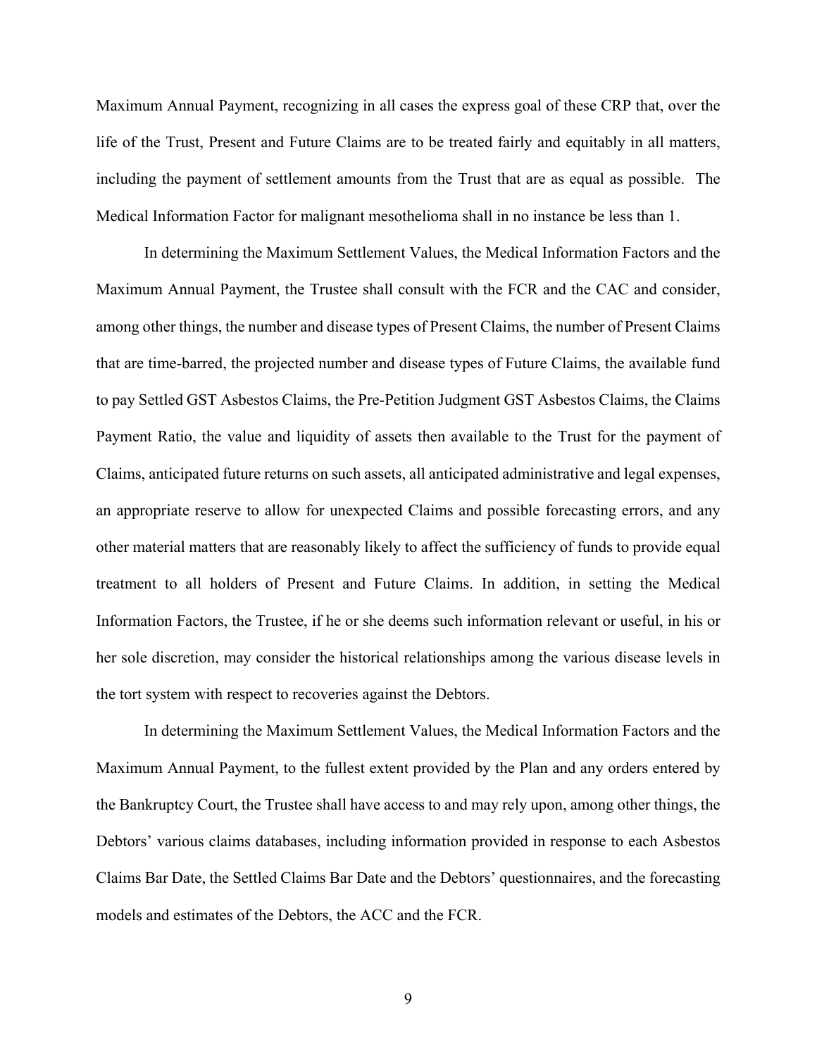Maximum Annual Payment, recognizing in all cases the express goal of these CRP that, over the life of the Trust, Present and Future Claims are to be treated fairly and equitably in all matters, including the payment of settlement amounts from the Trust that are as equal as possible. The Medical Information Factor for malignant mesothelioma shall in no instance be less than 1.

In determining the Maximum Settlement Values, the Medical Information Factors and the Maximum Annual Payment, the Trustee shall consult with the FCR and the CAC and consider, among other things, the number and disease types of Present Claims, the number of Present Claims that are time-barred, the projected number and disease types of Future Claims, the available fund to pay Settled GST Asbestos Claims, the Pre-Petition Judgment GST Asbestos Claims, the Claims Payment Ratio, the value and liquidity of assets then available to the Trust for the payment of Claims, anticipated future returns on such assets, all anticipated administrative and legal expenses, an appropriate reserve to allow for unexpected Claims and possible forecasting errors, and any other material matters that are reasonably likely to affect the sufficiency of funds to provide equal treatment to all holders of Present and Future Claims. In addition, in setting the Medical Information Factors, the Trustee, if he or she deems such information relevant or useful, in his or her sole discretion, may consider the historical relationships among the various disease levels in the tort system with respect to recoveries against the Debtors.

In determining the Maximum Settlement Values, the Medical Information Factors and the Maximum Annual Payment, to the fullest extent provided by the Plan and any orders entered by the Bankruptcy Court, the Trustee shall have access to and may rely upon, among other things, the Debtors' various claims databases, including information provided in response to each Asbestos Claims Bar Date, the Settled Claims Bar Date and the Debtors' questionnaires, and the forecasting models and estimates of the Debtors, the ACC and the FCR.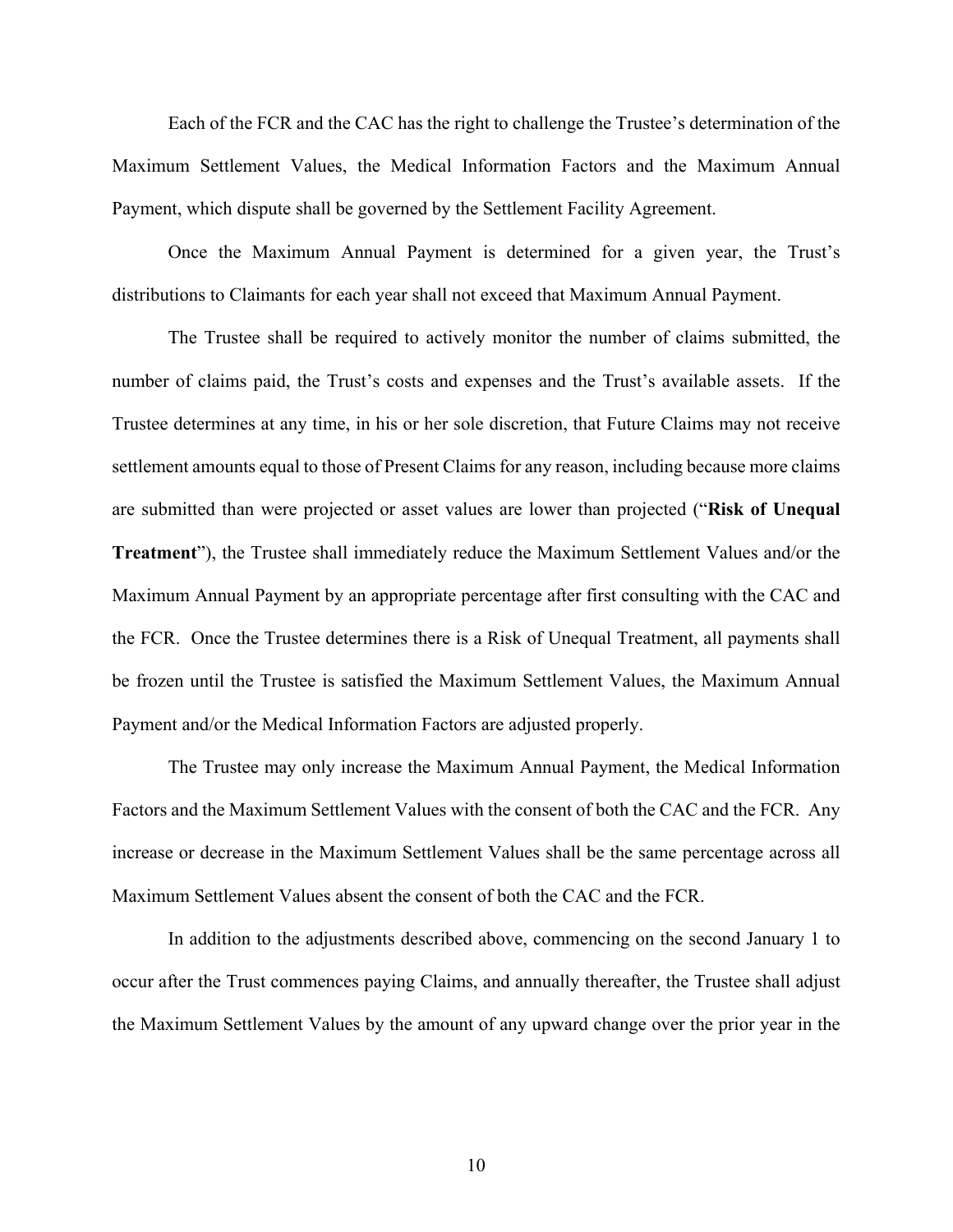Each of the FCR and the CAC has the right to challenge the Trustee's determination of the Maximum Settlement Values, the Medical Information Factors and the Maximum Annual Payment, which dispute shall be governed by the Settlement Facility Agreement.

Once the Maximum Annual Payment is determined for a given year, the Trust's distributions to Claimants for each year shall not exceed that Maximum Annual Payment.

The Trustee shall be required to actively monitor the number of claims submitted, the number of claims paid, the Trust's costs and expenses and the Trust's available assets. If the Trustee determines at any time, in his or her sole discretion, that Future Claims may not receive settlement amounts equal to those of Present Claims for any reason, including because more claims are submitted than were projected or asset values are lower than projected ("**Risk of Unequal Treatment**"), the Trustee shall immediately reduce the Maximum Settlement Values and/or the Maximum Annual Payment by an appropriate percentage after first consulting with the CAC and the FCR. Once the Trustee determines there is a Risk of Unequal Treatment, all payments shall be frozen until the Trustee is satisfied the Maximum Settlement Values, the Maximum Annual Payment and/or the Medical Information Factors are adjusted properly.

The Trustee may only increase the Maximum Annual Payment, the Medical Information Factors and the Maximum Settlement Values with the consent of both the CAC and the FCR. Any increase or decrease in the Maximum Settlement Values shall be the same percentage across all Maximum Settlement Values absent the consent of both the CAC and the FCR.

In addition to the adjustments described above, commencing on the second January 1 to occur after the Trust commences paying Claims, and annually thereafter, the Trustee shall adjust the Maximum Settlement Values by the amount of any upward change over the prior year in the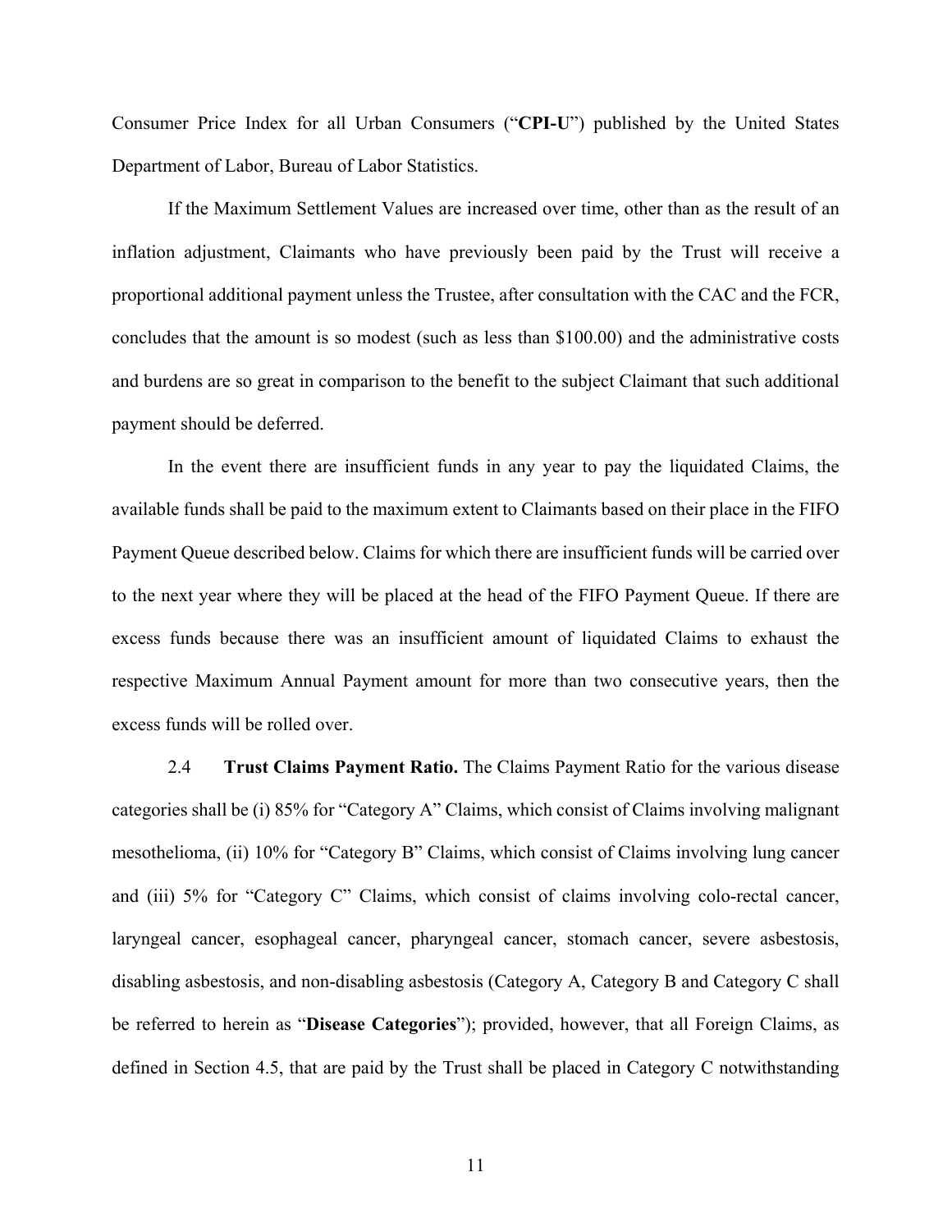Consumer Price Index for all Urban Consumers ("**CPI-U**") published by the United States Department of Labor, Bureau of Labor Statistics.

If the Maximum Settlement Values are increased over time, other than as the result of an inflation adjustment, Claimants who have previously been paid by the Trust will receive a proportional additional payment unless the Trustee, after consultation with the CAC and the FCR, concludes that the amount is so modest (such as less than $100.00) and the administrative costs and burdens are so great in comparison to the benefit to the subject Claimant that such additional payment should be deferred.

In the event there are insufficient funds in any year to pay the liquidated Claims, the available funds shall be paid to the maximum extent to Claimants based on their place in the FIFO Payment Queue described below. Claims for which there are insufficient funds will be carried over to the next year where they will be placed at the head of the FIFO Payment Queue. If there are excess funds because there was an insufficient amount of liquidated Claims to exhaust the respective Maximum Annual Payment amount for more than two consecutive years, then the excess funds will be rolled over.

2.4 **Trust Claims Payment Ratio.** The Claims Payment Ratio for the various disease categories shall be (i) 85% for "Category A" Claims, which consist of Claims involving malignant mesothelioma, (ii) 10% for "Category B" Claims, which consist of Claims involving lung cancer and (iii) 5% for "Category C" Claims, which consist of claims involving colo-rectal cancer, laryngeal cancer, esophageal cancer, pharyngeal cancer, stomach cancer, severe asbestosis, disabling asbestosis, and non-disabling asbestosis (Category A, Category B and Category C shall be referred to herein as "**Disease Categories**"); provided, however, that all Foreign Claims, as defined in Section 4.5, that are paid by the Trust shall be placed in Category C notwithstanding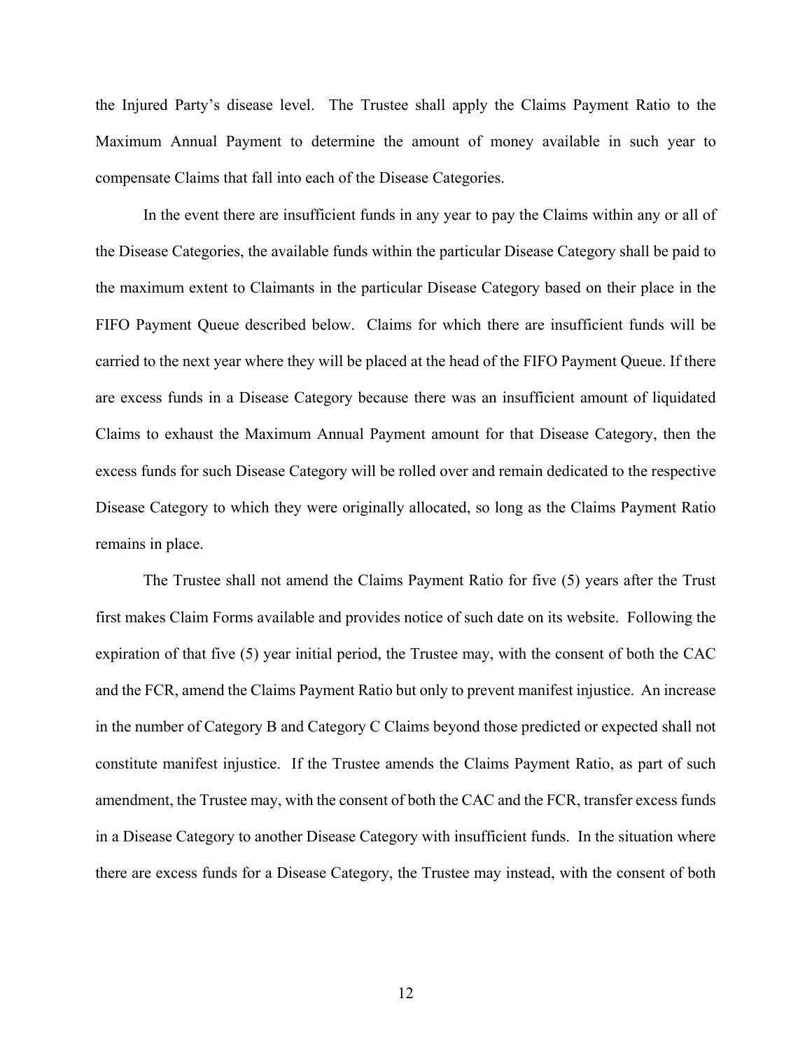the Injured Party's disease level. The Trustee shall apply the Claims Payment Ratio to the Maximum Annual Payment to determine the amount of money available in such year to compensate Claims that fall into each of the Disease Categories.

In the event there are insufficient funds in any year to pay the Claims within any or all of the Disease Categories, the available funds within the particular Disease Category shall be paid to the maximum extent to Claimants in the particular Disease Category based on their place in the FIFO Payment Queue described below. Claims for which there are insufficient funds will be carried to the next year where they will be placed at the head of the FIFO Payment Queue. If there are excess funds in a Disease Category because there was an insufficient amount of liquidated Claims to exhaust the Maximum Annual Payment amount for that Disease Category, then the excess funds for such Disease Category will be rolled over and remain dedicated to the respective Disease Category to which they were originally allocated, so long as the Claims Payment Ratio remains in place.

The Trustee shall not amend the Claims Payment Ratio for five (5) years after the Trust first makes Claim Forms available and provides notice of such date on its website. Following the expiration of that five (5) year initial period, the Trustee may, with the consent of both the CAC and the FCR, amend the Claims Payment Ratio but only to prevent manifest injustice. An increase in the number of Category B and Category C Claims beyond those predicted or expected shall not constitute manifest injustice. If the Trustee amends the Claims Payment Ratio, as part of such amendment, the Trustee may, with the consent of both the CAC and the FCR, transfer excess funds in a Disease Category to another Disease Category with insufficient funds. In the situation where there are excess funds for a Disease Category, the Trustee may instead, with the consent of both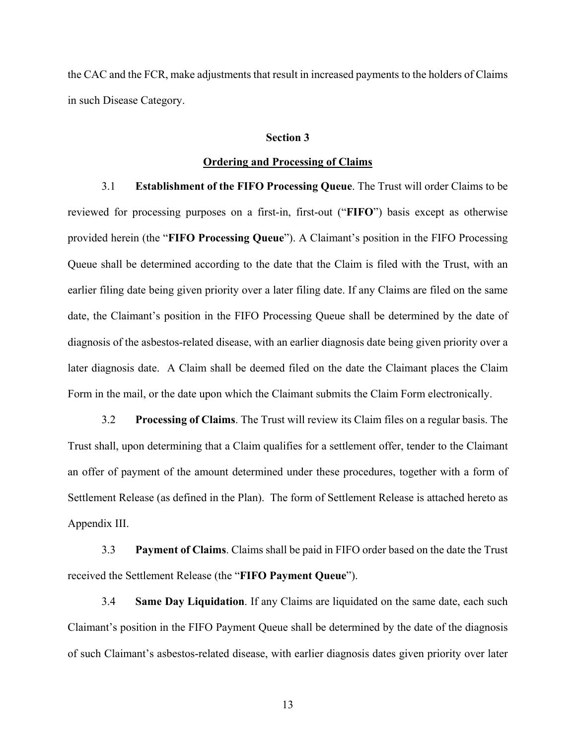the CAC and the FCR, make adjustments that result in increased payments to the holders of Claims in such Disease Category.

## Section 3

## Ordering and Processing of Claims

3.1 **Establishment of the FIFO Processing Queue**. The Trust will order Claims to be reviewed for processing purposes on a first-in, first-out ("**FIFO**") basis except as otherwise provided herein (the "**FIFO Processing Queue**"). A Claimant's position in the FIFO Processing Queue shall be determined according to the date that the Claim is filed with the Trust, with an earlier filing date being given priority over a later filing date. If any Claims are filed on the same date, the Claimant's position in the FIFO Processing Queue shall be determined by the date of diagnosis of the asbestos-related disease, with an earlier diagnosis date being given priority over a later diagnosis date. A Claim shall be deemed filed on the date the Claimant places the Claim Form in the mail, or the date upon which the Claimant submits the Claim Form electronically.

3.2 **Processing of Claims**. The Trust will review its Claim files on a regular basis. The Trust shall, upon determining that a Claim qualifies for a settlement offer, tender to the Claimant an offer of payment of the amount determined under these procedures, together with a form of Settlement Release (as defined in the Plan). The form of Settlement Release is attached hereto as Appendix III.

3.3 **Payment of Claims**. Claims shall be paid in FIFO order based on the date the Trust received the Settlement Release (the "**FIFO Payment Queue**").

3.4 **Same Day Liquidation**. If any Claims are liquidated on the same date, each such Claimant's position in the FIFO Payment Queue shall be determined by the date of the diagnosis of such Claimant's asbestos-related disease, with earlier diagnosis dates given priority over later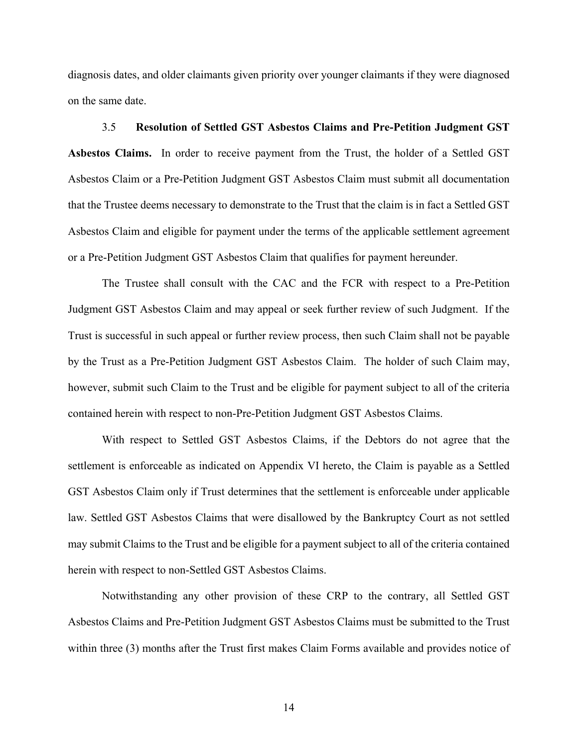diagnosis dates, and older claimants given priority over younger claimants if they were diagnosed on the same date.

3.5 **Resolution of Settled GST Asbestos Claims and Pre-Petition Judgment GST Asbestos Claims.** In order to receive payment from the Trust, the holder of a Settled GST Asbestos Claim or a Pre-Petition Judgment GST Asbestos Claim must submit all documentation that the Trustee deems necessary to demonstrate to the Trust that the claim is in fact a Settled GST Asbestos Claim and eligible for payment under the terms of the applicable settlement agreement or a Pre-Petition Judgment GST Asbestos Claim that qualifies for payment hereunder.

The Trustee shall consult with the CAC and the FCR with respect to a Pre-Petition Judgment GST Asbestos Claim and may appeal or seek further review of such Judgment. If the Trust is successful in such appeal or further review process, then such Claim shall not be payable by the Trust as a Pre-Petition Judgment GST Asbestos Claim. The holder of such Claim may, however, submit such Claim to the Trust and be eligible for payment subject to all of the criteria contained herein with respect to non-Pre-Petition Judgment GST Asbestos Claims.

With respect to Settled GST Asbestos Claims, if the Debtors do not agree that the settlement is enforceable as indicated on Appendix VI hereto, the Claim is payable as a Settled GST Asbestos Claim only if Trust determines that the settlement is enforceable under applicable law. Settled GST Asbestos Claims that were disallowed by the Bankruptcy Court as not settled may submit Claims to the Trust and be eligible for a payment subject to all of the criteria contained herein with respect to non-Settled GST Asbestos Claims.

Notwithstanding any other provision of these CRP to the contrary, all Settled GST Asbestos Claims and Pre-Petition Judgment GST Asbestos Claims must be submitted to the Trust within three (3) months after the Trust first makes Claim Forms available and provides notice of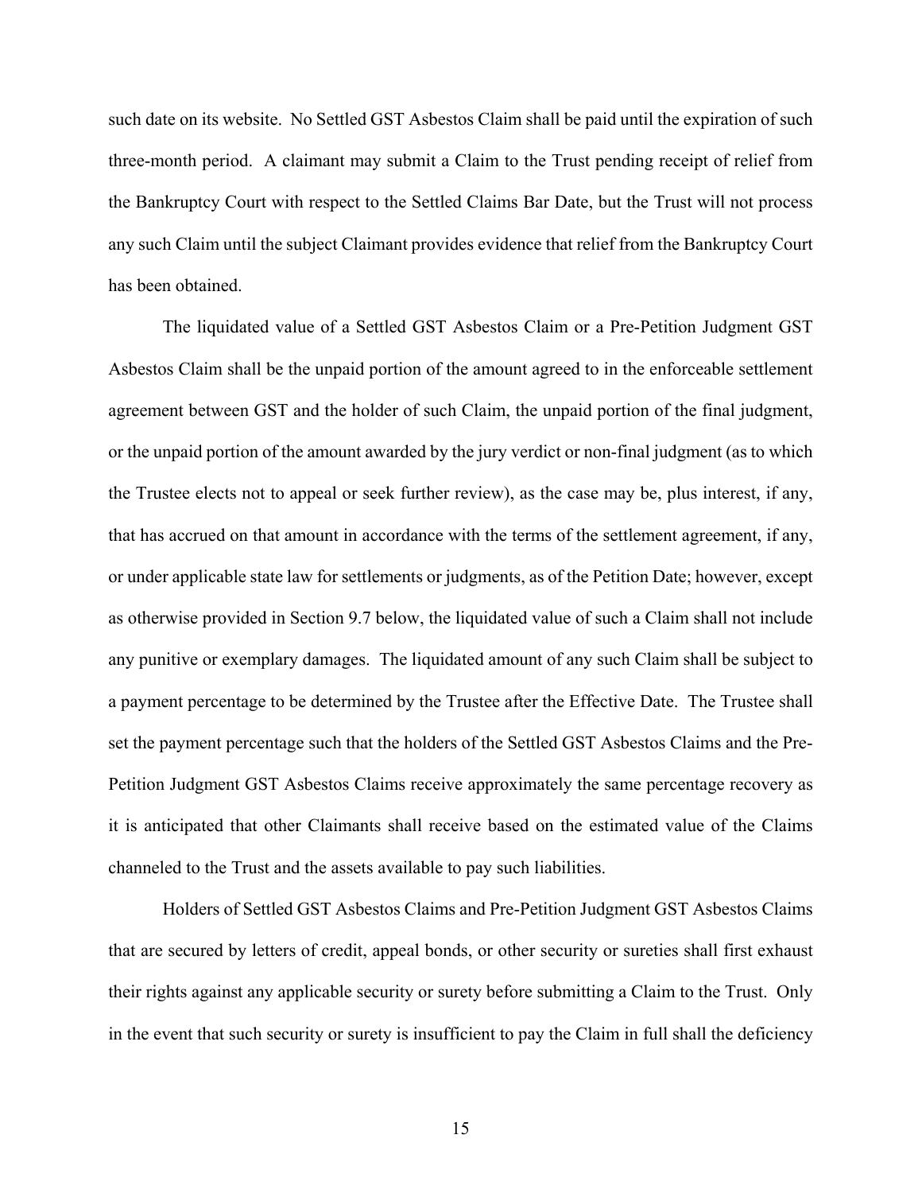such date on its website. No Settled GST Asbestos Claim shall be paid until the expiration of such three-month period. A claimant may submit a Claim to the Trust pending receipt of relief from the Bankruptcy Court with respect to the Settled Claims Bar Date, but the Trust will not process any such Claim until the subject Claimant provides evidence that relief from the Bankruptcy Court has been obtained.

The liquidated value of a Settled GST Asbestos Claim or a Pre-Petition Judgment GST Asbestos Claim shall be the unpaid portion of the amount agreed to in the enforceable settlement agreement between GST and the holder of such Claim, the unpaid portion of the final judgment, or the unpaid portion of the amount awarded by the jury verdict or non-final judgment (as to which the Trustee elects not to appeal or seek further review), as the case may be, plus interest, if any, that has accrued on that amount in accordance with the terms of the settlement agreement, if any, or under applicable state law for settlements or judgments, as of the Petition Date; however, except as otherwise provided in Section 9.7 below, the liquidated value of such a Claim shall not include any punitive or exemplary damages. The liquidated amount of any such Claim shall be subject to a payment percentage to be determined by the Trustee after the Effective Date. The Trustee shall set the payment percentage such that the holders of the Settled GST Asbestos Claims and the Pre-Petition Judgment GST Asbestos Claims receive approximately the same percentage recovery as it is anticipated that other Claimants shall receive based on the estimated value of the Claims channeled to the Trust and the assets available to pay such liabilities.

Holders of Settled GST Asbestos Claims and Pre-Petition Judgment GST Asbestos Claims that are secured by letters of credit, appeal bonds, or other security or sureties shall first exhaust their rights against any applicable security or surety before submitting a Claim to the Trust. Only in the event that such security or surety is insufficient to pay the Claim in full shall the deficiency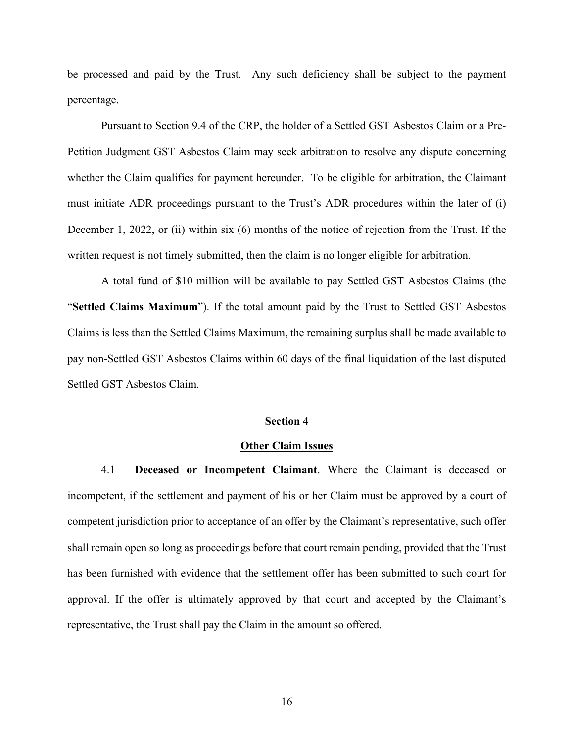be processed and paid by the Trust. Any such deficiency shall be subject to the payment percentage.

Pursuant to Section 9.4 of the CRP, the holder of a Settled GST Asbestos Claim or a Pre-Petition Judgment GST Asbestos Claim may seek arbitration to resolve any dispute concerning whether the Claim qualifies for payment hereunder. To be eligible for arbitration, the Claimant must initiate ADR proceedings pursuant to the Trust's ADR procedures within the later of (i) December 1, 2022, or (ii) within six (6) months of the notice of rejection from the Trust. If the written request is not timely submitted, then the claim is no longer eligible for arbitration.

A total fund of $10 million will be available to pay Settled GST Asbestos Claims (the "**Settled Claims Maximum**"). If the total amount paid by the Trust to Settled GST Asbestos Claims is less than the Settled Claims Maximum, the remaining surplus shall be made available to pay non-Settled GST Asbestos Claims within 60 days of the final liquidation of the last disputed Settled GST Asbestos Claim.

## Section 4

## Other Claim Issues

4.1 **Deceased or Incompetent Claimant**. Where the Claimant is deceased or incompetent, if the settlement and payment of his or her Claim must be approved by a court of competent jurisdiction prior to acceptance of an offer by the Claimant's representative, such offer shall remain open so long as proceedings before that court remain pending, provided that the Trust has been furnished with evidence that the settlement offer has been submitted to such court for approval. If the offer is ultimately approved by that court and accepted by the Claimant's representative, the Trust shall pay the Claim in the amount so offered.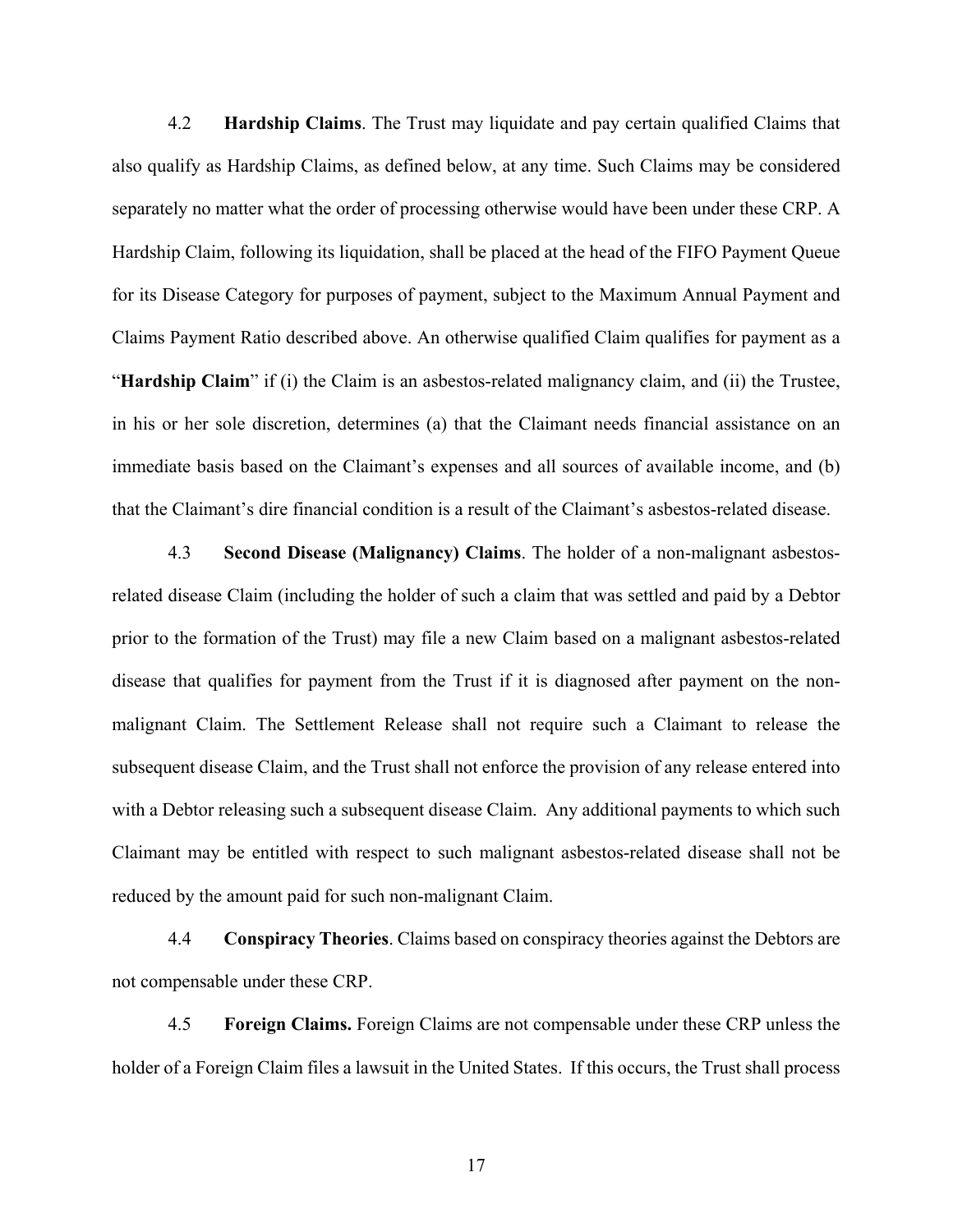4.2 **Hardship Claims**. The Trust may liquidate and pay certain qualified Claims that also qualify as Hardship Claims, as defined below, at any time. Such Claims may be considered separately no matter what the order of processing otherwise would have been under these CRP. A Hardship Claim, following its liquidation, shall be placed at the head of the FIFO Payment Queue for its Disease Category for purposes of payment, subject to the Maximum Annual Payment and Claims Payment Ratio described above. An otherwise qualified Claim qualifies for payment as a "**Hardship Claim**" if (i) the Claim is an asbestos-related malignancy claim, and (ii) the Trustee, in his or her sole discretion, determines (a) that the Claimant needs financial assistance on an immediate basis based on the Claimant's expenses and all sources of available income, and (b) that the Claimant's dire financial condition is a result of the Claimant's asbestos-related disease.

4.3 **Second Disease (Malignancy) Claims**. The holder of a non-malignant asbestos-related disease Claim (including the holder of such a claim that was settled and paid by a Debtor prior to the formation of the Trust) may file a new Claim based on a malignant asbestos-related disease that qualifies for payment from the Trust if it is diagnosed after payment on the non-malignant Claim. The Settlement Release shall not require such a Claimant to release the subsequent disease Claim, and the Trust shall not enforce the provision of any release entered into with a Debtor releasing such a subsequent disease Claim. Any additional payments to which such Claimant may be entitled with respect to such malignant asbestos-related disease shall not be reduced by the amount paid for such non-malignant Claim.

4.4 **Conspiracy Theories**. Claims based on conspiracy theories against the Debtors are not compensable under these CRP.

4.5 **Foreign Claims.** Foreign Claims are not compensable under these CRP unless the holder of a Foreign Claim files a lawsuit in the United States. If this occurs, the Trust shall process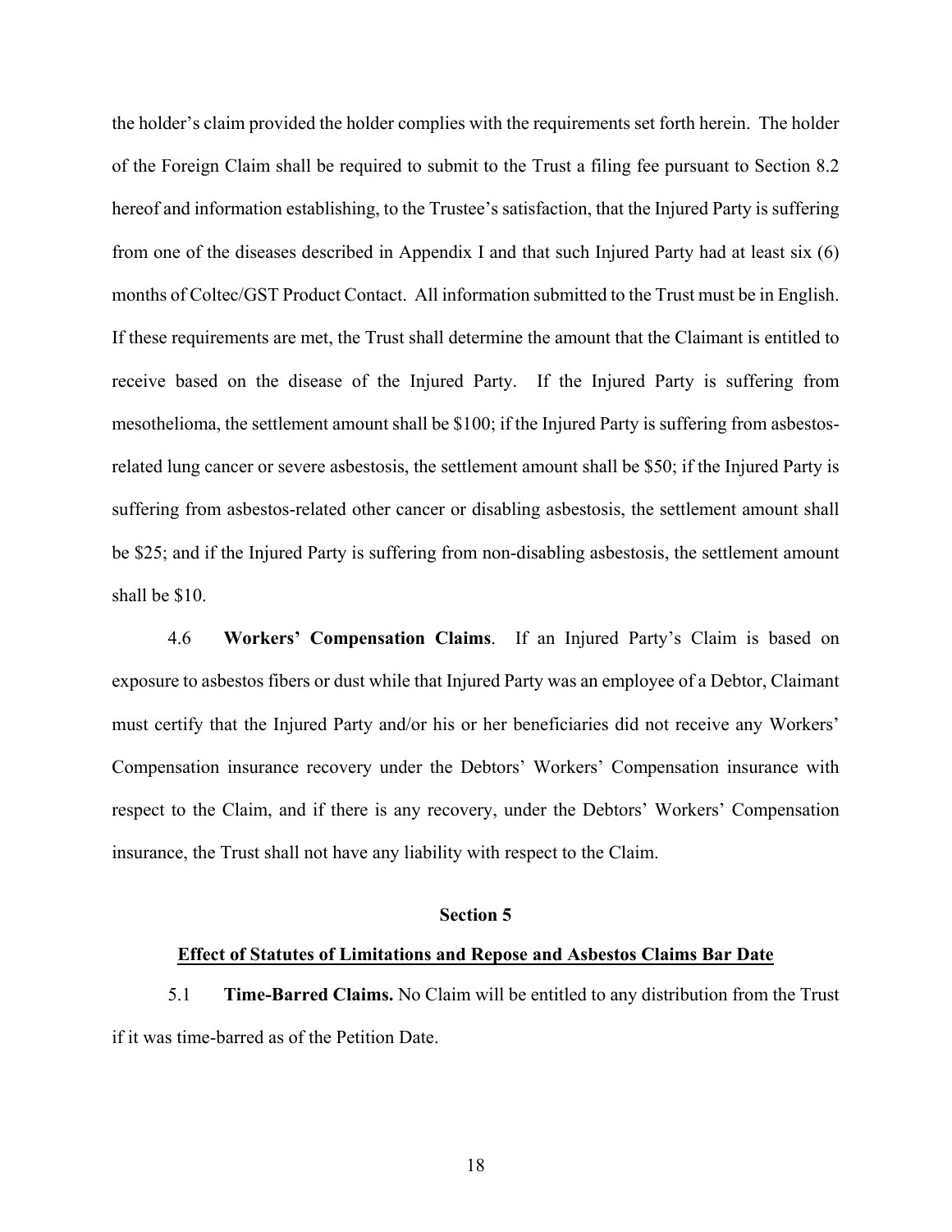the holder's claim provided the holder complies with the requirements set forth herein. The holder of the Foreign Claim shall be required to submit to the Trust a filing fee pursuant to Section 8.2 hereof and information establishing, to the Trustee's satisfaction, that the Injured Party is suffering from one of the diseases described in Appendix I and that such Injured Party had at least six (6) months of Coltec/GST Product Contact. All information submitted to the Trust must be in English. If these requirements are met, the Trust shall determine the amount that the Claimant is entitled to receive based on the disease of the Injured Party. If the Injured Party is suffering from mesothelioma, the settlement amount shall be $100; if the Injured Party is suffering from asbestos-related lung cancer or severe asbestosis, the settlement amount shall be $50; if the Injured Party is suffering from asbestos-related other cancer or disabling asbestosis, the settlement amount shall be $25; and if the Injured Party is suffering from non-disabling asbestosis, the settlement amount shall be $10.

4.6 **Workers' Compensation Claims**. If an Injured Party's Claim is based on exposure to asbestos fibers or dust while that Injured Party was an employee of a Debtor, Claimant must certify that the Injured Party and/or his or her beneficiaries did not receive any Workers' Compensation insurance recovery under the Debtors' Workers' Compensation insurance with respect to the Claim, and if there is any recovery, under the Debtors' Workers' Compensation insurance, the Trust shall not have any liability with respect to the Claim.

## Section 5

## Effect of Statutes of Limitations and Repose and Asbestos Claims Bar Date

5.1 **Time-Barred Claims.** No Claim will be entitled to any distribution from the Trust if it was time-barred as of the Petition Date.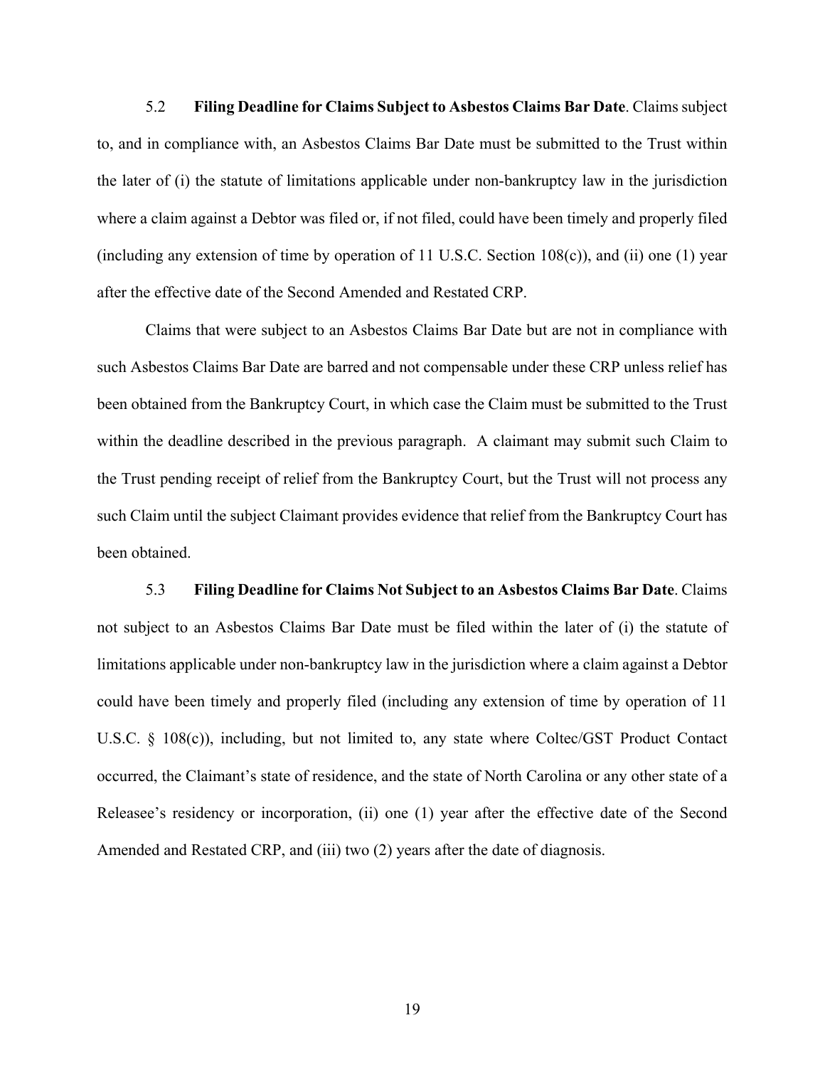5.2 **Filing Deadline for Claims Subject to Asbestos Claims Bar Date**. Claims subject to, and in compliance with, an Asbestos Claims Bar Date must be submitted to the Trust within the later of (i) the statute of limitations applicable under non-bankruptcy law in the jurisdiction where a claim against a Debtor was filed or, if not filed, could have been timely and properly filed (including any extension of time by operation of 11 U.S.C. Section 108(c)), and (ii) one (1) year after the effective date of the Second Amended and Restated CRP.

Claims that were subject to an Asbestos Claims Bar Date but are not in compliance with such Asbestos Claims Bar Date are barred and not compensable under these CRP unless relief has been obtained from the Bankruptcy Court, in which case the Claim must be submitted to the Trust within the deadline described in the previous paragraph. A claimant may submit such Claim to the Trust pending receipt of relief from the Bankruptcy Court, but the Trust will not process any such Claim until the subject Claimant provides evidence that relief from the Bankruptcy Court has been obtained.

5.3 **Filing Deadline for Claims Not Subject to an Asbestos Claims Bar Date**. Claims not subject to an Asbestos Claims Bar Date must be filed within the later of (i) the statute of limitations applicable under non-bankruptcy law in the jurisdiction where a claim against a Debtor could have been timely and properly filed (including any extension of time by operation of 11 U.S.C. § 108(c)), including, but not limited to, any state where Coltec/GST Product Contact occurred, the Claimant's state of residence, and the state of North Carolina or any other state of a Releasee's residency or incorporation, (ii) one (1) year after the effective date of the Second Amended and Restated CRP, and (iii) two (2) years after the date of diagnosis.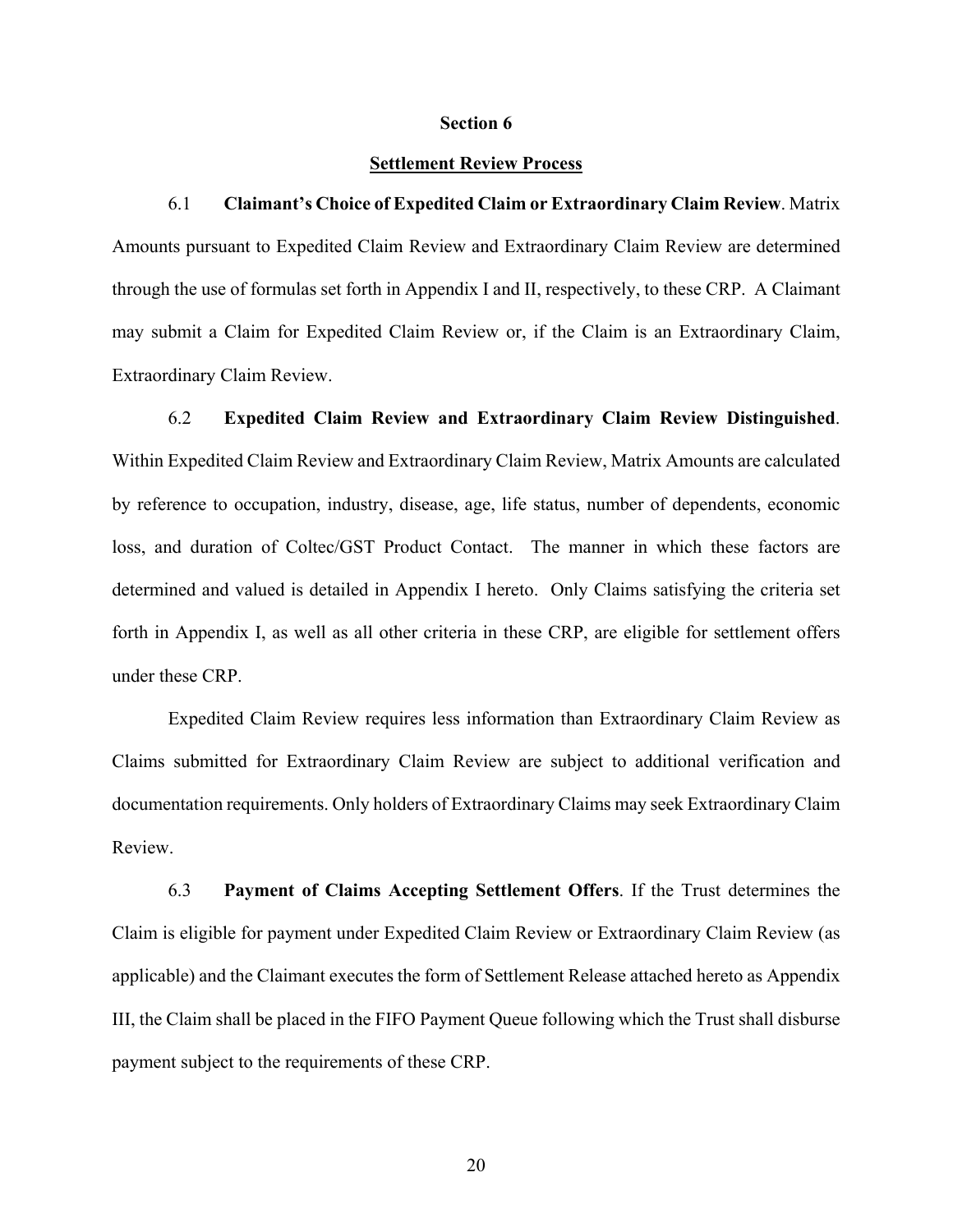## Section 6

## Settlement Review Process

6.1 **Claimant's Choice of Expedited Claim or Extraordinary Claim Review**. Matrix Amounts pursuant to Expedited Claim Review and Extraordinary Claim Review are determined through the use of formulas set forth in Appendix I and II, respectively, to these CRP. A Claimant may submit a Claim for Expedited Claim Review or, if the Claim is an Extraordinary Claim, Extraordinary Claim Review.

6.2 **Expedited Claim Review and Extraordinary Claim Review Distinguished**. Within Expedited Claim Review and Extraordinary Claim Review, Matrix Amounts are calculated by reference to occupation, industry, disease, age, life status, number of dependents, economic loss, and duration of Coltec/GST Product Contact. The manner in which these factors are determined and valued is detailed in Appendix I hereto. Only Claims satisfying the criteria set forth in Appendix I, as well as all other criteria in these CRP, are eligible for settlement offers under these CRP.

Expedited Claim Review requires less information than Extraordinary Claim Review as Claims submitted for Extraordinary Claim Review are subject to additional verification and documentation requirements. Only holders of Extraordinary Claims may seek Extraordinary Claim Review.

6.3 **Payment of Claims Accepting Settlement Offers**. If the Trust determines the Claim is eligible for payment under Expedited Claim Review or Extraordinary Claim Review (as applicable) and the Claimant executes the form of Settlement Release attached hereto as Appendix III, the Claim shall be placed in the FIFO Payment Queue following which the Trust shall disburse payment subject to the requirements of these CRP.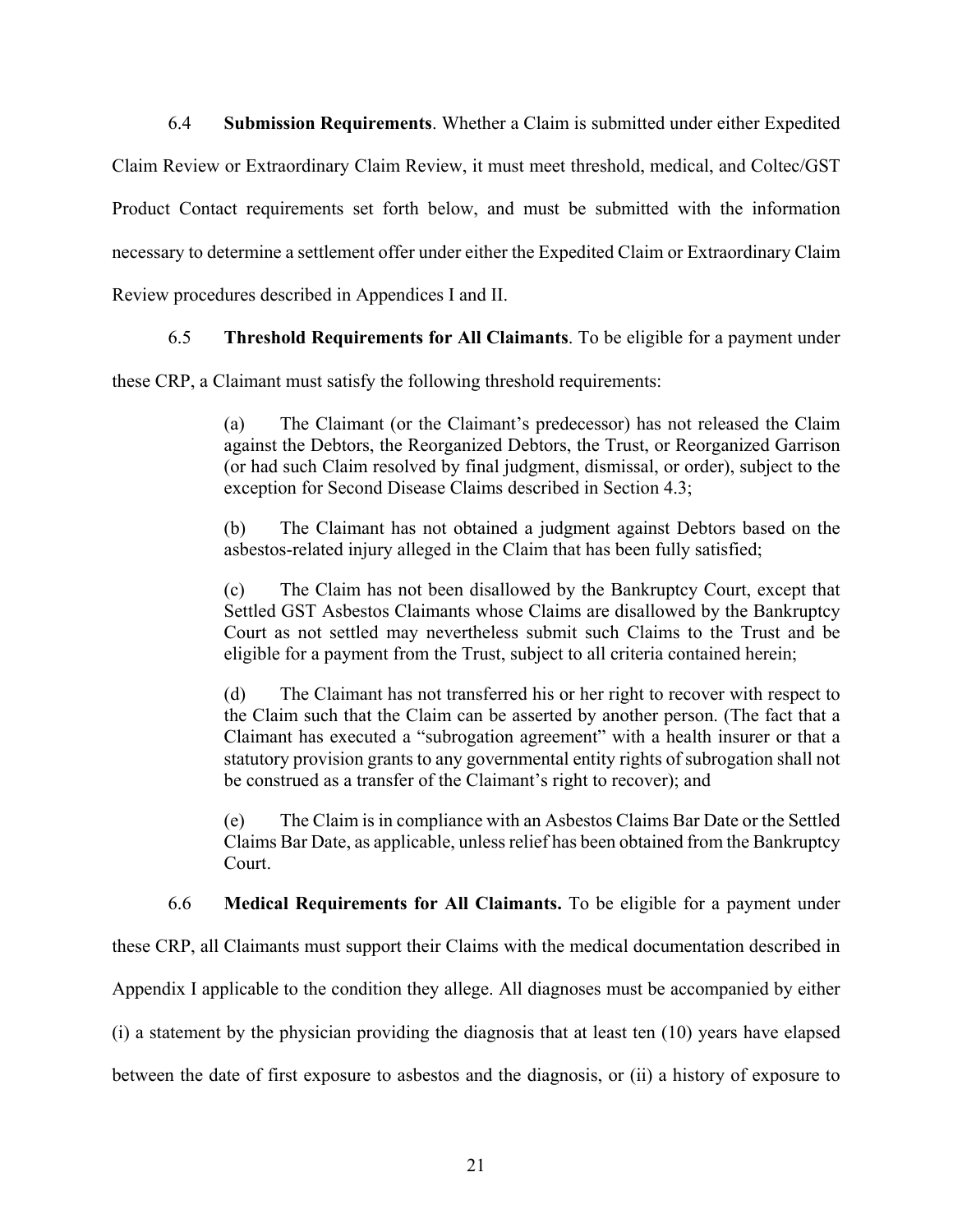6.4 **Submission Requirements**. Whether a Claim is submitted under either Expedited Claim Review or Extraordinary Claim Review, it must meet threshold, medical, and Coltec/GST Product Contact requirements set forth below, and must be submitted with the information necessary to determine a settlement offer under either the Expedited Claim or Extraordinary Claim Review procedures described in Appendices I and II.

6.5 **Threshold Requirements for All Claimants**. To be eligible for a payment under these CRP, a Claimant must satisfy the following threshold requirements:

> (a) The Claimant (or the Claimant's predecessor) has not released the Claim against the Debtors, the Reorganized Debtors, the Trust, or Reorganized Garrison (or had such Claim resolved by final judgment, dismissal, or order), subject to the exception for Second Disease Claims described in Section 4.3;
>
> (b) The Claimant has not obtained a judgment against Debtors based on the asbestos-related injury alleged in the Claim that has been fully satisfied;
>
> (c) The Claim has not been disallowed by the Bankruptcy Court, except that Settled GST Asbestos Claimants whose Claims are disallowed by the Bankruptcy Court as not settled may nevertheless submit such Claims to the Trust and be eligible for a payment from the Trust, subject to all criteria contained herein;
>
> (d) The Claimant has not transferred his or her right to recover with respect to the Claim such that the Claim can be asserted by another person. (The fact that a Claimant has executed a "subrogation agreement" with a health insurer or that a statutory provision grants to any governmental entity rights of subrogation shall not be construed as a transfer of the Claimant's right to recover); and
>
> (e) The Claim is in compliance with an Asbestos Claims Bar Date or the Settled Claims Bar Date, as applicable, unless relief has been obtained from the Bankruptcy Court.

6.6 **Medical Requirements for All Claimants.** To be eligible for a payment under these CRP, all Claimants must support their Claims with the medical documentation described in Appendix I applicable to the condition they allege. All diagnoses must be accompanied by either (i) a statement by the physician providing the diagnosis that at least ten (10) years have elapsed between the date of first exposure to asbestos and the diagnosis, or (ii) a history of exposure to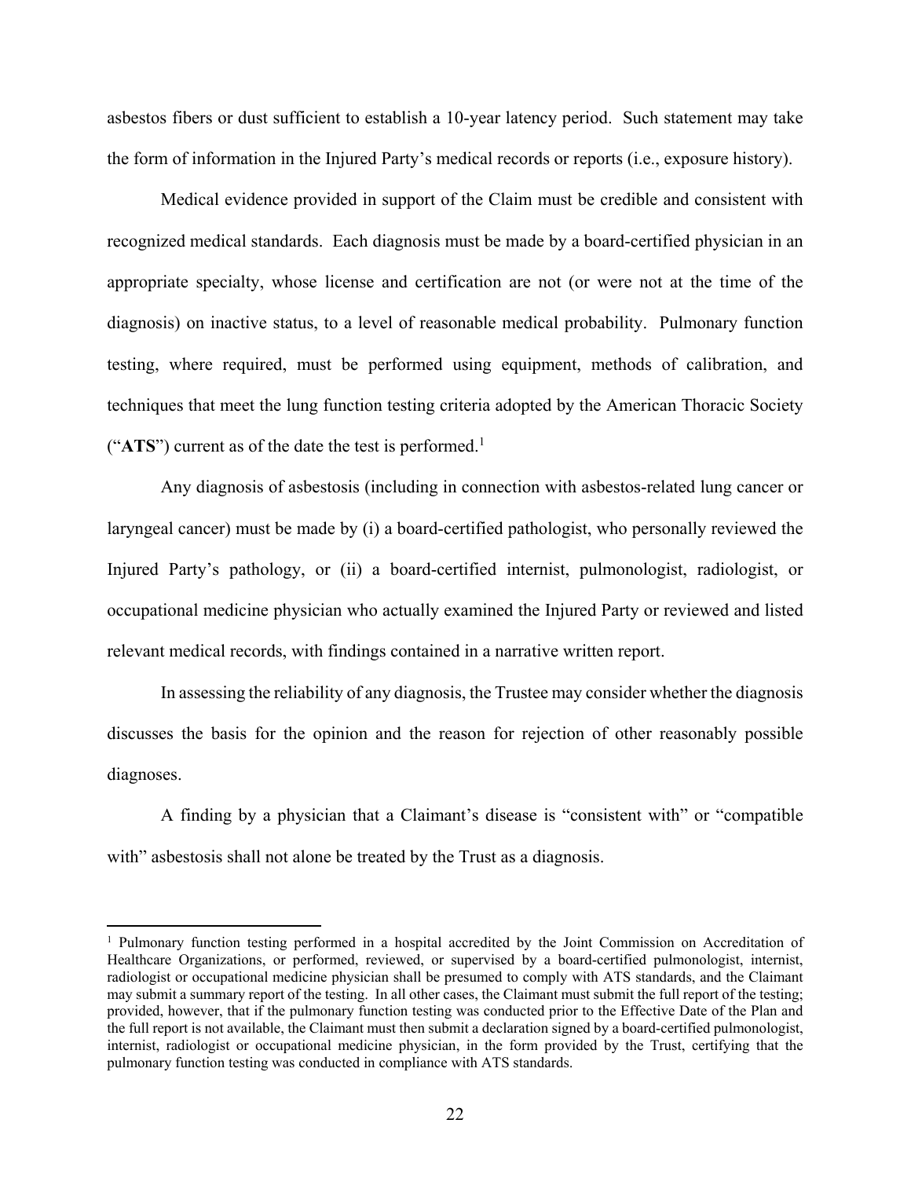asbestos fibers or dust sufficient to establish a 10-year latency period. Such statement may take the form of information in the Injured Party's medical records or reports (i.e., exposure history).

Medical evidence provided in support of the Claim must be credible and consistent with recognized medical standards. Each diagnosis must be made by a board-certified physician in an appropriate specialty, whose license and certification are not (or were not at the time of the diagnosis) on inactive status, to a level of reasonable medical probability. Pulmonary function testing, where required, must be performed using equipment, methods of calibration, and techniques that meet the lung function testing criteria adopted by the American Thoracic Society ("**ATS**") current as of the date the test is performed.[1]

Any diagnosis of asbestosis (including in connection with asbestos-related lung cancer or laryngeal cancer) must be made by (i) a board-certified pathologist, who personally reviewed the Injured Party's pathology, or (ii) a board-certified internist, pulmonologist, radiologist, or occupational medicine physician who actually examined the Injured Party or reviewed and listed relevant medical records, with findings contained in a narrative written report.

In assessing the reliability of any diagnosis, the Trustee may consider whether the diagnosis discusses the basis for the opinion and the reason for rejection of other reasonably possible diagnoses.

A finding by a physician that a Claimant's disease is "consistent with" or "compatible with" asbestosis shall not alone be treated by the Trust as a diagnosis.

---

[1] Pulmonary function testing performed in a hospital accredited by the Joint Commission on Accreditation of Healthcare Organizations, or performed, reviewed, or supervised by a board-certified pulmonologist, internist, radiologist or occupational medicine physician shall be presumed to comply with ATS standards, and the Claimant may submit a summary report of the testing. In all other cases, the Claimant must submit the full report of the testing; provided, however, that if the pulmonary function testing was conducted prior to the Effective Date of the Plan and the full report is not available, the Claimant must then submit a declaration signed by a board-certified pulmonologist, internist, radiologist or occupational medicine physician, in the form provided by the Trust, certifying that the pulmonary function testing was conducted in compliance with ATS standards.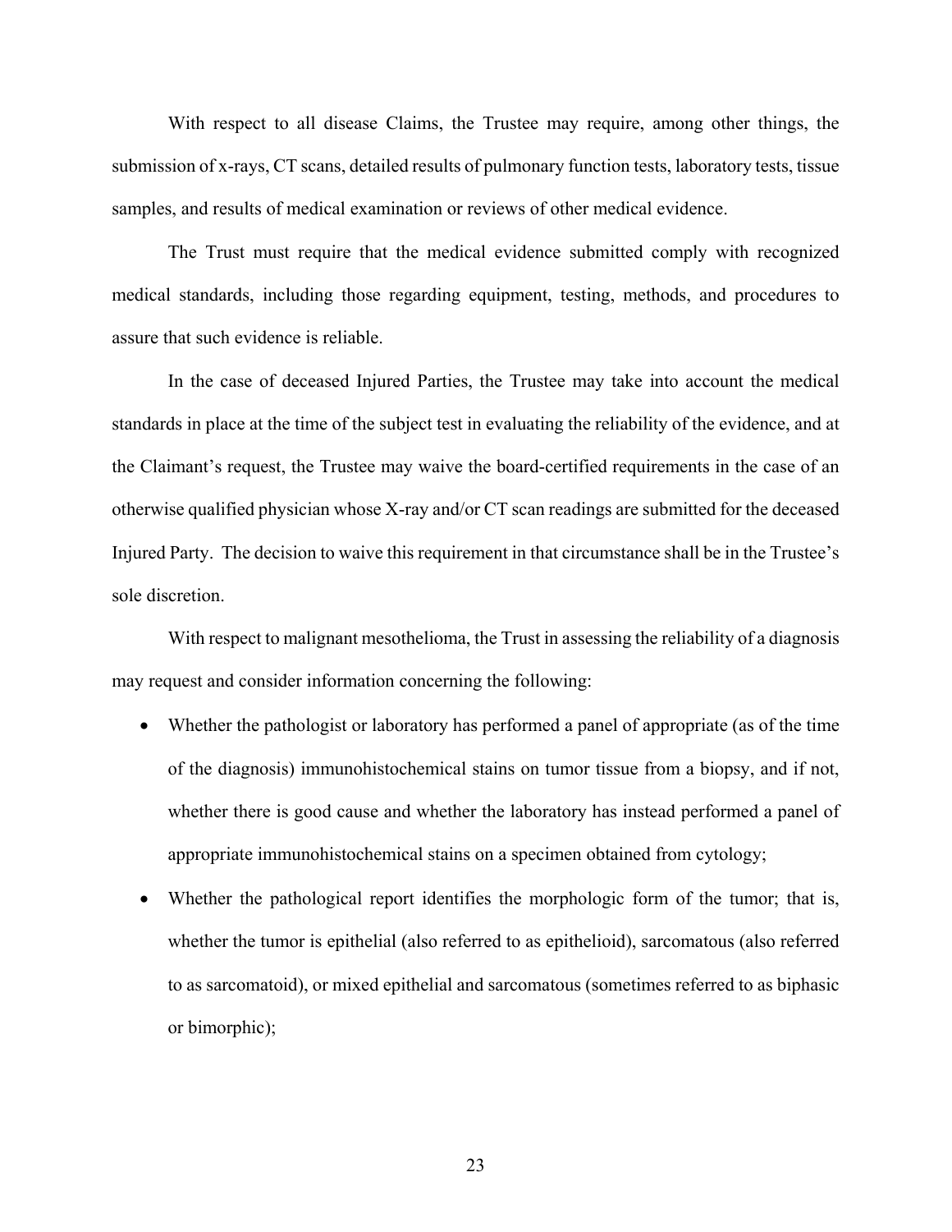With respect to all disease Claims, the Trustee may require, among other things, the submission of x-rays, CT scans, detailed results of pulmonary function tests, laboratory tests, tissue samples, and results of medical examination or reviews of other medical evidence.

The Trust must require that the medical evidence submitted comply with recognized medical standards, including those regarding equipment, testing, methods, and procedures to assure that such evidence is reliable.

In the case of deceased Injured Parties, the Trustee may take into account the medical standards in place at the time of the subject test in evaluating the reliability of the evidence, and at the Claimant's request, the Trustee may waive the board-certified requirements in the case of an otherwise qualified physician whose X-ray and/or CT scan readings are submitted for the deceased Injured Party. The decision to waive this requirement in that circumstance shall be in the Trustee's sole discretion.

With respect to malignant mesothelioma, the Trust in assessing the reliability of a diagnosis may request and consider information concerning the following:

- Whether the pathologist or laboratory has performed a panel of appropriate (as of the time of the diagnosis) immunohistochemical stains on tumor tissue from a biopsy, and if not, whether there is good cause and whether the laboratory has instead performed a panel of appropriate immunohistochemical stains on a specimen obtained from cytology;
- Whether the pathological report identifies the morphologic form of the tumor; that is, whether the tumor is epithelial (also referred to as epithelioid), sarcomatous (also referred to as sarcomatoid), or mixed epithelial and sarcomatous (sometimes referred to as biphasic or bimorphic);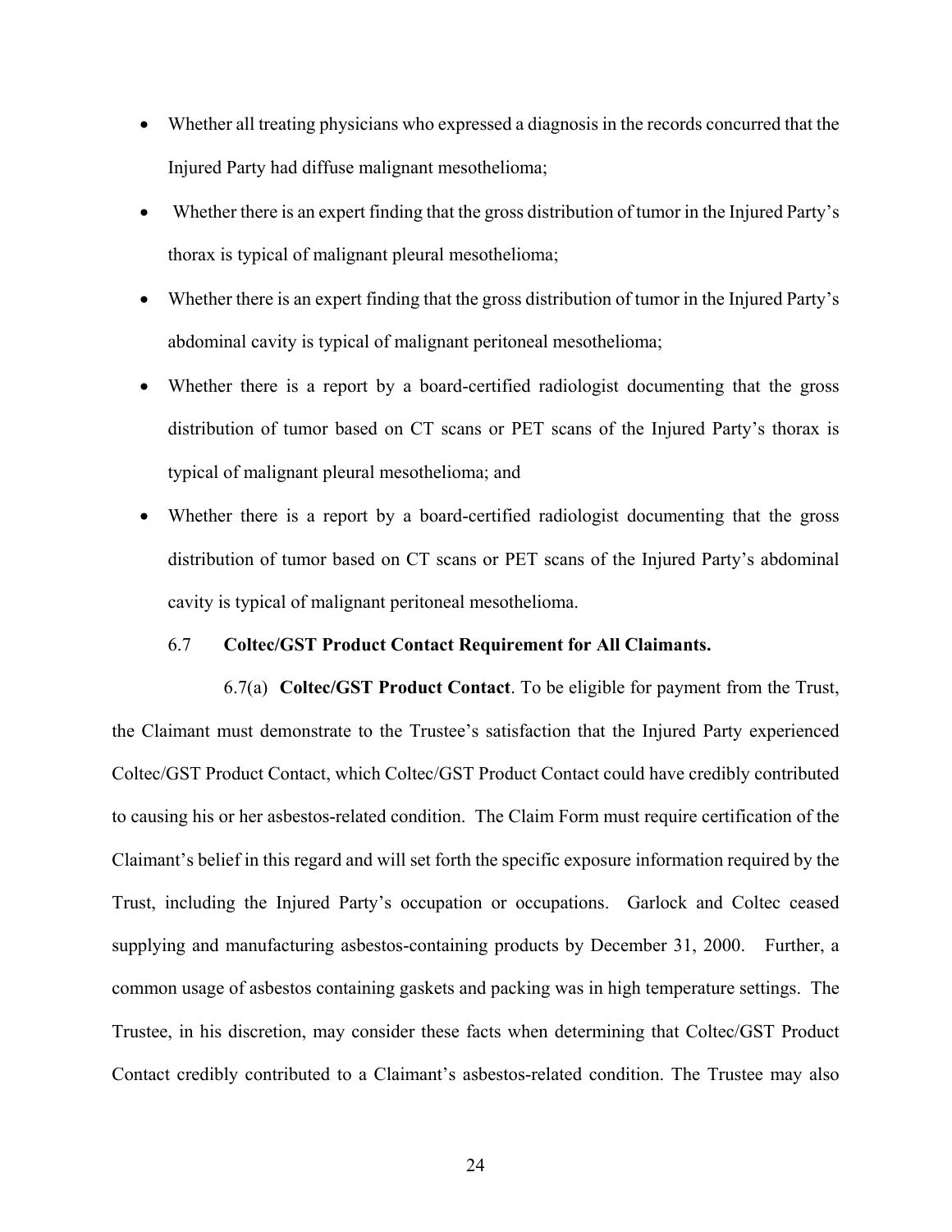- Whether all treating physicians who expressed a diagnosis in the records concurred that the Injured Party had diffuse malignant mesothelioma;
- Whether there is an expert finding that the gross distribution of tumor in the Injured Party's thorax is typical of malignant pleural mesothelioma;
- Whether there is an expert finding that the gross distribution of tumor in the Injured Party's abdominal cavity is typical of malignant peritoneal mesothelioma;
- Whether there is a report by a board-certified radiologist documenting that the gross distribution of tumor based on CT scans or PET scans of the Injured Party's thorax is typical of malignant pleural mesothelioma; and
- Whether there is a report by a board-certified radiologist documenting that the gross distribution of tumor based on CT scans or PET scans of the Injured Party's abdominal cavity is typical of malignant peritoneal mesothelioma.

### 6.7 Coltec/GST Product Contact Requirement for All Claimants.

6.7(a) **Coltec/GST Product Contact**. To be eligible for payment from the Trust, the Claimant must demonstrate to the Trustee's satisfaction that the Injured Party experienced Coltec/GST Product Contact, which Coltec/GST Product Contact could have credibly contributed to causing his or her asbestos-related condition. The Claim Form must require certification of the Claimant's belief in this regard and will set forth the specific exposure information required by the Trust, including the Injured Party's occupation or occupations. Garlock and Coltec ceased supplying and manufacturing asbestos-containing products by December 31, 2000. Further, a common usage of asbestos containing gaskets and packing was in high temperature settings. The Trustee, in his discretion, may consider these facts when determining that Coltec/GST Product Contact credibly contributed to a Claimant's asbestos-related condition. The Trustee may also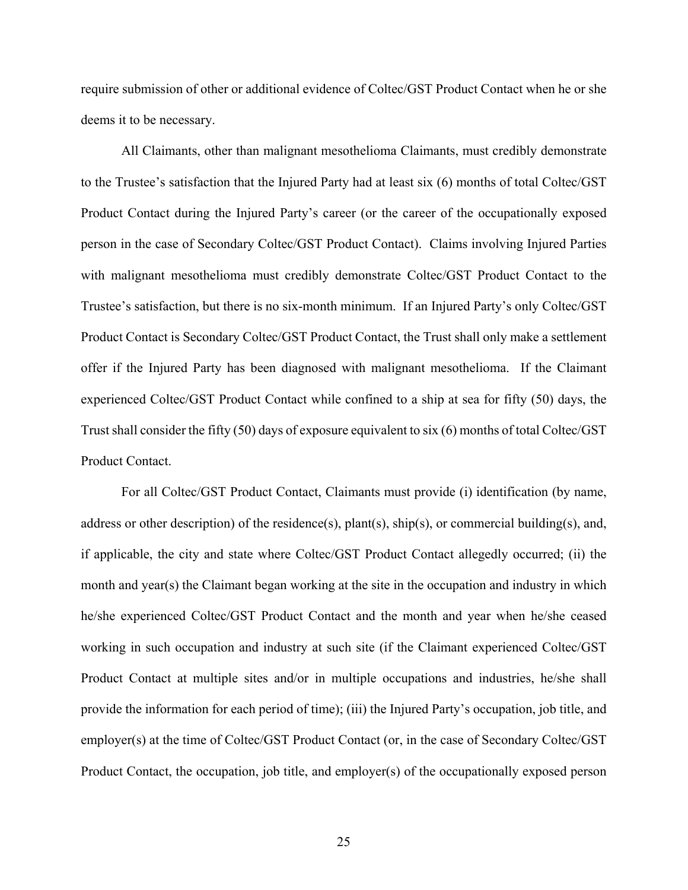require submission of other or additional evidence of Coltec/GST Product Contact when he or she deems it to be necessary.

All Claimants, other than malignant mesothelioma Claimants, must credibly demonstrate to the Trustee's satisfaction that the Injured Party had at least six (6) months of total Coltec/GST Product Contact during the Injured Party's career (or the career of the occupationally exposed person in the case of Secondary Coltec/GST Product Contact). Claims involving Injured Parties with malignant mesothelioma must credibly demonstrate Coltec/GST Product Contact to the Trustee's satisfaction, but there is no six-month minimum. If an Injured Party's only Coltec/GST Product Contact is Secondary Coltec/GST Product Contact, the Trust shall only make a settlement offer if the Injured Party has been diagnosed with malignant mesothelioma. If the Claimant experienced Coltec/GST Product Contact while confined to a ship at sea for fifty (50) days, the Trust shall consider the fifty (50) days of exposure equivalent to six (6) months of total Coltec/GST Product Contact.

For all Coltec/GST Product Contact, Claimants must provide (i) identification (by name, address or other description) of the residence(s), plant(s), ship(s), or commercial building(s), and, if applicable, the city and state where Coltec/GST Product Contact allegedly occurred; (ii) the month and year(s) the Claimant began working at the site in the occupation and industry in which he/she experienced Coltec/GST Product Contact and the month and year when he/she ceased working in such occupation and industry at such site (if the Claimant experienced Coltec/GST Product Contact at multiple sites and/or in multiple occupations and industries, he/she shall provide the information for each period of time); (iii) the Injured Party's occupation, job title, and employer(s) at the time of Coltec/GST Product Contact (or, in the case of Secondary Coltec/GST Product Contact, the occupation, job title, and employer(s) of the occupationally exposed person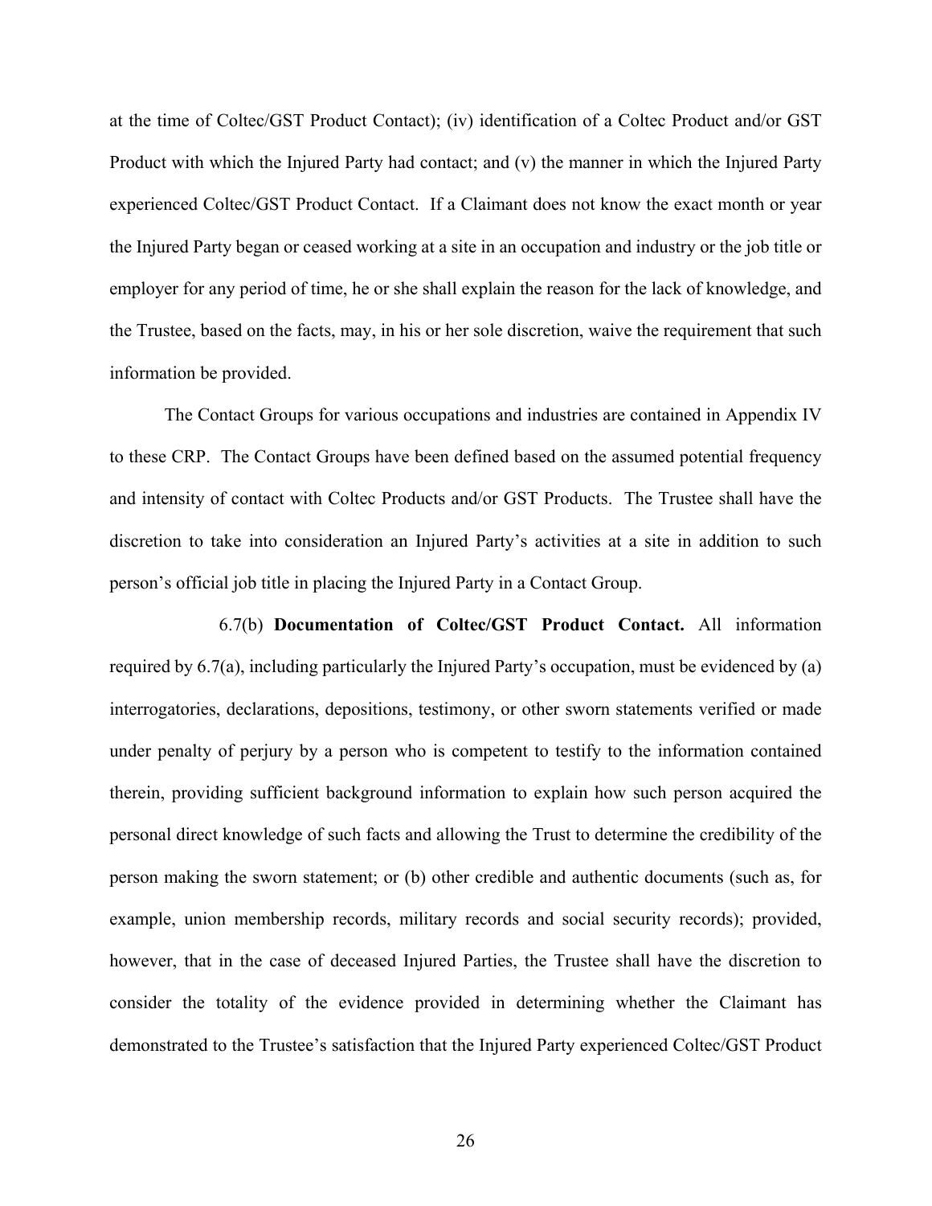at the time of Coltec/GST Product Contact); (iv) identification of a Coltec Product and/or GST Product with which the Injured Party had contact; and (v) the manner in which the Injured Party experienced Coltec/GST Product Contact. If a Claimant does not know the exact month or year the Injured Party began or ceased working at a site in an occupation and industry or the job title or employer for any period of time, he or she shall explain the reason for the lack of knowledge, and the Trustee, based on the facts, may, in his or her sole discretion, waive the requirement that such information be provided.

The Contact Groups for various occupations and industries are contained in Appendix IV to these CRP. The Contact Groups have been defined based on the assumed potential frequency and intensity of contact with Coltec Products and/or GST Products. The Trustee shall have the discretion to take into consideration an Injured Party's activities at a site in addition to such person's official job title in placing the Injured Party in a Contact Group.

6.7(b) **Documentation of Coltec/GST Product Contact.** All information required by 6.7(a), including particularly the Injured Party's occupation, must be evidenced by (a) interrogatories, declarations, depositions, testimony, or other sworn statements verified or made under penalty of perjury by a person who is competent to testify to the information contained therein, providing sufficient background information to explain how such person acquired the personal direct knowledge of such facts and allowing the Trust to determine the credibility of the person making the sworn statement; or (b) other credible and authentic documents (such as, for example, union membership records, military records and social security records); provided, however, that in the case of deceased Injured Parties, the Trustee shall have the discretion to consider the totality of the evidence provided in determining whether the Claimant has demonstrated to the Trustee's satisfaction that the Injured Party experienced Coltec/GST Product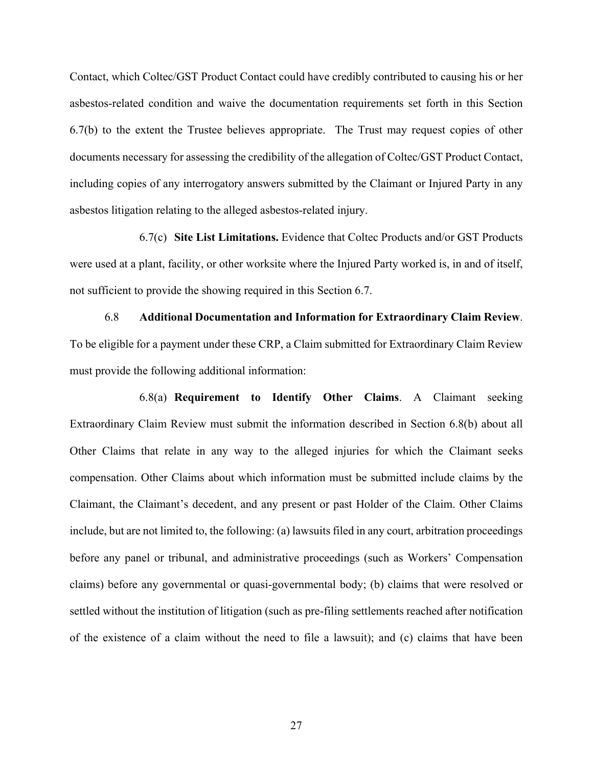Contact, which Coltec/GST Product Contact could have credibly contributed to causing his or her asbestos-related condition and waive the documentation requirements set forth in this Section 6.7(b) to the extent the Trustee believes appropriate. The Trust may request copies of other documents necessary for assessing the credibility of the allegation of Coltec/GST Product Contact, including copies of any interrogatory answers submitted by the Claimant or Injured Party in any asbestos litigation relating to the alleged asbestos-related injury.

6.7(c) **Site List Limitations.** Evidence that Coltec Products and/or GST Products were used at a plant, facility, or other worksite where the Injured Party worked is, in and of itself, not sufficient to provide the showing required in this Section 6.7.

6.8 **Additional Documentation and Information for Extraordinary Claim Review**. To be eligible for a payment under these CRP, a Claim submitted for Extraordinary Claim Review must provide the following additional information:

6.8(a) **Requirement to Identify Other Claims**. A Claimant seeking Extraordinary Claim Review must submit the information described in Section 6.8(b) about all Other Claims that relate in any way to the alleged injuries for which the Claimant seeks compensation. Other Claims about which information must be submitted include claims by the Claimant, the Claimant's decedent, and any present or past Holder of the Claim. Other Claims include, but are not limited to, the following: (a) lawsuits filed in any court, arbitration proceedings before any panel or tribunal, and administrative proceedings (such as Workers' Compensation claims) before any governmental or quasi-governmental body; (b) claims that were resolved or settled without the institution of litigation (such as pre-filing settlements reached after notification of the existence of a claim without the need to file a lawsuit); and (c) claims that have been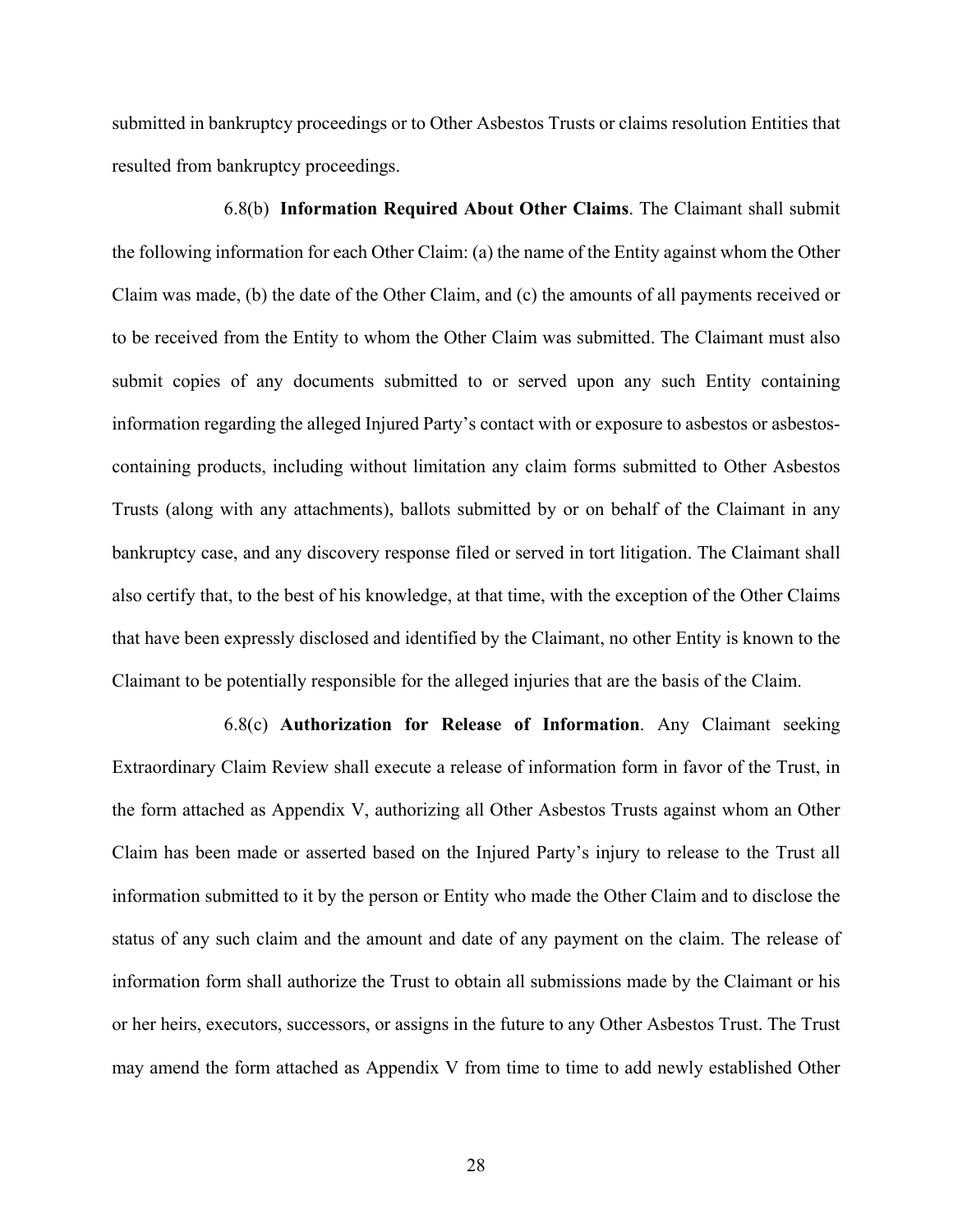submitted in bankruptcy proceedings or to Other Asbestos Trusts or claims resolution Entities that resulted from bankruptcy proceedings.

6.8(b) **Information Required About Other Claims**. The Claimant shall submit the following information for each Other Claim: (a) the name of the Entity against whom the Other Claim was made, (b) the date of the Other Claim, and (c) the amounts of all payments received or to be received from the Entity to whom the Other Claim was submitted. The Claimant must also submit copies of any documents submitted to or served upon any such Entity containing information regarding the alleged Injured Party's contact with or exposure to asbestos or asbestos-containing products, including without limitation any claim forms submitted to Other Asbestos Trusts (along with any attachments), ballots submitted by or on behalf of the Claimant in any bankruptcy case, and any discovery response filed or served in tort litigation. The Claimant shall also certify that, to the best of his knowledge, at that time, with the exception of the Other Claims that have been expressly disclosed and identified by the Claimant, no other Entity is known to the Claimant to be potentially responsible for the alleged injuries that are the basis of the Claim.

6.8(c) **Authorization for Release of Information**. Any Claimant seeking Extraordinary Claim Review shall execute a release of information form in favor of the Trust, in the form attached as Appendix V, authorizing all Other Asbestos Trusts against whom an Other Claim has been made or asserted based on the Injured Party's injury to release to the Trust all information submitted to it by the person or Entity who made the Other Claim and to disclose the status of any such claim and the amount and date of any payment on the claim. The release of information form shall authorize the Trust to obtain all submissions made by the Claimant or his or her heirs, executors, successors, or assigns in the future to any Other Asbestos Trust. The Trust may amend the form attached as Appendix V from time to time to add newly established Other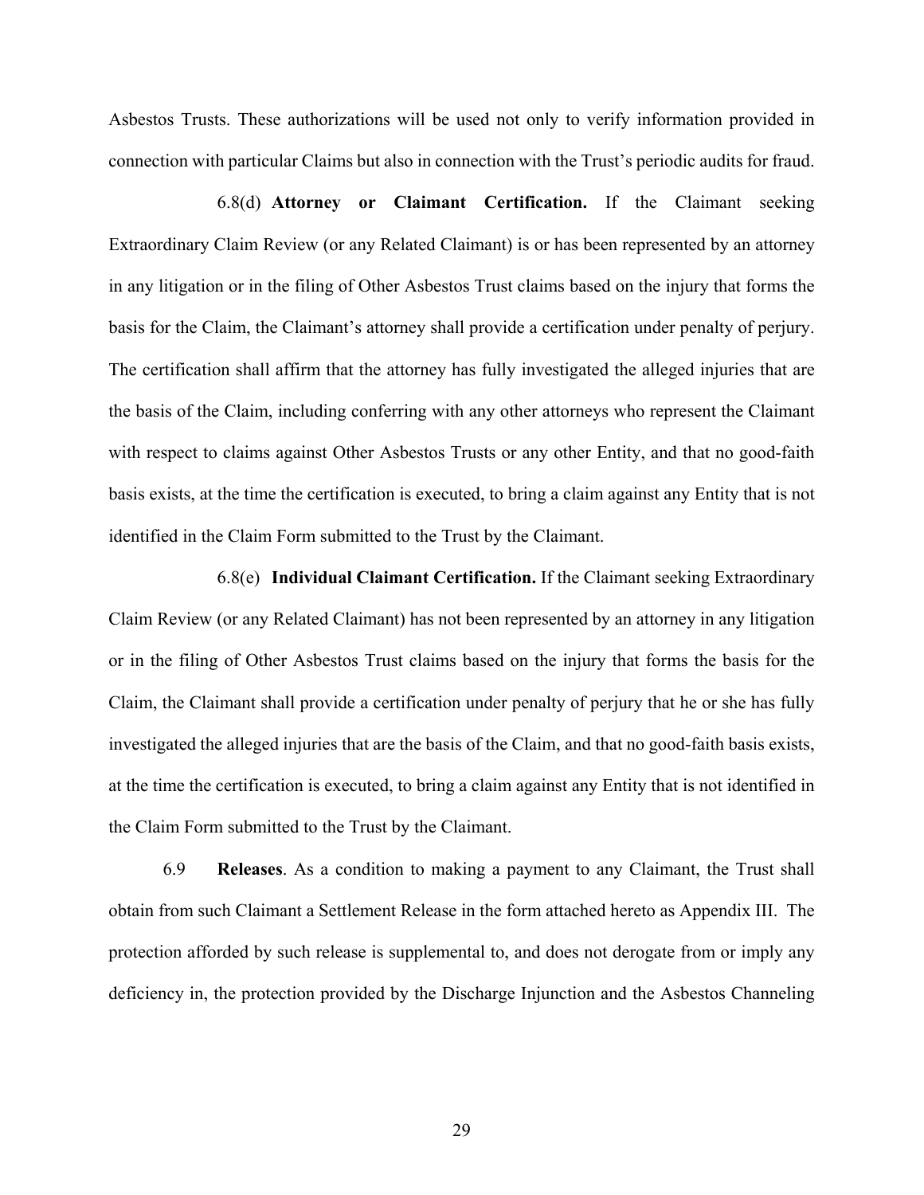Asbestos Trusts. These authorizations will be used not only to verify information provided in connection with particular Claims but also in connection with the Trust's periodic audits for fraud.

6.8(d) **Attorney or Claimant Certification.** If the Claimant seeking Extraordinary Claim Review (or any Related Claimant) is or has been represented by an attorney in any litigation or in the filing of Other Asbestos Trust claims based on the injury that forms the basis for the Claim, the Claimant's attorney shall provide a certification under penalty of perjury. The certification shall affirm that the attorney has fully investigated the alleged injuries that are the basis of the Claim, including conferring with any other attorneys who represent the Claimant with respect to claims against Other Asbestos Trusts or any other Entity, and that no good-faith basis exists, at the time the certification is executed, to bring a claim against any Entity that is not identified in the Claim Form submitted to the Trust by the Claimant.

6.8(e) **Individual Claimant Certification.** If the Claimant seeking Extraordinary Claim Review (or any Related Claimant) has not been represented by an attorney in any litigation or in the filing of Other Asbestos Trust claims based on the injury that forms the basis for the Claim, the Claimant shall provide a certification under penalty of perjury that he or she has fully investigated the alleged injuries that are the basis of the Claim, and that no good-faith basis exists, at the time the certification is executed, to bring a claim against any Entity that is not identified in the Claim Form submitted to the Trust by the Claimant.

6.9 **Releases**. As a condition to making a payment to any Claimant, the Trust shall obtain from such Claimant a Settlement Release in the form attached hereto as Appendix III. The protection afforded by such release is supplemental to, and does not derogate from or imply any deficiency in, the protection provided by the Discharge Injunction and the Asbestos Channeling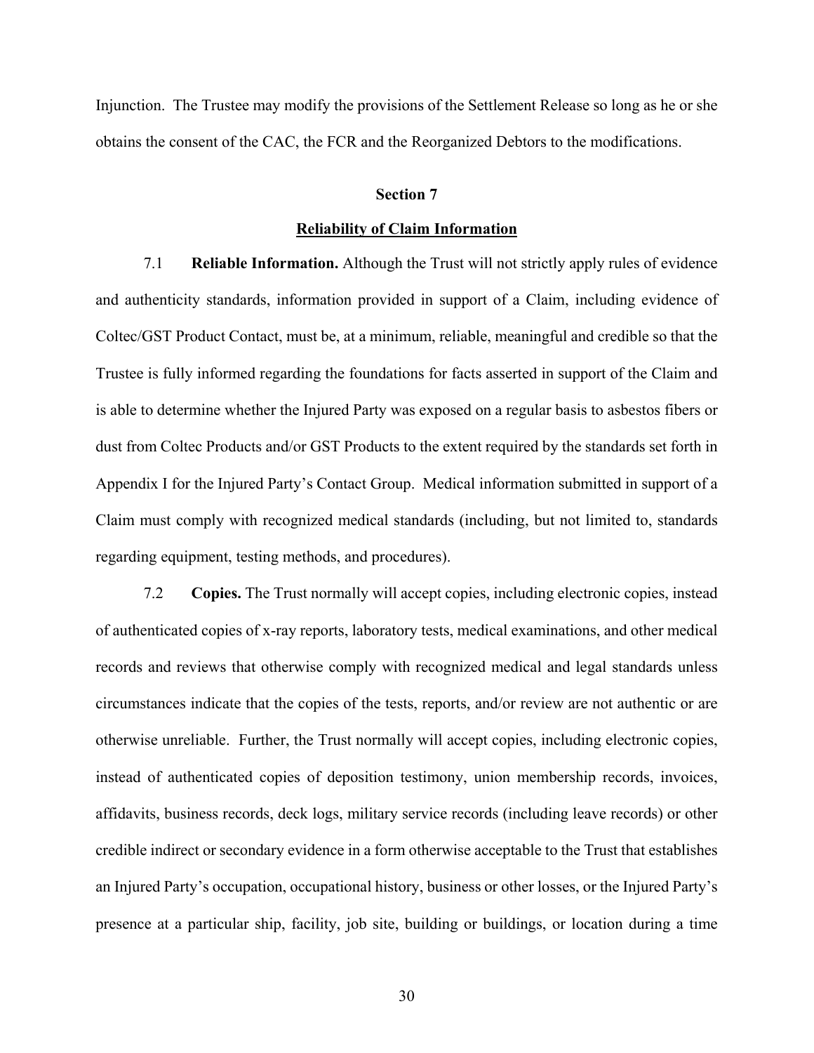Injunction. The Trustee may modify the provisions of the Settlement Release so long as he or she obtains the consent of the CAC, the FCR and the Reorganized Debtors to the modifications.

## Section 7

## Reliability of Claim Information

7.1 **Reliable Information.** Although the Trust will not strictly apply rules of evidence and authenticity standards, information provided in support of a Claim, including evidence of Coltec/GST Product Contact, must be, at a minimum, reliable, meaningful and credible so that the Trustee is fully informed regarding the foundations for facts asserted in support of the Claim and is able to determine whether the Injured Party was exposed on a regular basis to asbestos fibers or dust from Coltec Products and/or GST Products to the extent required by the standards set forth in Appendix I for the Injured Party's Contact Group. Medical information submitted in support of a Claim must comply with recognized medical standards (including, but not limited to, standards regarding equipment, testing methods, and procedures).

7.2 **Copies.** The Trust normally will accept copies, including electronic copies, instead of authenticated copies of x-ray reports, laboratory tests, medical examinations, and other medical records and reviews that otherwise comply with recognized medical and legal standards unless circumstances indicate that the copies of the tests, reports, and/or review are not authentic or are otherwise unreliable. Further, the Trust normally will accept copies, including electronic copies, instead of authenticated copies of deposition testimony, union membership records, invoices, affidavits, business records, deck logs, military service records (including leave records) or other credible indirect or secondary evidence in a form otherwise acceptable to the Trust that establishes an Injured Party's occupation, occupational history, business or other losses, or the Injured Party's presence at a particular ship, facility, job site, building or buildings, or location during a time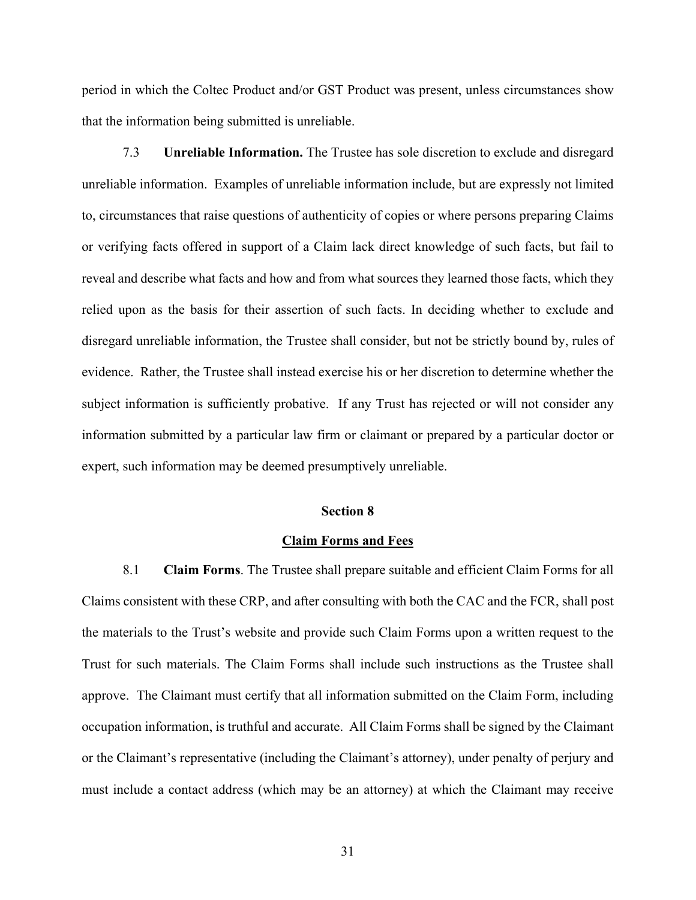period in which the Coltec Product and/or GST Product was present, unless circumstances show that the information being submitted is unreliable.

7.3 **Unreliable Information.** The Trustee has sole discretion to exclude and disregard unreliable information. Examples of unreliable information include, but are expressly not limited to, circumstances that raise questions of authenticity of copies or where persons preparing Claims or verifying facts offered in support of a Claim lack direct knowledge of such facts, but fail to reveal and describe what facts and how and from what sources they learned those facts, which they relied upon as the basis for their assertion of such facts. In deciding whether to exclude and disregard unreliable information, the Trustee shall consider, but not be strictly bound by, rules of evidence. Rather, the Trustee shall instead exercise his or her discretion to determine whether the subject information is sufficiently probative. If any Trust has rejected or will not consider any information submitted by a particular law firm or claimant or prepared by a particular doctor or expert, such information may be deemed presumptively unreliable.

## Section 8

## Claim Forms and Fees

8.1 **Claim Forms**. The Trustee shall prepare suitable and efficient Claim Forms for all Claims consistent with these CRP, and after consulting with both the CAC and the FCR, shall post the materials to the Trust's website and provide such Claim Forms upon a written request to the Trust for such materials. The Claim Forms shall include such instructions as the Trustee shall approve. The Claimant must certify that all information submitted on the Claim Form, including occupation information, is truthful and accurate. All Claim Forms shall be signed by the Claimant or the Claimant's representative (including the Claimant's attorney), under penalty of perjury and must include a contact address (which may be an attorney) at which the Claimant may receive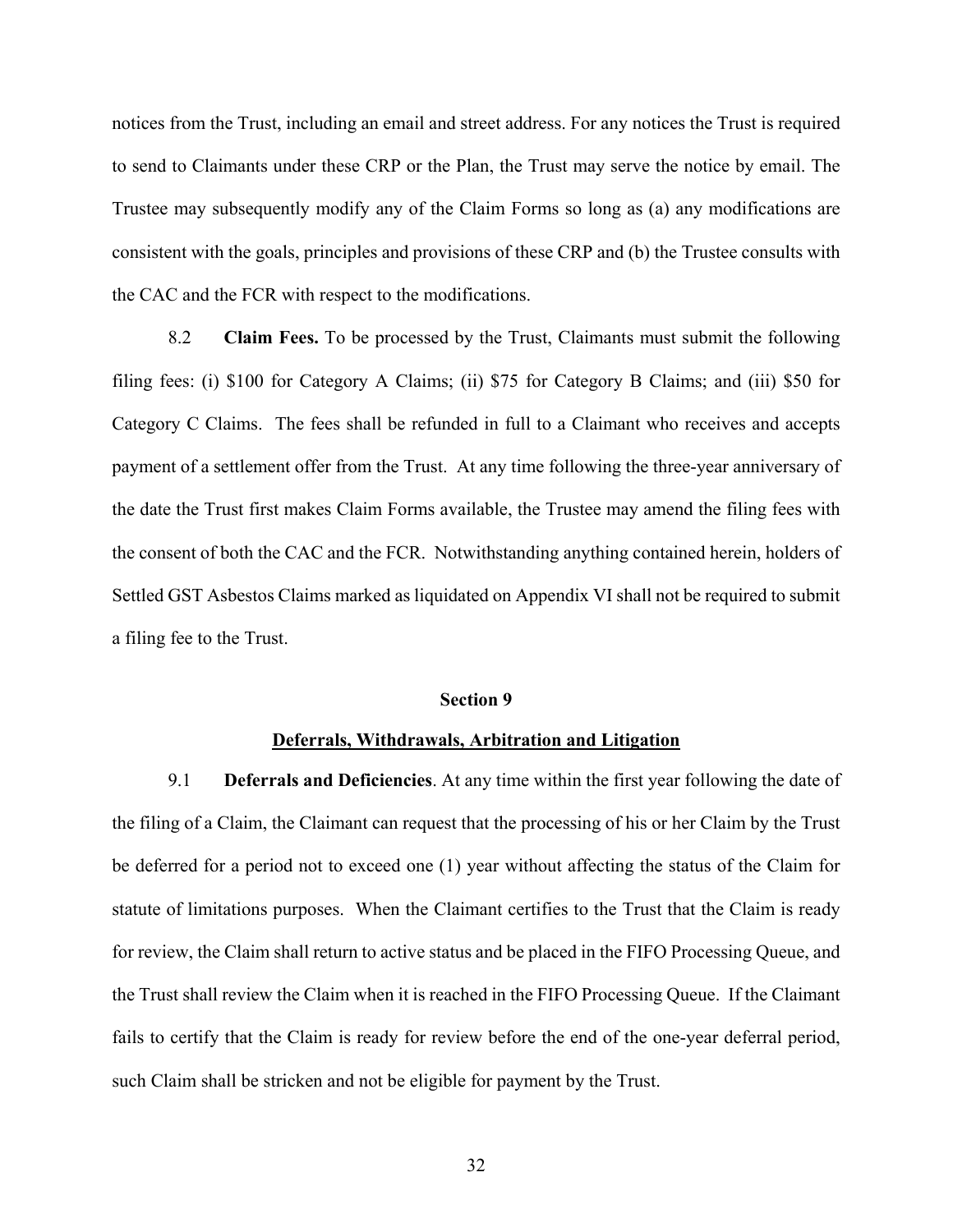notices from the Trust, including an email and street address. For any notices the Trust is required to send to Claimants under these CRP or the Plan, the Trust may serve the notice by email. The Trustee may subsequently modify any of the Claim Forms so long as (a) any modifications are consistent with the goals, principles and provisions of these CRP and (b) the Trustee consults with the CAC and the FCR with respect to the modifications.

8.2 **Claim Fees.** To be processed by the Trust, Claimants must submit the following filing fees: (i) $100 for Category A Claims; (ii) $75 for Category B Claims; and (iii) $50 for Category C Claims. The fees shall be refunded in full to a Claimant who receives and accepts payment of a settlement offer from the Trust. At any time following the three-year anniversary of the date the Trust first makes Claim Forms available, the Trustee may amend the filing fees with the consent of both the CAC and the FCR. Notwithstanding anything contained herein, holders of Settled GST Asbestos Claims marked as liquidated on Appendix VI shall not be required to submit a filing fee to the Trust.

## Section 9

## Deferrals, Withdrawals, Arbitration and Litigation

9.1 **Deferrals and Deficiencies**. At any time within the first year following the date of the filing of a Claim, the Claimant can request that the processing of his or her Claim by the Trust be deferred for a period not to exceed one (1) year without affecting the status of the Claim for statute of limitations purposes. When the Claimant certifies to the Trust that the Claim is ready for review, the Claim shall return to active status and be placed in the FIFO Processing Queue, and the Trust shall review the Claim when it is reached in the FIFO Processing Queue. If the Claimant fails to certify that the Claim is ready for review before the end of the one-year deferral period, such Claim shall be stricken and not be eligible for payment by the Trust.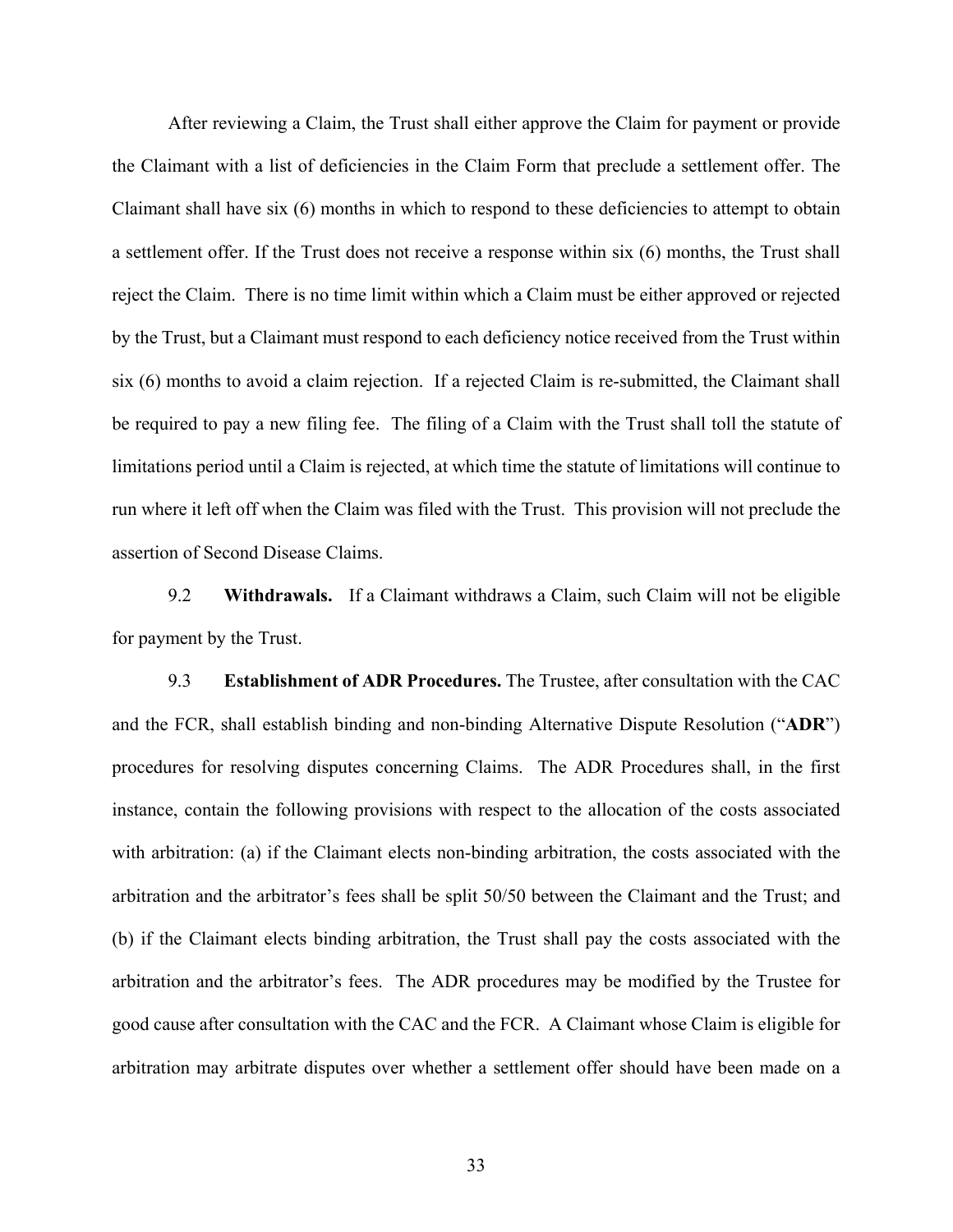After reviewing a Claim, the Trust shall either approve the Claim for payment or provide the Claimant with a list of deficiencies in the Claim Form that preclude a settlement offer. The Claimant shall have six (6) months in which to respond to these deficiencies to attempt to obtain a settlement offer. If the Trust does not receive a response within six (6) months, the Trust shall reject the Claim. There is no time limit within which a Claim must be either approved or rejected by the Trust, but a Claimant must respond to each deficiency notice received from the Trust within six (6) months to avoid a claim rejection. If a rejected Claim is re-submitted, the Claimant shall be required to pay a new filing fee. The filing of a Claim with the Trust shall toll the statute of limitations period until a Claim is rejected, at which time the statute of limitations will continue to run where it left off when the Claim was filed with the Trust. This provision will not preclude the assertion of Second Disease Claims.

9.2 **Withdrawals.** If a Claimant withdraws a Claim, such Claim will not be eligible for payment by the Trust.

9.3 **Establishment of ADR Procedures.** The Trustee, after consultation with the CAC and the FCR, shall establish binding and non-binding Alternative Dispute Resolution ("**ADR**") procedures for resolving disputes concerning Claims. The ADR Procedures shall, in the first instance, contain the following provisions with respect to the allocation of the costs associated with arbitration: (a) if the Claimant elects non-binding arbitration, the costs associated with the arbitration and the arbitrator's fees shall be split 50/50 between the Claimant and the Trust; and (b) if the Claimant elects binding arbitration, the Trust shall pay the costs associated with the arbitration and the arbitrator's fees. The ADR procedures may be modified by the Trustee for good cause after consultation with the CAC and the FCR. A Claimant whose Claim is eligible for arbitration may arbitrate disputes over whether a settlement offer should have been made on a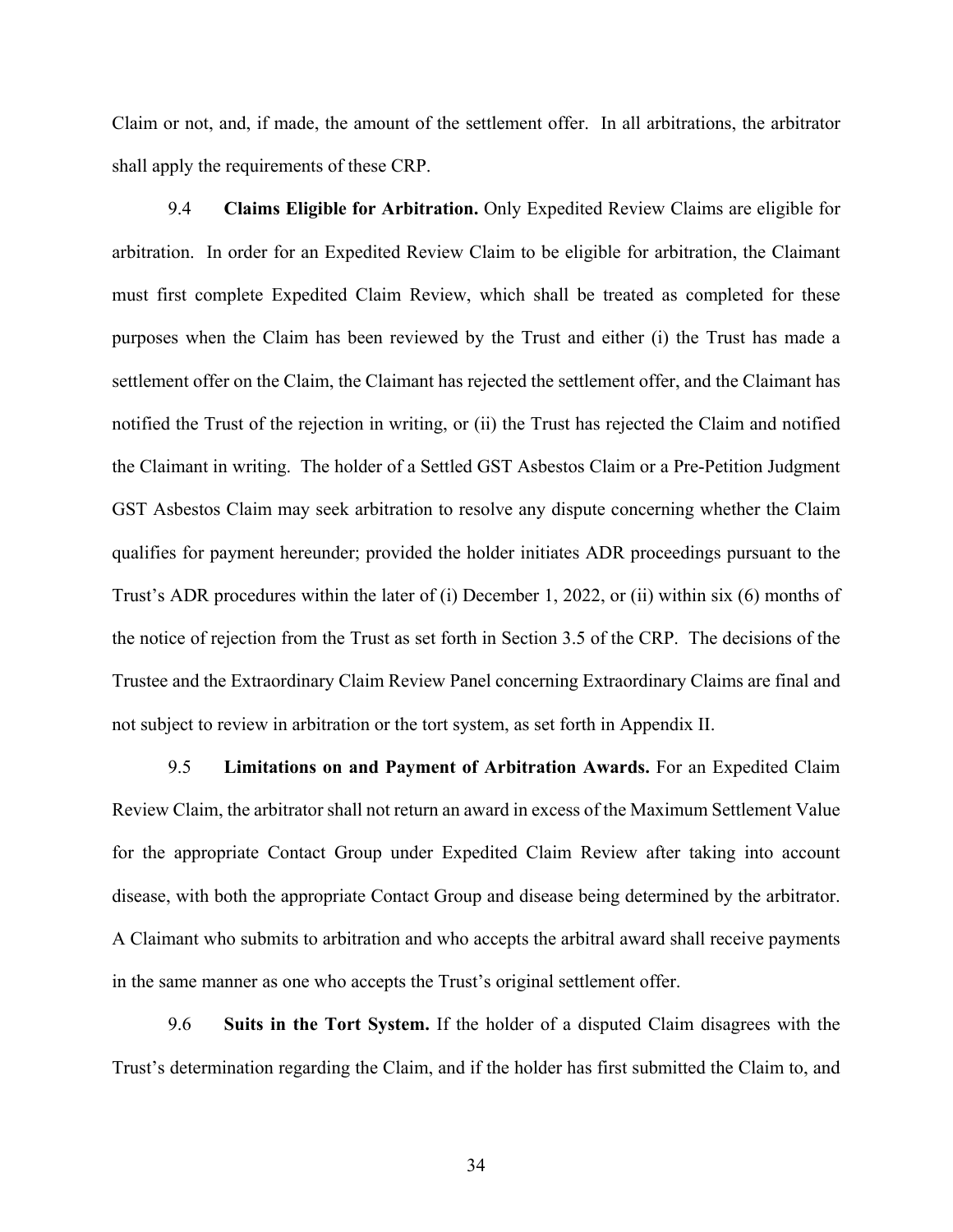Claim or not, and, if made, the amount of the settlement offer. In all arbitrations, the arbitrator shall apply the requirements of these CRP.

9.4 **Claims Eligible for Arbitration.** Only Expedited Review Claims are eligible for arbitration. In order for an Expedited Review Claim to be eligible for arbitration, the Claimant must first complete Expedited Claim Review, which shall be treated as completed for these purposes when the Claim has been reviewed by the Trust and either (i) the Trust has made a settlement offer on the Claim, the Claimant has rejected the settlement offer, and the Claimant has notified the Trust of the rejection in writing, or (ii) the Trust has rejected the Claim and notified the Claimant in writing. The holder of a Settled GST Asbestos Claim or a Pre-Petition Judgment GST Asbestos Claim may seek arbitration to resolve any dispute concerning whether the Claim qualifies for payment hereunder; provided the holder initiates ADR proceedings pursuant to the Trust's ADR procedures within the later of (i) December 1, 2022, or (ii) within six (6) months of the notice of rejection from the Trust as set forth in Section 3.5 of the CRP. The decisions of the Trustee and the Extraordinary Claim Review Panel concerning Extraordinary Claims are final and not subject to review in arbitration or the tort system, as set forth in Appendix II.

9.5 **Limitations on and Payment of Arbitration Awards.** For an Expedited Claim Review Claim, the arbitrator shall not return an award in excess of the Maximum Settlement Value for the appropriate Contact Group under Expedited Claim Review after taking into account disease, with both the appropriate Contact Group and disease being determined by the arbitrator. A Claimant who submits to arbitration and who accepts the arbitral award shall receive payments in the same manner as one who accepts the Trust's original settlement offer.

9.6 **Suits in the Tort System.** If the holder of a disputed Claim disagrees with the Trust's determination regarding the Claim, and if the holder has first submitted the Claim to, and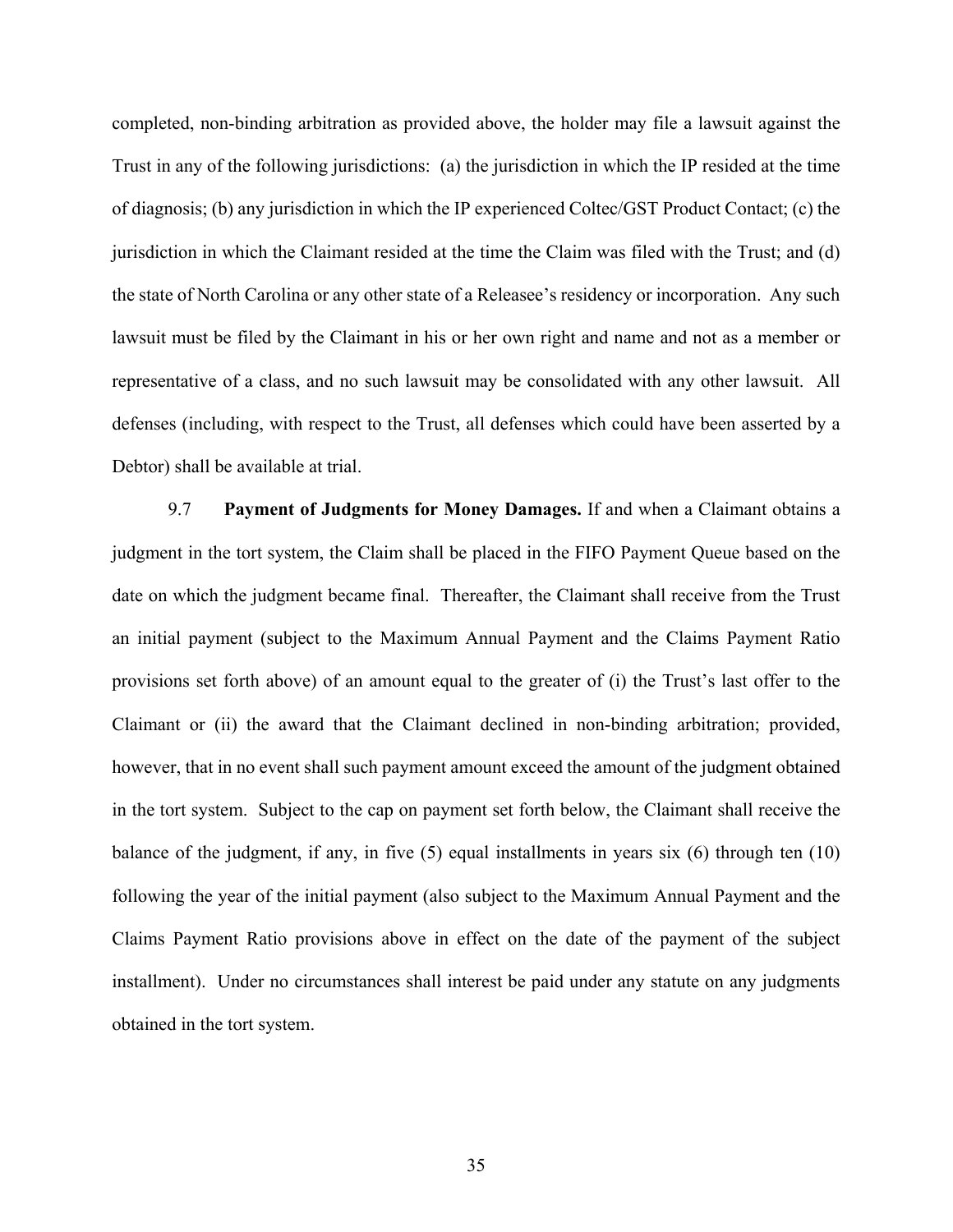completed, non-binding arbitration as provided above, the holder may file a lawsuit against the Trust in any of the following jurisdictions: (a) the jurisdiction in which the IP resided at the time of diagnosis; (b) any jurisdiction in which the IP experienced Coltec/GST Product Contact; (c) the jurisdiction in which the Claimant resided at the time the Claim was filed with the Trust; and (d) the state of North Carolina or any other state of a Releasee's residency or incorporation. Any such lawsuit must be filed by the Claimant in his or her own right and name and not as a member or representative of a class, and no such lawsuit may be consolidated with any other lawsuit. All defenses (including, with respect to the Trust, all defenses which could have been asserted by a Debtor) shall be available at trial.

9.7 **Payment of Judgments for Money Damages.** If and when a Claimant obtains a judgment in the tort system, the Claim shall be placed in the FIFO Payment Queue based on the date on which the judgment became final. Thereafter, the Claimant shall receive from the Trust an initial payment (subject to the Maximum Annual Payment and the Claims Payment Ratio provisions set forth above) of an amount equal to the greater of (i) the Trust's last offer to the Claimant or (ii) the award that the Claimant declined in non-binding arbitration; provided, however, that in no event shall such payment amount exceed the amount of the judgment obtained in the tort system. Subject to the cap on payment set forth below, the Claimant shall receive the balance of the judgment, if any, in five (5) equal installments in years six (6) through ten (10) following the year of the initial payment (also subject to the Maximum Annual Payment and the Claims Payment Ratio provisions above in effect on the date of the payment of the subject installment). Under no circumstances shall interest be paid under any statute on any judgments obtained in the tort system.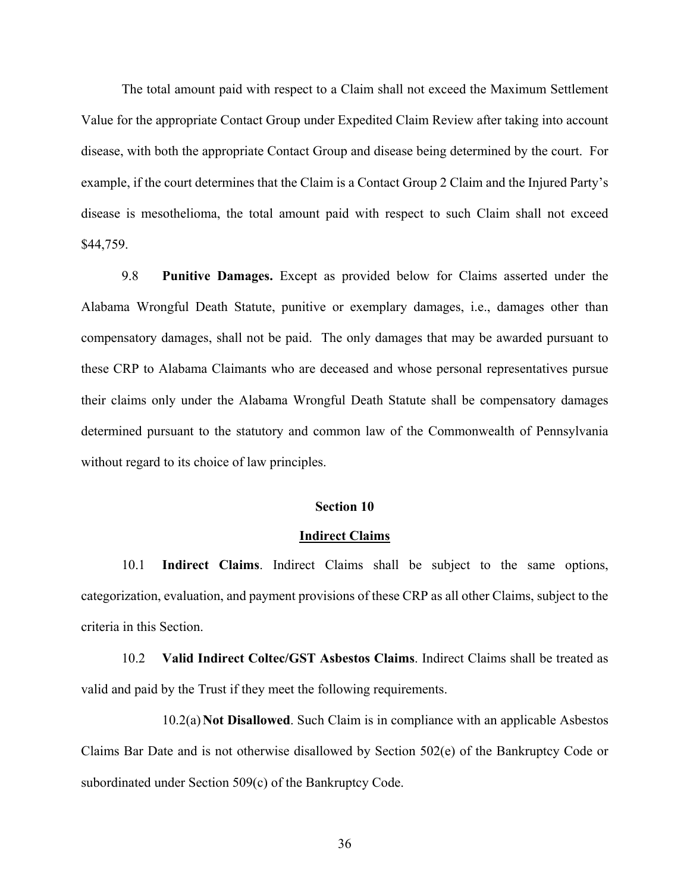The total amount paid with respect to a Claim shall not exceed the Maximum Settlement Value for the appropriate Contact Group under Expedited Claim Review after taking into account disease, with both the appropriate Contact Group and disease being determined by the court. For example, if the court determines that the Claim is a Contact Group 2 Claim and the Injured Party's disease is mesothelioma, the total amount paid with respect to such Claim shall not exceed $44,759.

9.8 **Punitive Damages.** Except as provided below for Claims asserted under the Alabama Wrongful Death Statute, punitive or exemplary damages, i.e., damages other than compensatory damages, shall not be paid. The only damages that may be awarded pursuant to these CRP to Alabama Claimants who are deceased and whose personal representatives pursue their claims only under the Alabama Wrongful Death Statute shall be compensatory damages determined pursuant to the statutory and common law of the Commonwealth of Pennsylvania without regard to its choice of law principles.

## Section 10

## Indirect Claims

10.1 **Indirect Claims**. Indirect Claims shall be subject to the same options, categorization, evaluation, and payment provisions of these CRP as all other Claims, subject to the criteria in this Section.

10.2 **Valid Indirect Coltec/GST Asbestos Claims**. Indirect Claims shall be treated as valid and paid by the Trust if they meet the following requirements.

10.2(a) **Not Disallowed**. Such Claim is in compliance with an applicable Asbestos Claims Bar Date and is not otherwise disallowed by Section 502(e) of the Bankruptcy Code or subordinated under Section 509(c) of the Bankruptcy Code.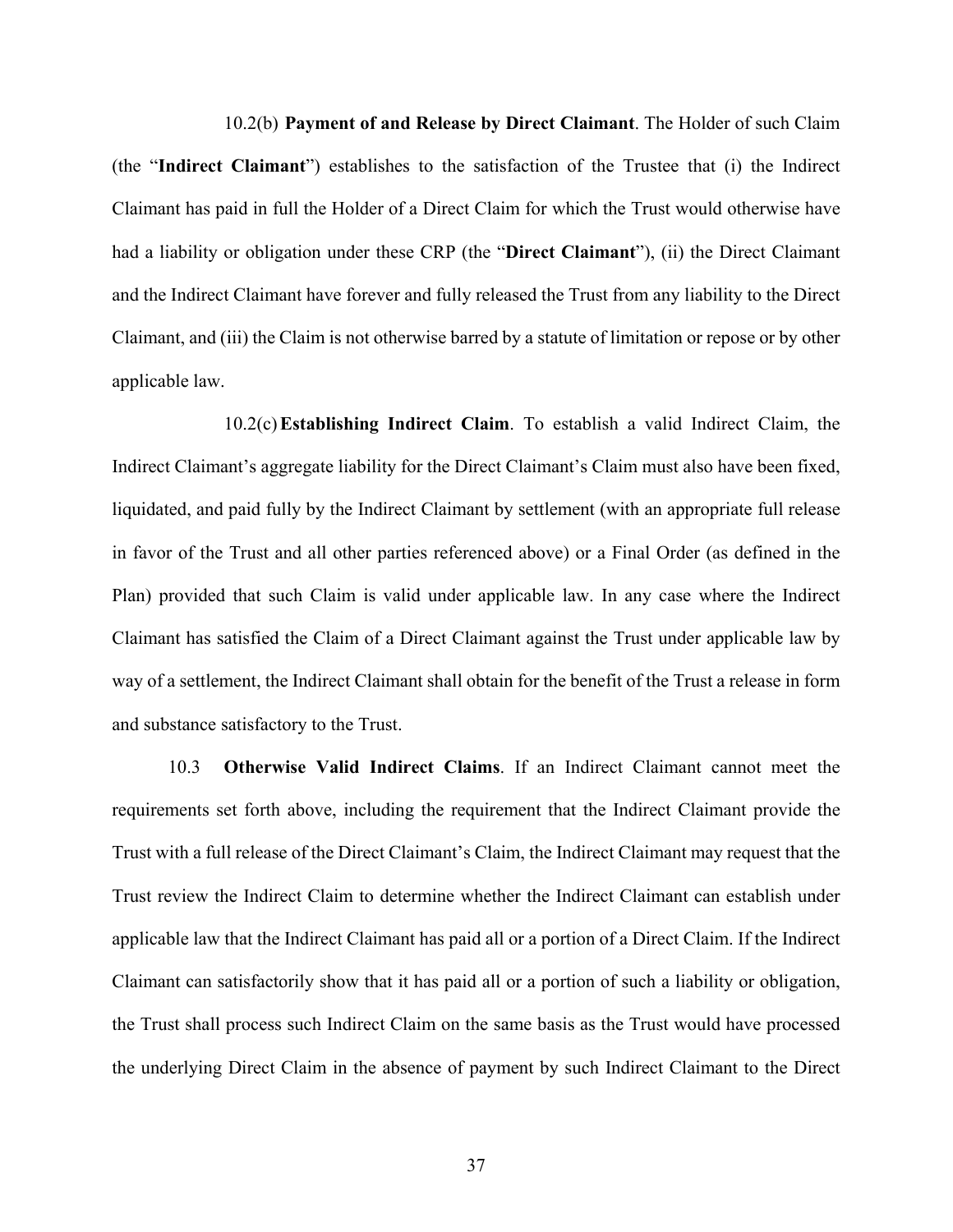10.2(b) **Payment of and Release by Direct Claimant**. The Holder of such Claim (the "**Indirect Claimant**") establishes to the satisfaction of the Trustee that (i) the Indirect Claimant has paid in full the Holder of a Direct Claim for which the Trust would otherwise have had a liability or obligation under these CRP (the "**Direct Claimant**"), (ii) the Direct Claimant and the Indirect Claimant have forever and fully released the Trust from any liability to the Direct Claimant, and (iii) the Claim is not otherwise barred by a statute of limitation or repose or by other applicable law.

10.2(c) **Establishing Indirect Claim**. To establish a valid Indirect Claim, the Indirect Claimant's aggregate liability for the Direct Claimant's Claim must also have been fixed, liquidated, and paid fully by the Indirect Claimant by settlement (with an appropriate full release in favor of the Trust and all other parties referenced above) or a Final Order (as defined in the Plan) provided that such Claim is valid under applicable law. In any case where the Indirect Claimant has satisfied the Claim of a Direct Claimant against the Trust under applicable law by way of a settlement, the Indirect Claimant shall obtain for the benefit of the Trust a release in form and substance satisfactory to the Trust.

10.3 **Otherwise Valid Indirect Claims**. If an Indirect Claimant cannot meet the requirements set forth above, including the requirement that the Indirect Claimant provide the Trust with a full release of the Direct Claimant's Claim, the Indirect Claimant may request that the Trust review the Indirect Claim to determine whether the Indirect Claimant can establish under applicable law that the Indirect Claimant has paid all or a portion of a Direct Claim. If the Indirect Claimant can satisfactorily show that it has paid all or a portion of such a liability or obligation, the Trust shall process such Indirect Claim on the same basis as the Trust would have processed the underlying Direct Claim in the absence of payment by such Indirect Claimant to the Direct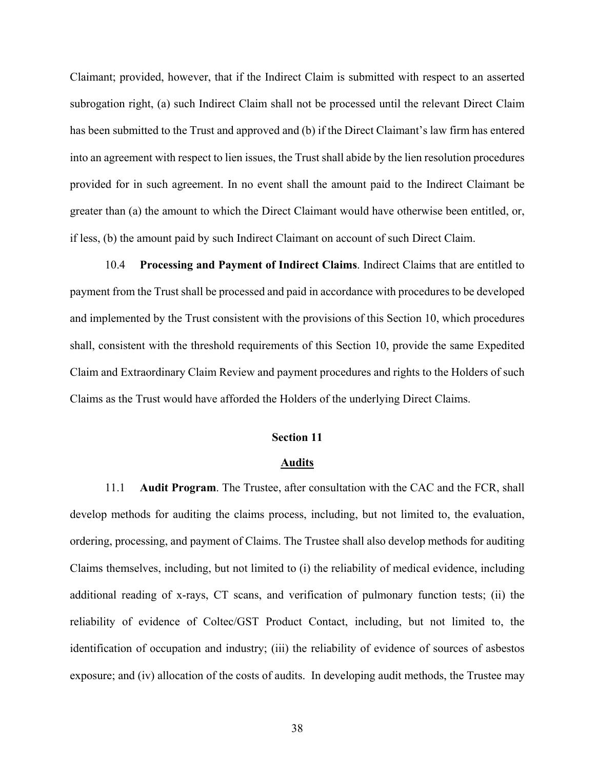Claimant; provided, however, that if the Indirect Claim is submitted with respect to an asserted subrogation right, (a) such Indirect Claim shall not be processed until the relevant Direct Claim has been submitted to the Trust and approved and (b) if the Direct Claimant's law firm has entered into an agreement with respect to lien issues, the Trust shall abide by the lien resolution procedures provided for in such agreement. In no event shall the amount paid to the Indirect Claimant be greater than (a) the amount to which the Direct Claimant would have otherwise been entitled, or, if less, (b) the amount paid by such Indirect Claimant on account of such Direct Claim.

10.4 **Processing and Payment of Indirect Claims**. Indirect Claims that are entitled to payment from the Trust shall be processed and paid in accordance with procedures to be developed and implemented by the Trust consistent with the provisions of this Section 10, which procedures shall, consistent with the threshold requirements of this Section 10, provide the same Expedited Claim and Extraordinary Claim Review and payment procedures and rights to the Holders of such Claims as the Trust would have afforded the Holders of the underlying Direct Claims.

## Section 11

## Audits

11.1 **Audit Program**. The Trustee, after consultation with the CAC and the FCR, shall develop methods for auditing the claims process, including, but not limited to, the evaluation, ordering, processing, and payment of Claims. The Trustee shall also develop methods for auditing Claims themselves, including, but not limited to (i) the reliability of medical evidence, including additional reading of x-rays, CT scans, and verification of pulmonary function tests; (ii) the reliability of evidence of Coltec/GST Product Contact, including, but not limited to, the identification of occupation and industry; (iii) the reliability of evidence of sources of asbestos exposure; and (iv) allocation of the costs of audits. In developing audit methods, the Trustee may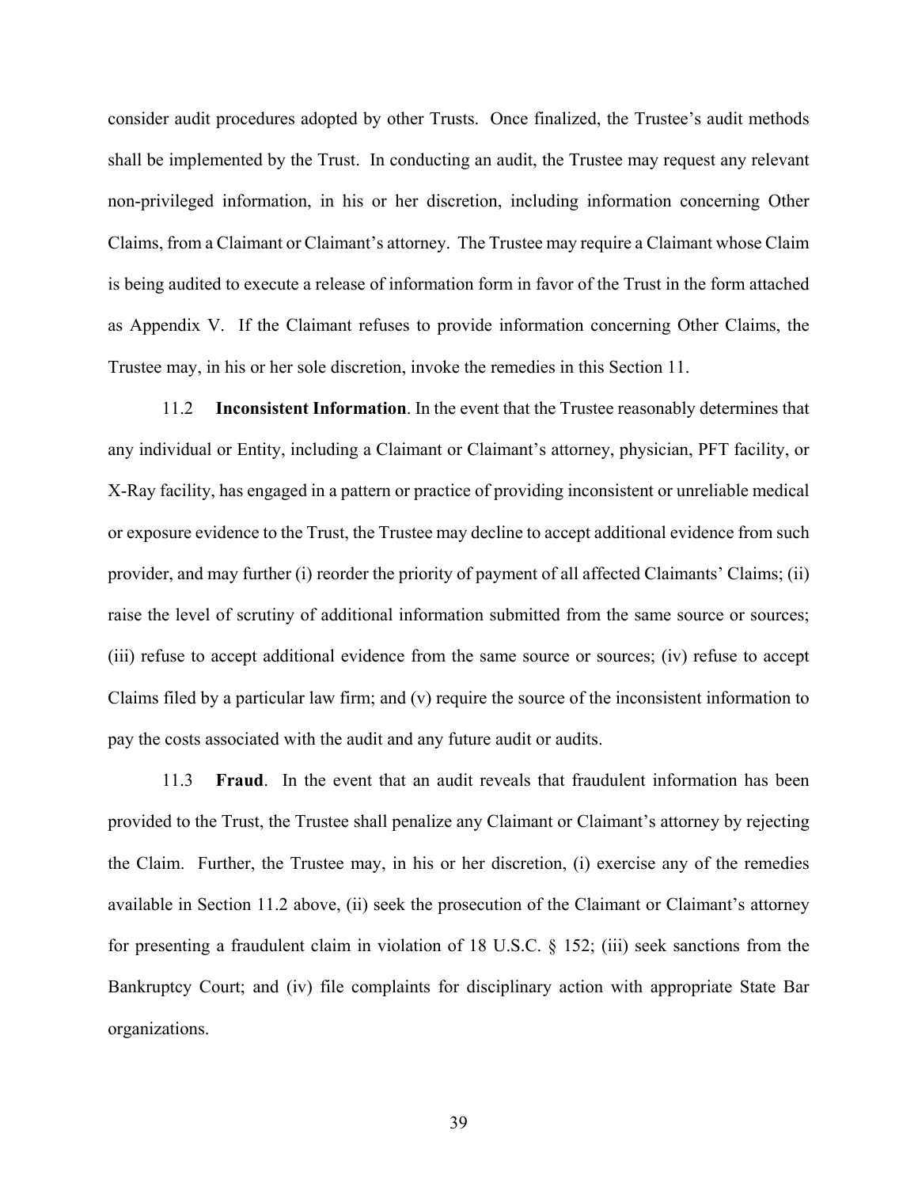consider audit procedures adopted by other Trusts. Once finalized, the Trustee's audit methods shall be implemented by the Trust. In conducting an audit, the Trustee may request any relevant non-privileged information, in his or her discretion, including information concerning Other Claims, from a Claimant or Claimant's attorney. The Trustee may require a Claimant whose Claim is being audited to execute a release of information form in favor of the Trust in the form attached as Appendix V. If the Claimant refuses to provide information concerning Other Claims, the Trustee may, in his or her sole discretion, invoke the remedies in this Section 11.

11.2 **Inconsistent Information**. In the event that the Trustee reasonably determines that any individual or Entity, including a Claimant or Claimant's attorney, physician, PFT facility, or X-Ray facility, has engaged in a pattern or practice of providing inconsistent or unreliable medical or exposure evidence to the Trust, the Trustee may decline to accept additional evidence from such provider, and may further (i) reorder the priority of payment of all affected Claimants' Claims; (ii) raise the level of scrutiny of additional information submitted from the same source or sources; (iii) refuse to accept additional evidence from the same source or sources; (iv) refuse to accept Claims filed by a particular law firm; and (v) require the source of the inconsistent information to pay the costs associated with the audit and any future audit or audits.

11.3 **Fraud**. In the event that an audit reveals that fraudulent information has been provided to the Trust, the Trustee shall penalize any Claimant or Claimant's attorney by rejecting the Claim. Further, the Trustee may, in his or her discretion, (i) exercise any of the remedies available in Section 11.2 above, (ii) seek the prosecution of the Claimant or Claimant's attorney for presenting a fraudulent claim in violation of 18 U.S.C. § 152; (iii) seek sanctions from the Bankruptcy Court; and (iv) file complaints for disciplinary action with appropriate State Bar organizations.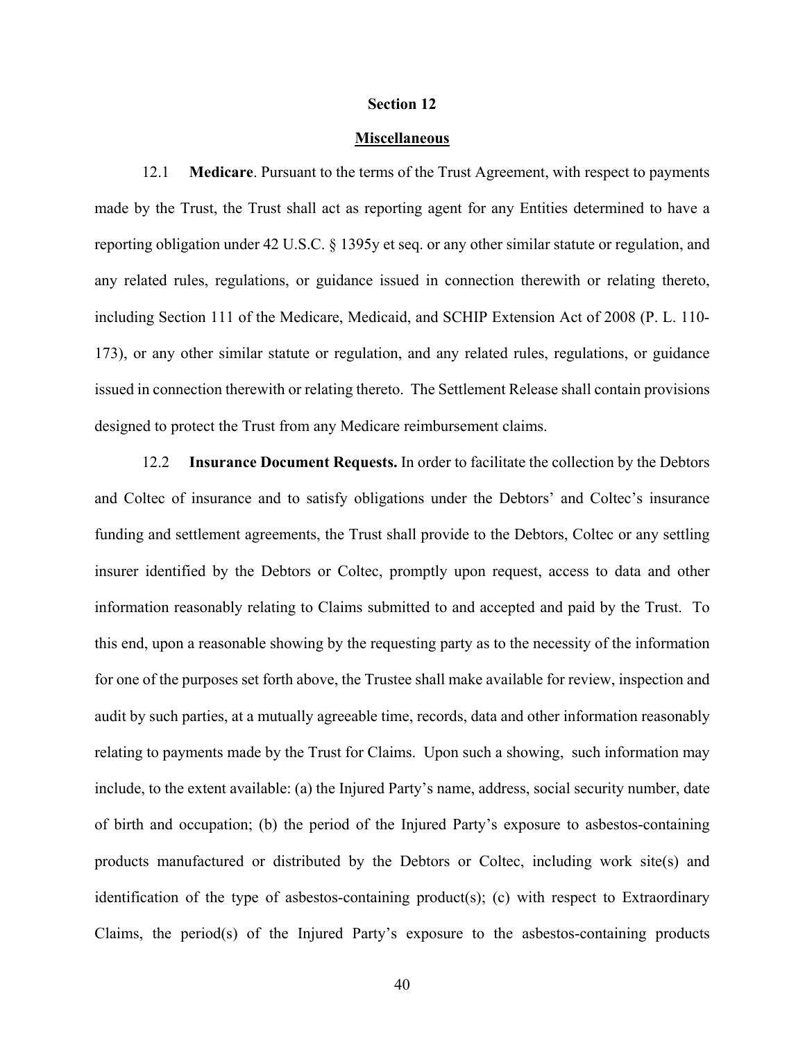## Section 12

## Miscellaneous

12.1 **Medicare**. Pursuant to the terms of the Trust Agreement, with respect to payments made by the Trust, the Trust shall act as reporting agent for any Entities determined to have a reporting obligation under 42 U.S.C. § 1395y et seq. or any other similar statute or regulation, and any related rules, regulations, or guidance issued in connection therewith or relating thereto, including Section 111 of the Medicare, Medicaid, and SCHIP Extension Act of 2008 (P. L. 110-173), or any other similar statute or regulation, and any related rules, regulations, or guidance issued in connection therewith or relating thereto. The Settlement Release shall contain provisions designed to protect the Trust from any Medicare reimbursement claims.

12.2 **Insurance Document Requests.** In order to facilitate the collection by the Debtors and Coltec of insurance and to satisfy obligations under the Debtors' and Coltec's insurance funding and settlement agreements, the Trust shall provide to the Debtors, Coltec or any settling insurer identified by the Debtors or Coltec, promptly upon request, access to data and other information reasonably relating to Claims submitted to and accepted and paid by the Trust. To this end, upon a reasonable showing by the requesting party as to the necessity of the information for one of the purposes set forth above, the Trustee shall make available for review, inspection and audit by such parties, at a mutually agreeable time, records, data and other information reasonably relating to payments made by the Trust for Claims. Upon such a showing, such information may include, to the extent available: (a) the Injured Party's name, address, social security number, date of birth and occupation; (b) the period of the Injured Party's exposure to asbestos-containing products manufactured or distributed by the Debtors or Coltec, including work site(s) and identification of the type of asbestos-containing product(s); (c) with respect to Extraordinary Claims, the period(s) of the Injured Party's exposure to the asbestos-containing products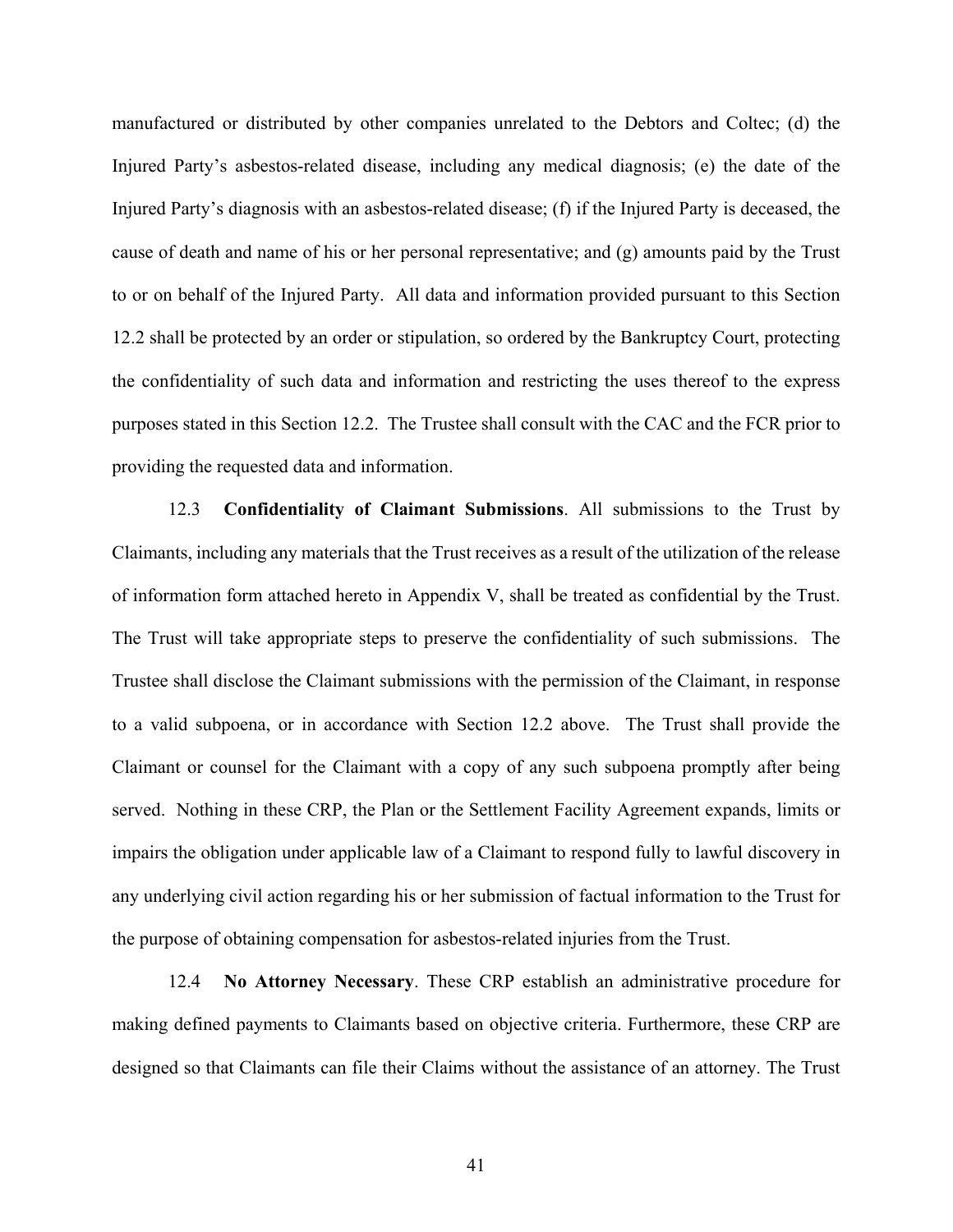manufactured or distributed by other companies unrelated to the Debtors and Coltec; (d) the Injured Party's asbestos-related disease, including any medical diagnosis; (e) the date of the Injured Party's diagnosis with an asbestos-related disease; (f) if the Injured Party is deceased, the cause of death and name of his or her personal representative; and (g) amounts paid by the Trust to or on behalf of the Injured Party. All data and information provided pursuant to this Section 12.2 shall be protected by an order or stipulation, so ordered by the Bankruptcy Court, protecting the confidentiality of such data and information and restricting the uses thereof to the express purposes stated in this Section 12.2. The Trustee shall consult with the CAC and the FCR prior to providing the requested data and information.

12.3 **Confidentiality of Claimant Submissions**. All submissions to the Trust by Claimants, including any materials that the Trust receives as a result of the utilization of the release of information form attached hereto in Appendix V, shall be treated as confidential by the Trust. The Trust will take appropriate steps to preserve the confidentiality of such submissions. The Trustee shall disclose the Claimant submissions with the permission of the Claimant, in response to a valid subpoena, or in accordance with Section 12.2 above. The Trust shall provide the Claimant or counsel for the Claimant with a copy of any such subpoena promptly after being served. Nothing in these CRP, the Plan or the Settlement Facility Agreement expands, limits or impairs the obligation under applicable law of a Claimant to respond fully to lawful discovery in any underlying civil action regarding his or her submission of factual information to the Trust for the purpose of obtaining compensation for asbestos-related injuries from the Trust.

12.4 **No Attorney Necessary**. These CRP establish an administrative procedure for making defined payments to Claimants based on objective criteria. Furthermore, these CRP are designed so that Claimants can file their Claims without the assistance of an attorney. The Trust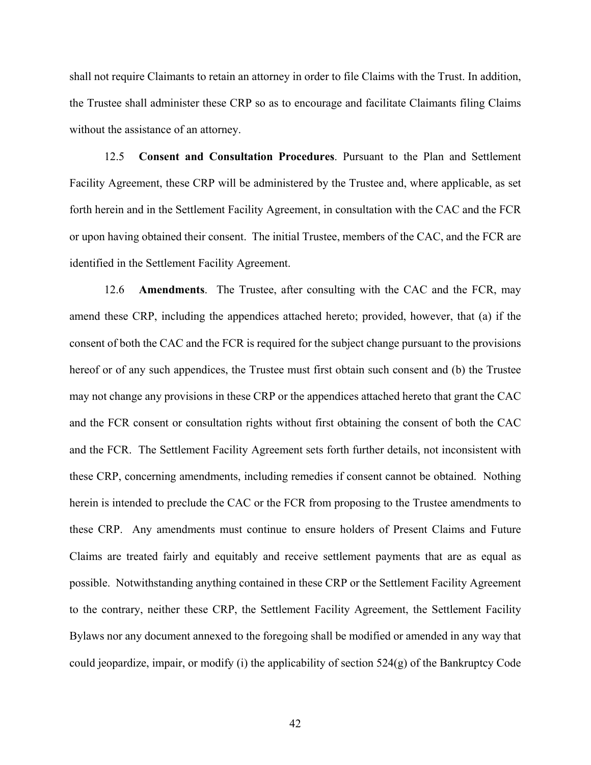shall not require Claimants to retain an attorney in order to file Claims with the Trust. In addition, the Trustee shall administer these CRP so as to encourage and facilitate Claimants filing Claims without the assistance of an attorney.

12.5 **Consent and Consultation Procedures**. Pursuant to the Plan and Settlement Facility Agreement, these CRP will be administered by the Trustee and, where applicable, as set forth herein and in the Settlement Facility Agreement, in consultation with the CAC and the FCR or upon having obtained their consent. The initial Trustee, members of the CAC, and the FCR are identified in the Settlement Facility Agreement.

12.6 **Amendments**. The Trustee, after consulting with the CAC and the FCR, may amend these CRP, including the appendices attached hereto; provided, however, that (a) if the consent of both the CAC and the FCR is required for the subject change pursuant to the provisions hereof or of any such appendices, the Trustee must first obtain such consent and (b) the Trustee may not change any provisions in these CRP or the appendices attached hereto that grant the CAC and the FCR consent or consultation rights without first obtaining the consent of both the CAC and the FCR. The Settlement Facility Agreement sets forth further details, not inconsistent with these CRP, concerning amendments, including remedies if consent cannot be obtained. Nothing herein is intended to preclude the CAC or the FCR from proposing to the Trustee amendments to these CRP. Any amendments must continue to ensure holders of Present Claims and Future Claims are treated fairly and equitably and receive settlement payments that are as equal as possible. Notwithstanding anything contained in these CRP or the Settlement Facility Agreement to the contrary, neither these CRP, the Settlement Facility Agreement, the Settlement Facility Bylaws nor any document annexed to the foregoing shall be modified or amended in any way that could jeopardize, impair, or modify (i) the applicability of section 524(g) of the Bankruptcy Code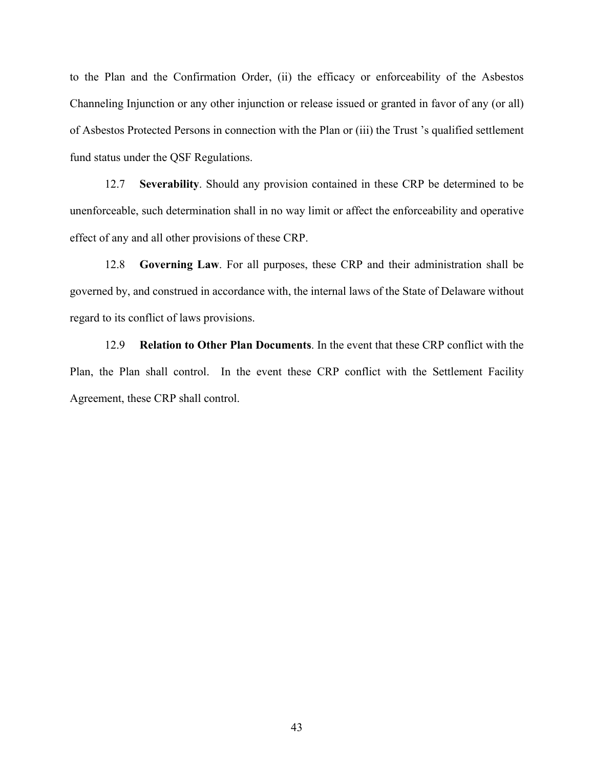to the Plan and the Confirmation Order, (ii) the efficacy or enforceability of the Asbestos Channeling Injunction or any other injunction or release issued or granted in favor of any (or all) of Asbestos Protected Persons in connection with the Plan or (iii) the Trust 's qualified settlement fund status under the QSF Regulations.

12.7 **Severability**. Should any provision contained in these CRP be determined to be unenforceable, such determination shall in no way limit or affect the enforceability and operative effect of any and all other provisions of these CRP.

12.8 **Governing Law**. For all purposes, these CRP and their administration shall be governed by, and construed in accordance with, the internal laws of the State of Delaware without regard to its conflict of laws provisions.

12.9 **Relation to Other Plan Documents**. In the event that these CRP conflict with the Plan, the Plan shall control. In the event these CRP conflict with the Settlement Facility Agreement, these CRP shall control.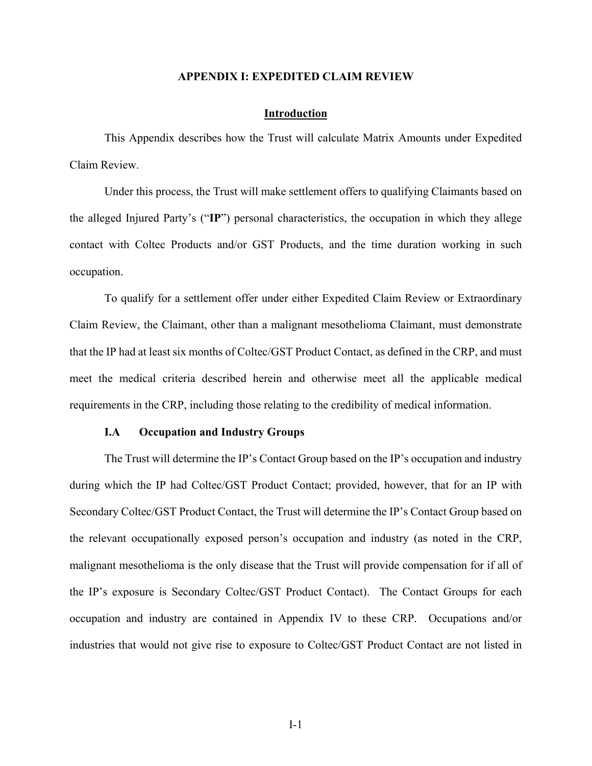## APPENDIX I: EXPEDITED CLAIM REVIEW

### Introduction

This Appendix describes how the Trust will calculate Matrix Amounts under Expedited Claim Review.

Under this process, the Trust will make settlement offers to qualifying Claimants based on the alleged Injured Party's ("**IP**") personal characteristics, the occupation in which they allege contact with Coltec Products and/or GST Products, and the time duration working in such occupation.

To qualify for a settlement offer under either Expedited Claim Review or Extraordinary Claim Review, the Claimant, other than a malignant mesothelioma Claimant, must demonstrate that the IP had at least six months of Coltec/GST Product Contact, as defined in the CRP, and must meet the medical criteria described herein and otherwise meet all the applicable medical requirements in the CRP, including those relating to the credibility of medical information.

#### I.A Occupation and Industry Groups

The Trust will determine the IP's Contact Group based on the IP's occupation and industry during which the IP had Coltec/GST Product Contact; provided, however, that for an IP with Secondary Coltec/GST Product Contact, the Trust will determine the IP's Contact Group based on the relevant occupationally exposed person's occupation and industry (as noted in the CRP, malignant mesothelioma is the only disease that the Trust will provide compensation for if all of the IP's exposure is Secondary Coltec/GST Product Contact). The Contact Groups for each occupation and industry are contained in Appendix IV to these CRP. Occupations and/or industries that would not give rise to exposure to Coltec/GST Product Contact are not listed in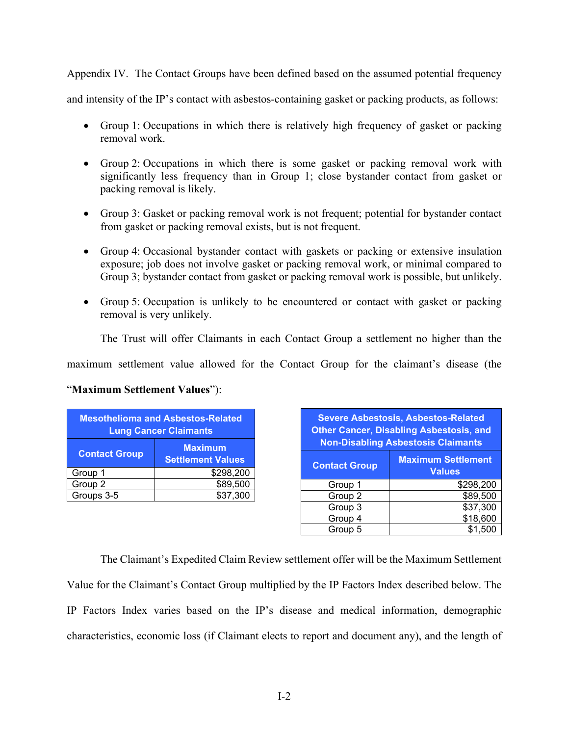Appendix IV. The Contact Groups have been defined based on the assumed potential frequency and intensity of the IP's contact with asbestos-containing gasket or packing products, as follows:

- Group 1: Occupations in which there is relatively high frequency of gasket or packing removal work.
- Group 2: Occupations in which there is some gasket or packing removal work with significantly less frequency than in Group 1; close bystander contact from gasket or packing removal is likely.
- Group 3: Gasket or packing removal work is not frequent; potential for bystander contact from gasket or packing removal exists, but is not frequent.
- Group 4: Occasional bystander contact with gaskets or packing or extensive insulation exposure; job does not involve gasket or packing removal work, or minimal compared to Group 3; bystander contact from gasket or packing removal work is possible, but unlikely.
- Group 5: Occupation is unlikely to be encountered or contact with gasket or packing removal is very unlikely.

The Trust will offer Claimants in each Contact Group a settlement no higher than the maximum settlement value allowed for the Contact Group for the claimant's disease (the "**Maximum Settlement Values**"):

| Mesothelioma and Asbestos-Related Lung Cancer Claimants | |
|---|---|
| **Contact Group** | **Maximum Settlement Values** |
| Group 1 | $298,200 |
| Group 2 | $89,500 |
| Groups 3-5 | $37,300 |

| Severe Asbestosis, Asbestos-Related Other Cancer, Disabling Asbestosis, and Non-Disabling Asbestosis Claimants | |
|---|---|
| **Contact Group** | **Maximum Settlement Values** |
| Group 1 | $298,200 |
| Group 2 | $89,500 |
| Group 3 | $37,300 |
| Group 4 | $18,600 |
| Group 5 | $1,500 |

The Claimant's Expedited Claim Review settlement offer will be the Maximum Settlement Value for the Claimant's Contact Group multiplied by the IP Factors Index described below. The IP Factors Index varies based on the IP's disease and medical information, demographic characteristics, economic loss (if Claimant elects to report and document any), and the length of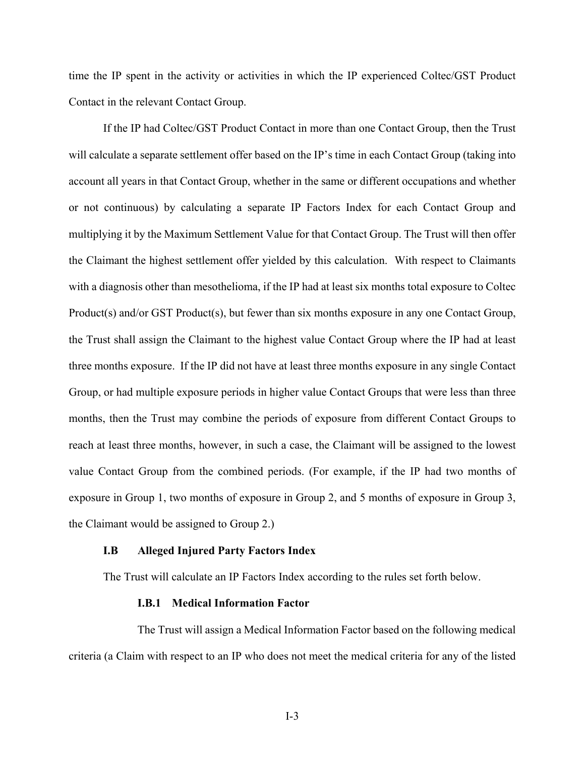time the IP spent in the activity or activities in which the IP experienced Coltec/GST Product Contact in the relevant Contact Group.

If the IP had Coltec/GST Product Contact in more than one Contact Group, then the Trust will calculate a separate settlement offer based on the IP's time in each Contact Group (taking into account all years in that Contact Group, whether in the same or different occupations and whether or not continuous) by calculating a separate IP Factors Index for each Contact Group and multiplying it by the Maximum Settlement Value for that Contact Group. The Trust will then offer the Claimant the highest settlement offer yielded by this calculation. With respect to Claimants with a diagnosis other than mesothelioma, if the IP had at least six months total exposure to Coltec Product(s) and/or GST Product(s), but fewer than six months exposure in any one Contact Group, the Trust shall assign the Claimant to the highest value Contact Group where the IP had at least three months exposure. If the IP did not have at least three months exposure in any single Contact Group, or had multiple exposure periods in higher value Contact Groups that were less than three months, then the Trust may combine the periods of exposure from different Contact Groups to reach at least three months, however, in such a case, the Claimant will be assigned to the lowest value Contact Group from the combined periods. (For example, if the IP had two months of exposure in Group 1, two months of exposure in Group 2, and 5 months of exposure in Group 3, the Claimant would be assigned to Group 2.)

### I.B Alleged Injured Party Factors Index

The Trust will calculate an IP Factors Index according to the rules set forth below.

#### I.B.1 Medical Information Factor

The Trust will assign a Medical Information Factor based on the following medical criteria (a Claim with respect to an IP who does not meet the medical criteria for any of the listed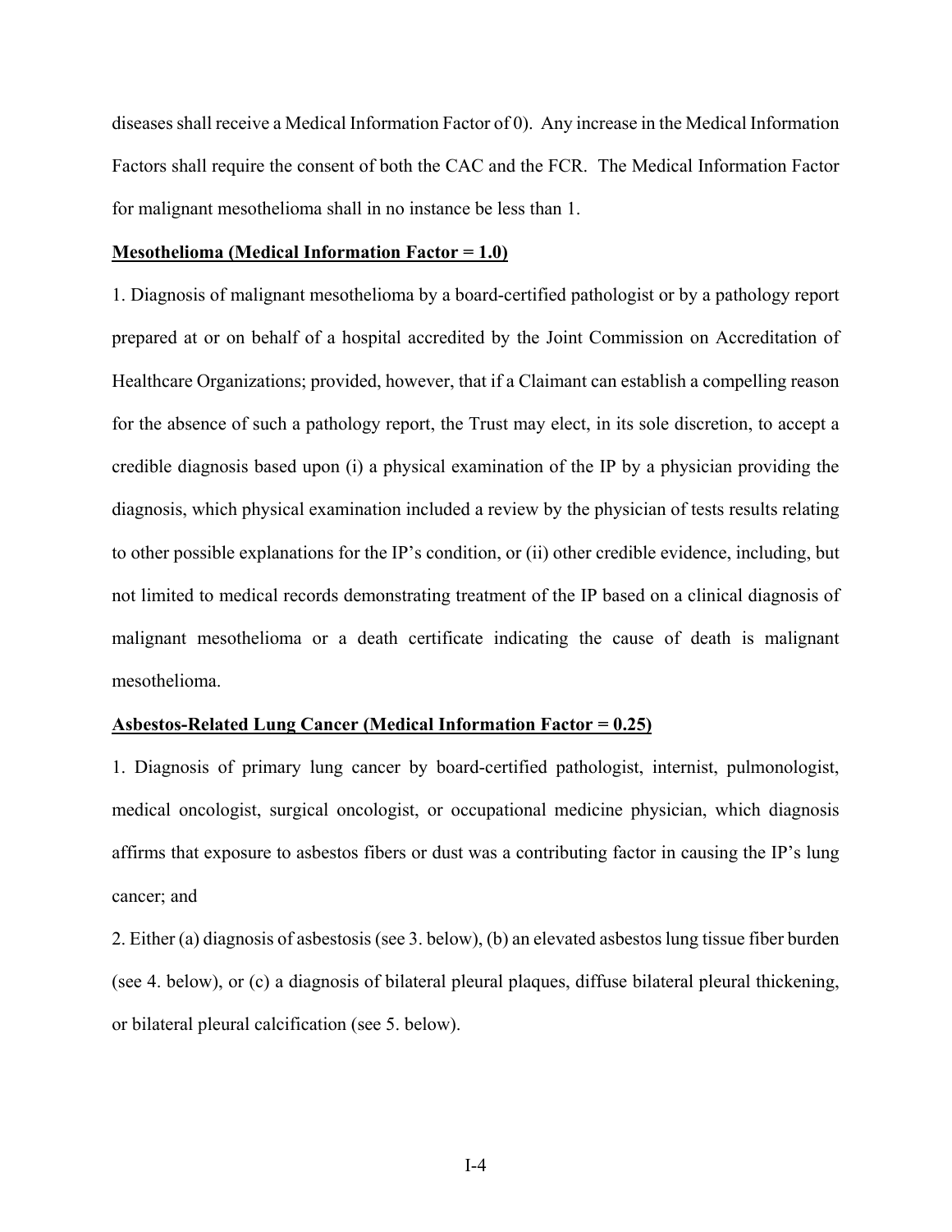diseases shall receive a Medical Information Factor of 0). Any increase in the Medical Information Factors shall require the consent of both the CAC and the FCR. The Medical Information Factor for malignant mesothelioma shall in no instance be less than 1.

**Mesothelioma (Medical Information Factor = 1.0)**

1. Diagnosis of malignant mesothelioma by a board-certified pathologist or by a pathology report prepared at or on behalf of a hospital accredited by the Joint Commission on Accreditation of Healthcare Organizations; provided, however, that if a Claimant can establish a compelling reason for the absence of such a pathology report, the Trust may elect, in its sole discretion, to accept a credible diagnosis based upon (i) a physical examination of the IP by a physician providing the diagnosis, which physical examination included a review by the physician of tests results relating to other possible explanations for the IP's condition, or (ii) other credible evidence, including, but not limited to medical records demonstrating treatment of the IP based on a clinical diagnosis of malignant mesothelioma or a death certificate indicating the cause of death is malignant mesothelioma.

**Asbestos-Related Lung Cancer (Medical Information Factor = 0.25)**

1. Diagnosis of primary lung cancer by board-certified pathologist, internist, pulmonologist, medical oncologist, surgical oncologist, or occupational medicine physician, which diagnosis affirms that exposure to asbestos fibers or dust was a contributing factor in causing the IP's lung cancer; and

2. Either (a) diagnosis of asbestosis (see 3. below), (b) an elevated asbestos lung tissue fiber burden (see 4. below), or (c) a diagnosis of bilateral pleural plaques, diffuse bilateral pleural thickening, or bilateral pleural calcification (see 5. below).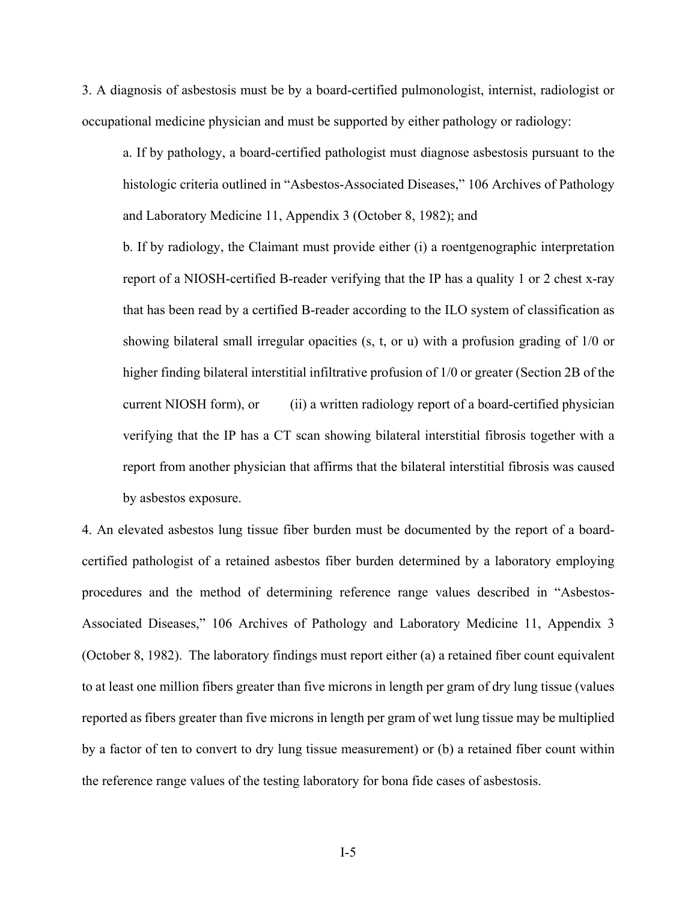3. A diagnosis of asbestosis must be by a board-certified pulmonologist, internist, radiologist or occupational medicine physician and must be supported by either pathology or radiology:

a. If by pathology, a board-certified pathologist must diagnose asbestosis pursuant to the histologic criteria outlined in "Asbestos-Associated Diseases," 106 Archives of Pathology and Laboratory Medicine 11, Appendix 3 (October 8, 1982); and

b. If by radiology, the Claimant must provide either (i) a roentgenographic interpretation report of a NIOSH-certified B-reader verifying that the IP has a quality 1 or 2 chest x-ray that has been read by a certified B-reader according to the ILO system of classification as showing bilateral small irregular opacities (s, t, or u) with a profusion grading of 1/0 or higher finding bilateral interstitial infiltrative profusion of 1/0 or greater (Section 2B of the current NIOSH form), or (ii) a written radiology report of a board-certified physician verifying that the IP has a CT scan showing bilateral interstitial fibrosis together with a report from another physician that affirms that the bilateral interstitial fibrosis was caused by asbestos exposure.

4. An elevated asbestos lung tissue fiber burden must be documented by the report of a board-certified pathologist of a retained asbestos fiber burden determined by a laboratory employing procedures and the method of determining reference range values described in "Asbestos-Associated Diseases," 106 Archives of Pathology and Laboratory Medicine 11, Appendix 3 (October 8, 1982). The laboratory findings must report either (a) a retained fiber count equivalent to at least one million fibers greater than five microns in length per gram of dry lung tissue (values reported as fibers greater than five microns in length per gram of wet lung tissue may be multiplied by a factor of ten to convert to dry lung tissue measurement) or (b) a retained fiber count within the reference range values of the testing laboratory for bona fide cases of asbestosis.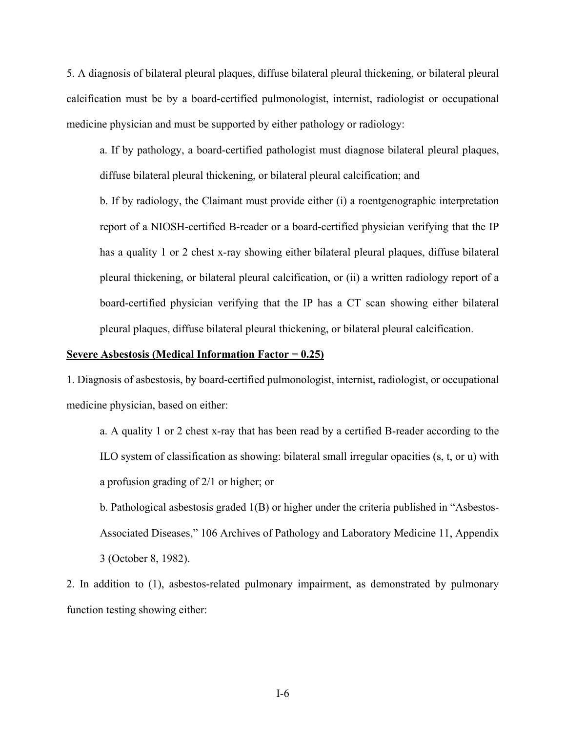5. A diagnosis of bilateral pleural plaques, diffuse bilateral pleural thickening, or bilateral pleural calcification must be by a board-certified pulmonologist, internist, radiologist or occupational medicine physician and must be supported by either pathology or radiology:

> a. If by pathology, a board-certified pathologist must diagnose bilateral pleural plaques, diffuse bilateral pleural thickening, or bilateral pleural calcification; and
>
> b. If by radiology, the Claimant must provide either (i) a roentgenographic interpretation report of a NIOSH-certified B-reader or a board-certified physician verifying that the IP has a quality 1 or 2 chest x-ray showing either bilateral pleural plaques, diffuse bilateral pleural thickening, or bilateral pleural calcification, or (ii) a written radiology report of a board-certified physician verifying that the IP has a CT scan showing either bilateral pleural plaques, diffuse bilateral pleural thickening, or bilateral pleural calcification.

**<u>Severe Asbestosis (Medical Information Factor = 0.25)</u>**

1. Diagnosis of asbestosis, by board-certified pulmonologist, internist, radiologist, or occupational medicine physician, based on either:

> a. A quality 1 or 2 chest x-ray that has been read by a certified B-reader according to the ILO system of classification as showing: bilateral small irregular opacities (s, t, or u) with a profusion grading of 2/1 or higher; or
>
> b. Pathological asbestosis graded 1(B) or higher under the criteria published in "Asbestos-Associated Diseases," 106 Archives of Pathology and Laboratory Medicine 11, Appendix 3 (October 8, 1982).

2. In addition to (1), asbestos-related pulmonary impairment, as demonstrated by pulmonary function testing showing either: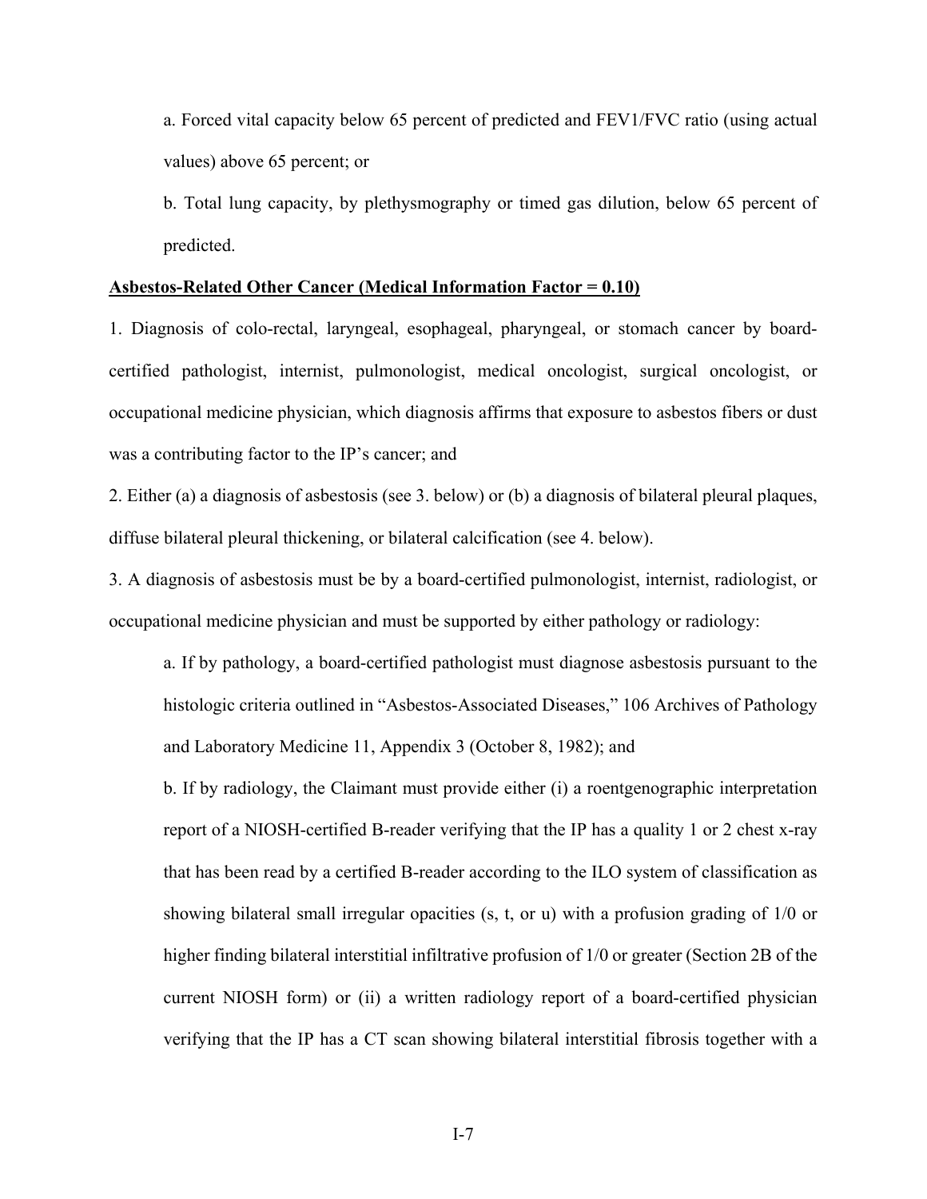a. Forced vital capacity below 65 percent of predicted and FEV1/FVC ratio (using actual values) above 65 percent; or

b. Total lung capacity, by plethysmography or timed gas dilution, below 65 percent of predicted.

**Asbestos-Related Other Cancer (Medical Information Factor = 0.10)**

1. Diagnosis of colo-rectal, laryngeal, esophageal, pharyngeal, or stomach cancer by board-certified pathologist, internist, pulmonologist, medical oncologist, surgical oncologist, or occupational medicine physician, which diagnosis affirms that exposure to asbestos fibers or dust was a contributing factor to the IP's cancer; and

2. Either (a) a diagnosis of asbestosis (see 3. below) or (b) a diagnosis of bilateral pleural plaques, diffuse bilateral pleural thickening, or bilateral calcification (see 4. below).

3. A diagnosis of asbestosis must be by a board-certified pulmonologist, internist, radiologist, or occupational medicine physician and must be supported by either pathology or radiology:

a. If by pathology, a board-certified pathologist must diagnose asbestosis pursuant to the histologic criteria outlined in "Asbestos-Associated Diseases," 106 Archives of Pathology and Laboratory Medicine 11, Appendix 3 (October 8, 1982); and

b. If by radiology, the Claimant must provide either (i) a roentgenographic interpretation report of a NIOSH-certified B-reader verifying that the IP has a quality 1 or 2 chest x-ray that has been read by a certified B-reader according to the ILO system of classification as showing bilateral small irregular opacities (s, t, or u) with a profusion grading of 1/0 or higher finding bilateral interstitial infiltrative profusion of 1/0 or greater (Section 2B of the current NIOSH form) or (ii) a written radiology report of a board-certified physician verifying that the IP has a CT scan showing bilateral interstitial fibrosis together with a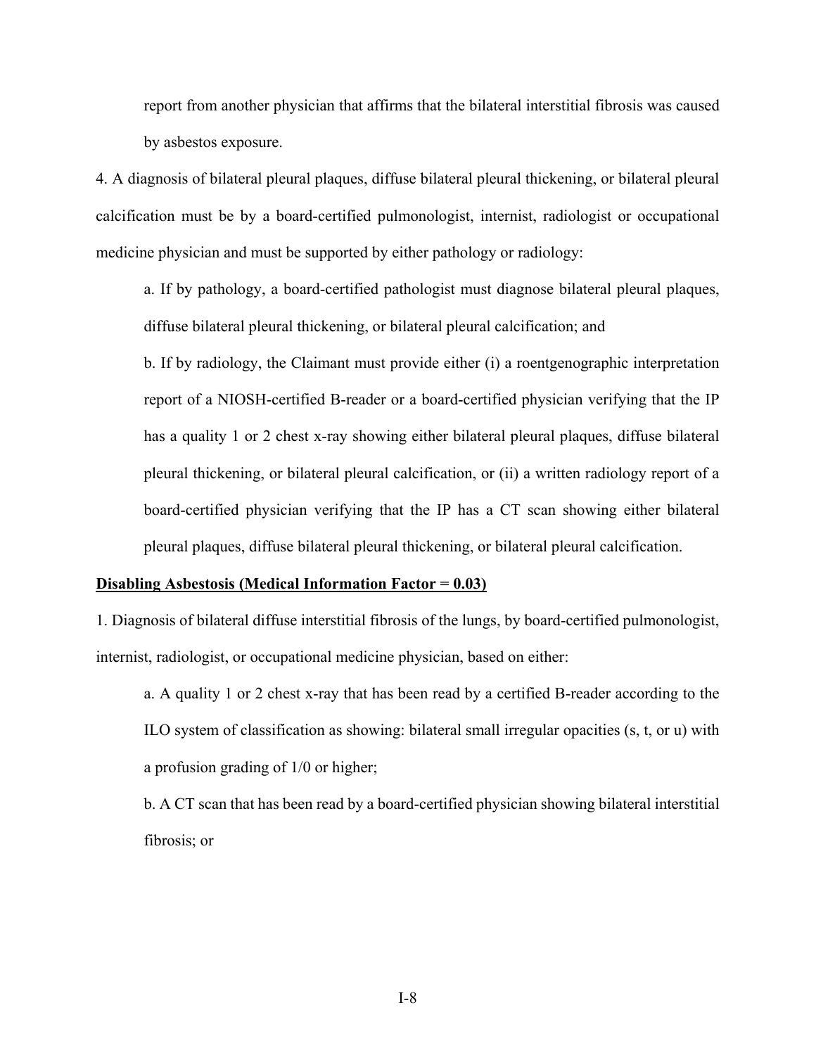report from another physician that affirms that the bilateral interstitial fibrosis was caused by asbestos exposure.

4. A diagnosis of bilateral pleural plaques, diffuse bilateral pleural thickening, or bilateral pleural calcification must be by a board-certified pulmonologist, internist, radiologist or occupational medicine physician and must be supported by either pathology or radiology:

a. If by pathology, a board-certified pathologist must diagnose bilateral pleural plaques, diffuse bilateral pleural thickening, or bilateral pleural calcification; and

b. If by radiology, the Claimant must provide either (i) a roentgenographic interpretation report of a NIOSH-certified B-reader or a board-certified physician verifying that the IP has a quality 1 or 2 chest x-ray showing either bilateral pleural plaques, diffuse bilateral pleural thickening, or bilateral pleural calcification, or (ii) a written radiology report of a board-certified physician verifying that the IP has a CT scan showing either bilateral pleural plaques, diffuse bilateral pleural thickening, or bilateral pleural calcification.

**Disabling Asbestosis (Medical Information Factor = 0.03)**

1. Diagnosis of bilateral diffuse interstitial fibrosis of the lungs, by board-certified pulmonologist, internist, radiologist, or occupational medicine physician, based on either:

a. A quality 1 or 2 chest x-ray that has been read by a certified B-reader according to the ILO system of classification as showing: bilateral small irregular opacities (s, t, or u) with a profusion grading of 1/0 or higher;

b. A CT scan that has been read by a board-certified physician showing bilateral interstitial fibrosis; or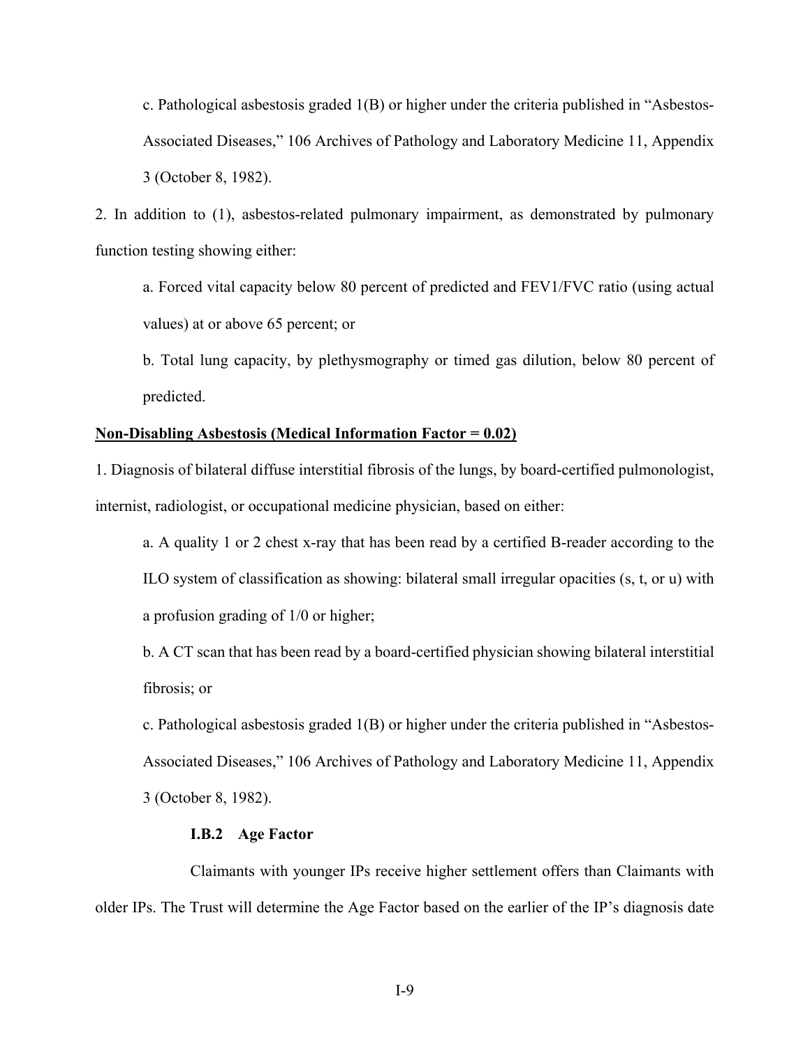c. Pathological asbestosis graded 1(B) or higher under the criteria published in "Asbestos-Associated Diseases," 106 Archives of Pathology and Laboratory Medicine 11, Appendix 3 (October 8, 1982).

2. In addition to (1), asbestos-related pulmonary impairment, as demonstrated by pulmonary function testing showing either:

a. Forced vital capacity below 80 percent of predicted and FEV1/FVC ratio (using actual values) at or above 65 percent; or

b. Total lung capacity, by plethysmography or timed gas dilution, below 80 percent of predicted.

**Non-Disabling Asbestosis (Medical Information Factor = 0.02)**

1. Diagnosis of bilateral diffuse interstitial fibrosis of the lungs, by board-certified pulmonologist, internist, radiologist, or occupational medicine physician, based on either:

a. A quality 1 or 2 chest x-ray that has been read by a certified B-reader according to the ILO system of classification as showing: bilateral small irregular opacities (s, t, or u) with a profusion grading of 1/0 or higher;

b. A CT scan that has been read by a board-certified physician showing bilateral interstitial fibrosis; or

c. Pathological asbestosis graded 1(B) or higher under the criteria published in "Asbestos-Associated Diseases," 106 Archives of Pathology and Laboratory Medicine 11, Appendix 3 (October 8, 1982).

#### I.B.2 Age Factor

Claimants with younger IPs receive higher settlement offers than Claimants with older IPs. The Trust will determine the Age Factor based on the earlier of the IP's diagnosis date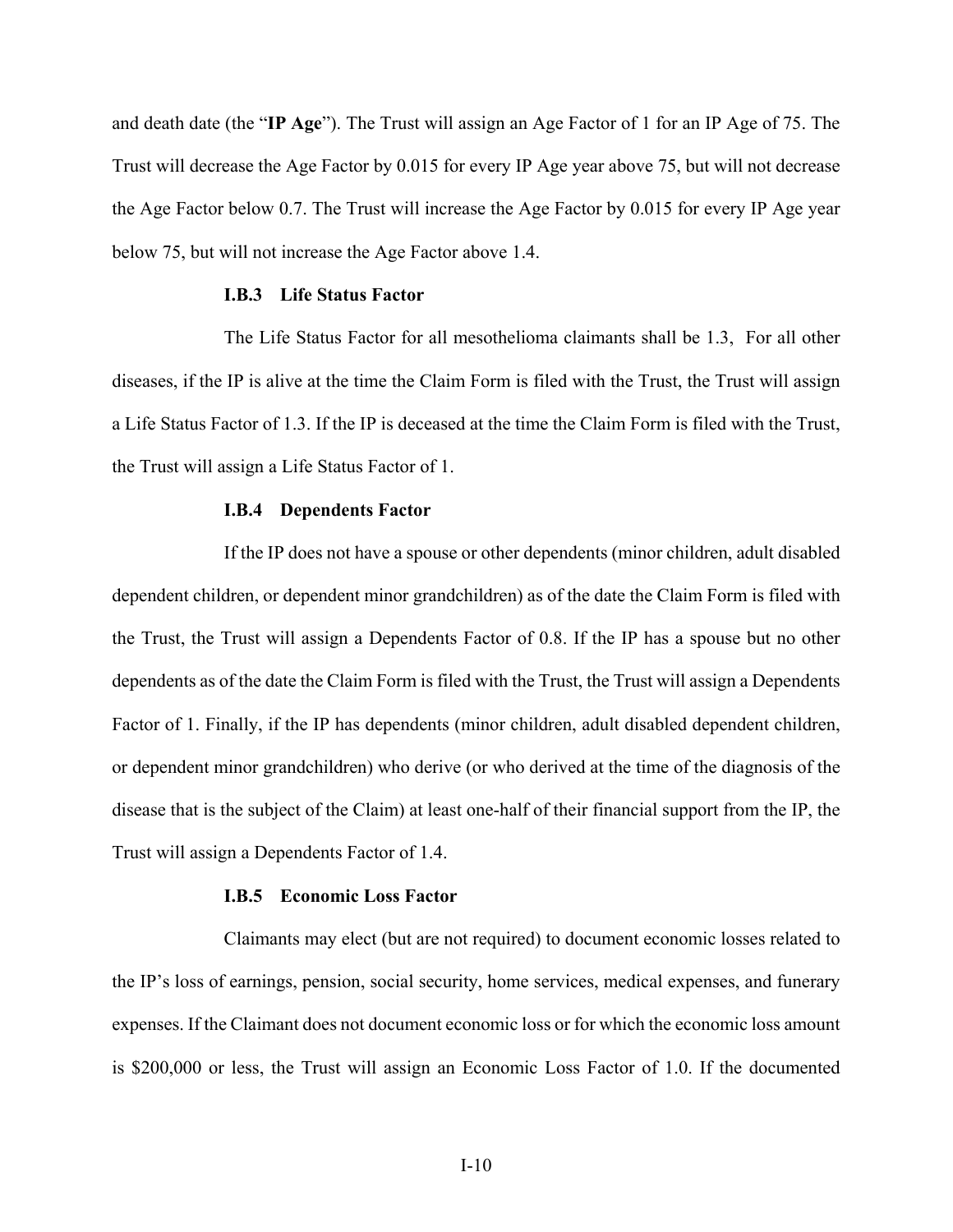and death date (the "**IP Age**"). The Trust will assign an Age Factor of 1 for an IP Age of 75. The Trust will decrease the Age Factor by 0.015 for every IP Age year above 75, but will not decrease the Age Factor below 0.7. The Trust will increase the Age Factor by 0.015 for every IP Age year below 75, but will not increase the Age Factor above 1.4.

### I.B.3 Life Status Factor

The Life Status Factor for all mesothelioma claimants shall be 1.3, For all other diseases, if the IP is alive at the time the Claim Form is filed with the Trust, the Trust will assign a Life Status Factor of 1.3. If the IP is deceased at the time the Claim Form is filed with the Trust, the Trust will assign a Life Status Factor of 1.

### I.B.4 Dependents Factor

If the IP does not have a spouse or other dependents (minor children, adult disabled dependent children, or dependent minor grandchildren) as of the date the Claim Form is filed with the Trust, the Trust will assign a Dependents Factor of 0.8. If the IP has a spouse but no other dependents as of the date the Claim Form is filed with the Trust, the Trust will assign a Dependents Factor of 1. Finally, if the IP has dependents (minor children, adult disabled dependent children, or dependent minor grandchildren) who derive (or who derived at the time of the diagnosis of the disease that is the subject of the Claim) at least one-half of their financial support from the IP, the Trust will assign a Dependents Factor of 1.4.

### I.B.5 Economic Loss Factor

Claimants may elect (but are not required) to document economic losses related to the IP's loss of earnings, pension, social security, home services, medical expenses, and funerary expenses. If the Claimant does not document economic loss or for which the economic loss amount is $200,000 or less, the Trust will assign an Economic Loss Factor of 1.0. If the documented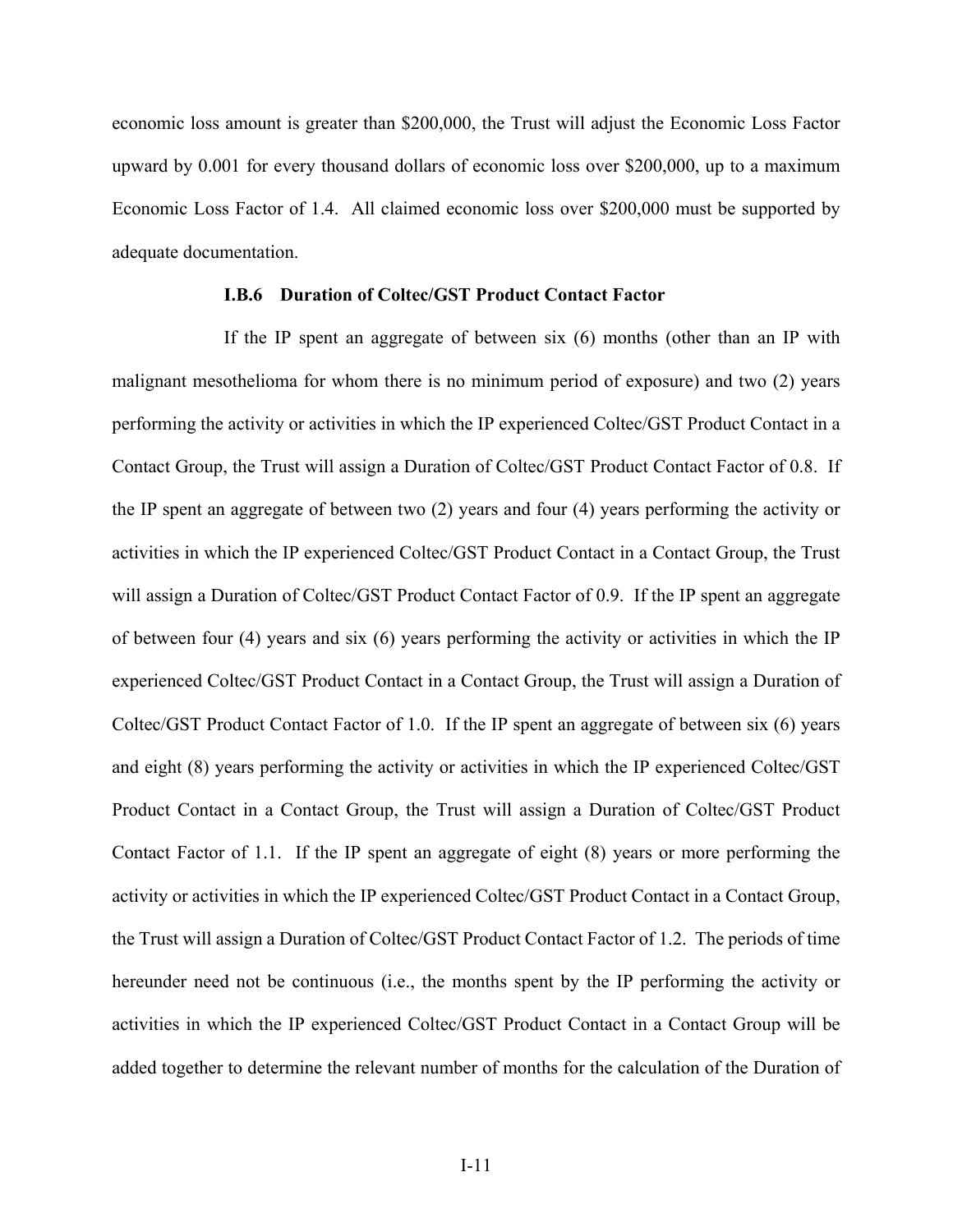economic loss amount is greater than $200,000, the Trust will adjust the Economic Loss Factor upward by 0.001 for every thousand dollars of economic loss over $200,000, up to a maximum Economic Loss Factor of 1.4. All claimed economic loss over $200,000 must be supported by adequate documentation.

### I.B.6 Duration of Coltec/GST Product Contact Factor

If the IP spent an aggregate of between six (6) months (other than an IP with malignant mesothelioma for whom there is no minimum period of exposure) and two (2) years performing the activity or activities in which the IP experienced Coltec/GST Product Contact in a Contact Group, the Trust will assign a Duration of Coltec/GST Product Contact Factor of 0.8. If the IP spent an aggregate of between two (2) years and four (4) years performing the activity or activities in which the IP experienced Coltec/GST Product Contact in a Contact Group, the Trust will assign a Duration of Coltec/GST Product Contact Factor of 0.9. If the IP spent an aggregate of between four (4) years and six (6) years performing the activity or activities in which the IP experienced Coltec/GST Product Contact in a Contact Group, the Trust will assign a Duration of Coltec/GST Product Contact Factor of 1.0. If the IP spent an aggregate of between six (6) years and eight (8) years performing the activity or activities in which the IP experienced Coltec/GST Product Contact in a Contact Group, the Trust will assign a Duration of Coltec/GST Product Contact Factor of 1.1. If the IP spent an aggregate of eight (8) years or more performing the activity or activities in which the IP experienced Coltec/GST Product Contact in a Contact Group, the Trust will assign a Duration of Coltec/GST Product Contact Factor of 1.2. The periods of time hereunder need not be continuous (i.e., the months spent by the IP performing the activity or activities in which the IP experienced Coltec/GST Product Contact in a Contact Group will be added together to determine the relevant number of months for the calculation of the Duration of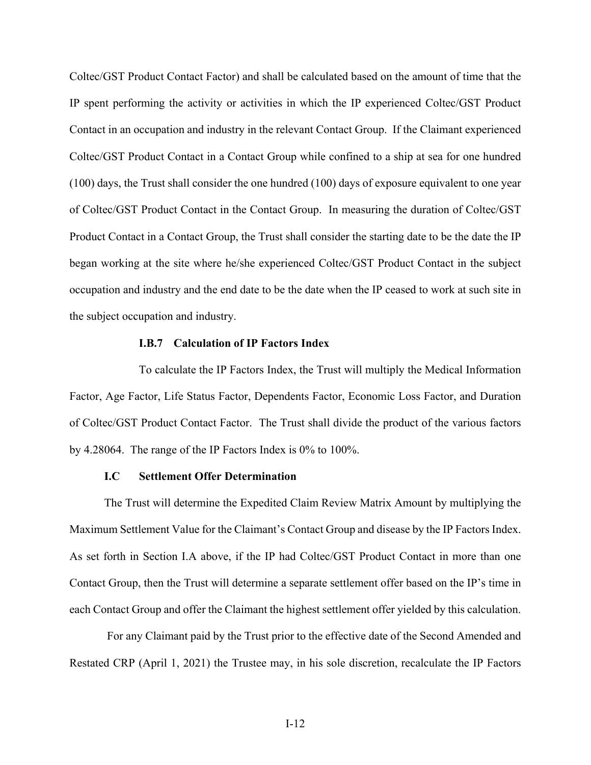Coltec/GST Product Contact Factor) and shall be calculated based on the amount of time that the IP spent performing the activity or activities in which the IP experienced Coltec/GST Product Contact in an occupation and industry in the relevant Contact Group. If the Claimant experienced Coltec/GST Product Contact in a Contact Group while confined to a ship at sea for one hundred (100) days, the Trust shall consider the one hundred (100) days of exposure equivalent to one year of Coltec/GST Product Contact in the Contact Group. In measuring the duration of Coltec/GST Product Contact in a Contact Group, the Trust shall consider the starting date to be the date the IP began working at the site where he/she experienced Coltec/GST Product Contact in the subject occupation and industry and the end date to be the date when the IP ceased to work at such site in the subject occupation and industry.

### I.B.7 Calculation of IP Factors Index

To calculate the IP Factors Index, the Trust will multiply the Medical Information Factor, Age Factor, Life Status Factor, Dependents Factor, Economic Loss Factor, and Duration of Coltec/GST Product Contact Factor. The Trust shall divide the product of the various factors by 4.28064. The range of the IP Factors Index is 0% to 100%.

## I.C Settlement Offer Determination

The Trust will determine the Expedited Claim Review Matrix Amount by multiplying the Maximum Settlement Value for the Claimant's Contact Group and disease by the IP Factors Index. As set forth in Section I.A above, if the IP had Coltec/GST Product Contact in more than one Contact Group, then the Trust will determine a separate settlement offer based on the IP's time in each Contact Group and offer the Claimant the highest settlement offer yielded by this calculation.

For any Claimant paid by the Trust prior to the effective date of the Second Amended and Restated CRP (April 1, 2021) the Trustee may, in his sole discretion, recalculate the IP Factors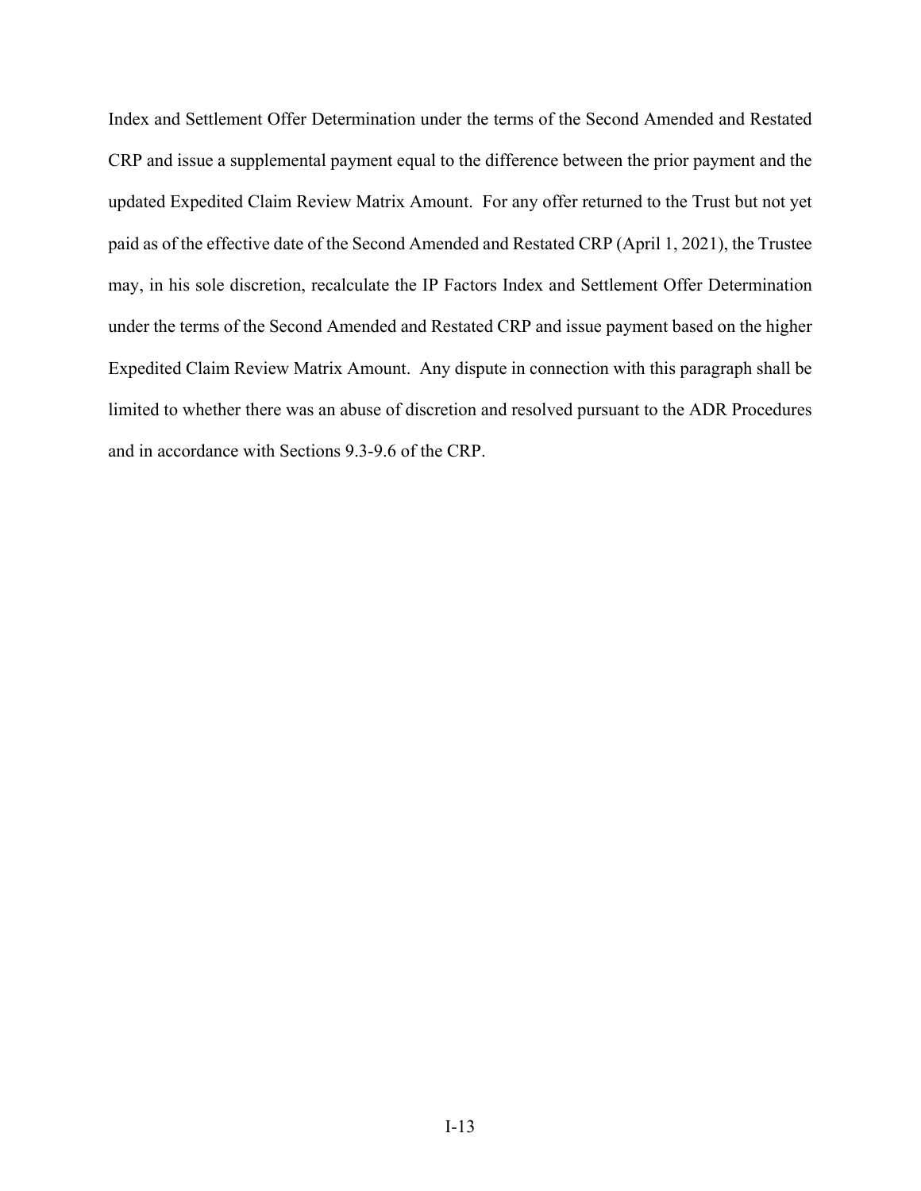Index and Settlement Offer Determination under the terms of the Second Amended and Restated CRP and issue a supplemental payment equal to the difference between the prior payment and the updated Expedited Claim Review Matrix Amount. For any offer returned to the Trust but not yet paid as of the effective date of the Second Amended and Restated CRP (April 1, 2021), the Trustee may, in his sole discretion, recalculate the IP Factors Index and Settlement Offer Determination under the terms of the Second Amended and Restated CRP and issue payment based on the higher Expedited Claim Review Matrix Amount. Any dispute in connection with this paragraph shall be limited to whether there was an abuse of discretion and resolved pursuant to the ADR Procedures and in accordance with Sections 9.3-9.6 of the CRP.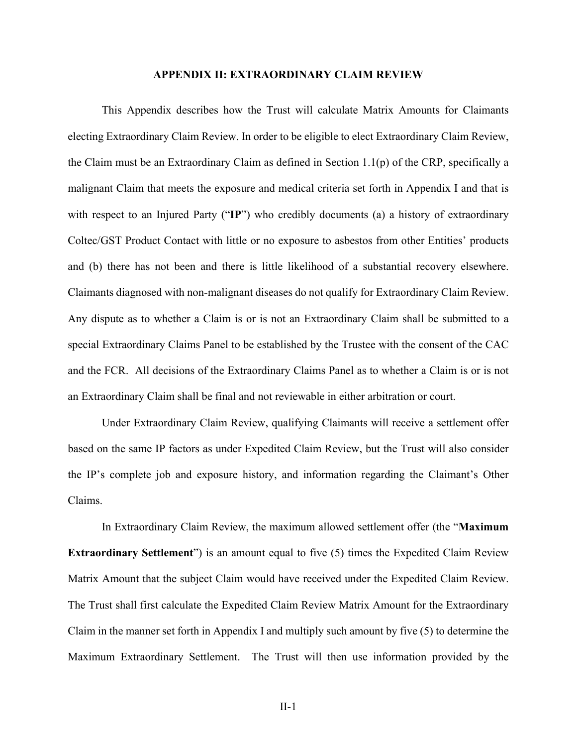# APPENDIX II: EXTRAORDINARY CLAIM REVIEW

This Appendix describes how the Trust will calculate Matrix Amounts for Claimants electing Extraordinary Claim Review. In order to be eligible to elect Extraordinary Claim Review, the Claim must be an Extraordinary Claim as defined in Section 1.1(p) of the CRP, specifically a malignant Claim that meets the exposure and medical criteria set forth in Appendix I and that is with respect to an Injured Party ("**IP**") who credibly documents (a) a history of extraordinary Coltec/GST Product Contact with little or no exposure to asbestos from other Entities' products and (b) there has not been and there is little likelihood of a substantial recovery elsewhere. Claimants diagnosed with non-malignant diseases do not qualify for Extraordinary Claim Review. Any dispute as to whether a Claim is or is not an Extraordinary Claim shall be submitted to a special Extraordinary Claims Panel to be established by the Trustee with the consent of the CAC and the FCR. All decisions of the Extraordinary Claims Panel as to whether a Claim is or is not an Extraordinary Claim shall be final and not reviewable in either arbitration or court.

Under Extraordinary Claim Review, qualifying Claimants will receive a settlement offer based on the same IP factors as under Expedited Claim Review, but the Trust will also consider the IP's complete job and exposure history, and information regarding the Claimant's Other Claims.

In Extraordinary Claim Review, the maximum allowed settlement offer (the "**Maximum Extraordinary Settlement**") is an amount equal to five (5) times the Expedited Claim Review Matrix Amount that the subject Claim would have received under the Expedited Claim Review. The Trust shall first calculate the Expedited Claim Review Matrix Amount for the Extraordinary Claim in the manner set forth in Appendix I and multiply such amount by five (5) to determine the Maximum Extraordinary Settlement. The Trust will then use information provided by the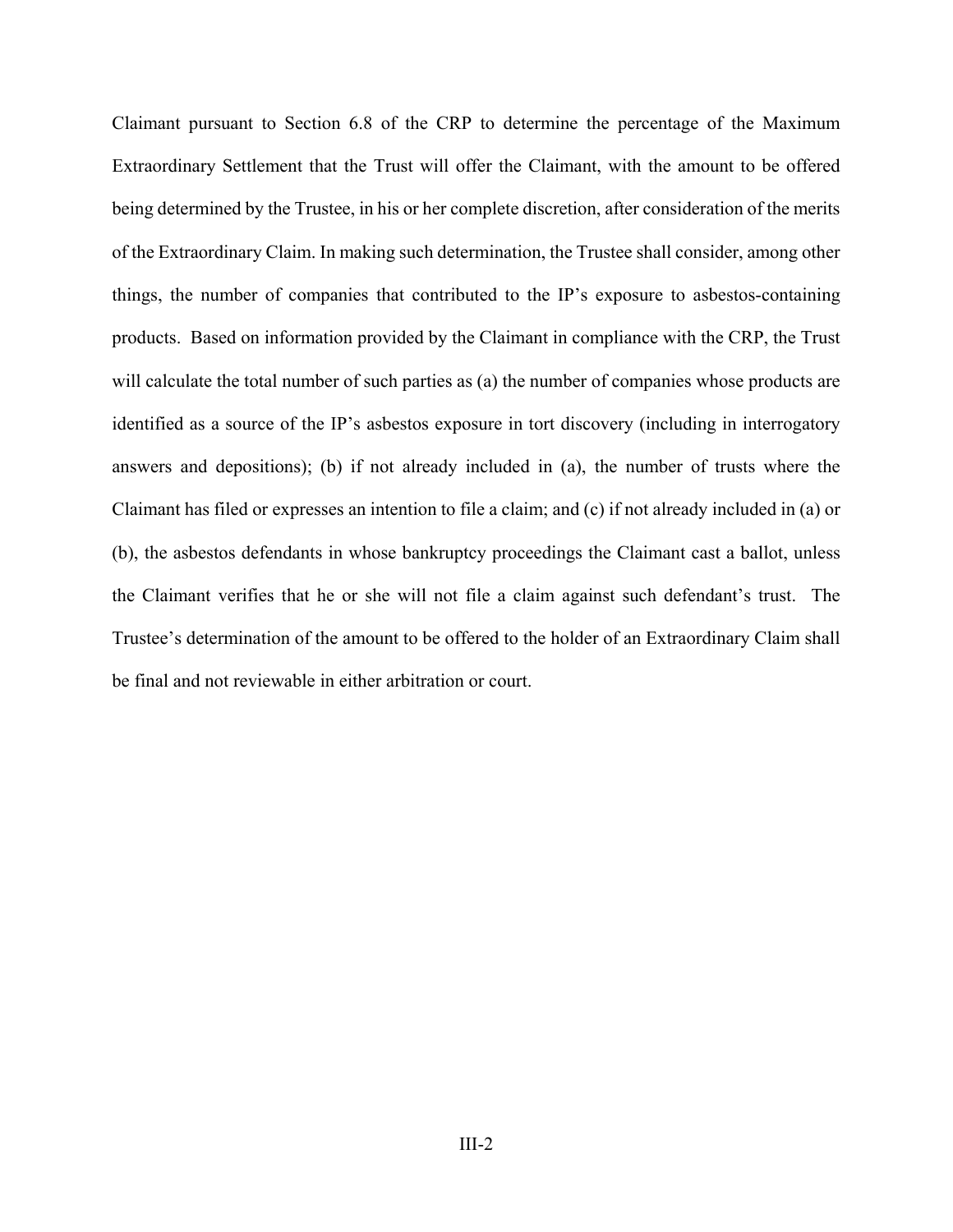Claimant pursuant to Section 6.8 of the CRP to determine the percentage of the Maximum Extraordinary Settlement that the Trust will offer the Claimant, with the amount to be offered being determined by the Trustee, in his or her complete discretion, after consideration of the merits of the Extraordinary Claim. In making such determination, the Trustee shall consider, among other things, the number of companies that contributed to the IP's exposure to asbestos-containing products. Based on information provided by the Claimant in compliance with the CRP, the Trust will calculate the total number of such parties as (a) the number of companies whose products are identified as a source of the IP's asbestos exposure in tort discovery (including in interrogatory answers and depositions); (b) if not already included in (a), the number of trusts where the Claimant has filed or expresses an intention to file a claim; and (c) if not already included in (a) or (b), the asbestos defendants in whose bankruptcy proceedings the Claimant cast a ballot, unless the Claimant verifies that he or she will not file a claim against such defendant's trust. The Trustee's determination of the amount to be offered to the holder of an Extraordinary Claim shall be final and not reviewable in either arbitration or court.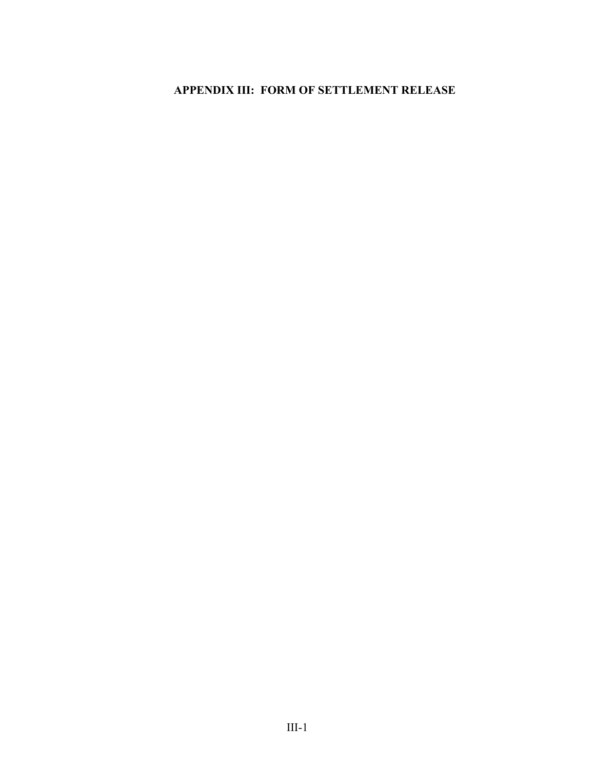# APPENDIX III: FORM OF SETTLEMENT RELEASE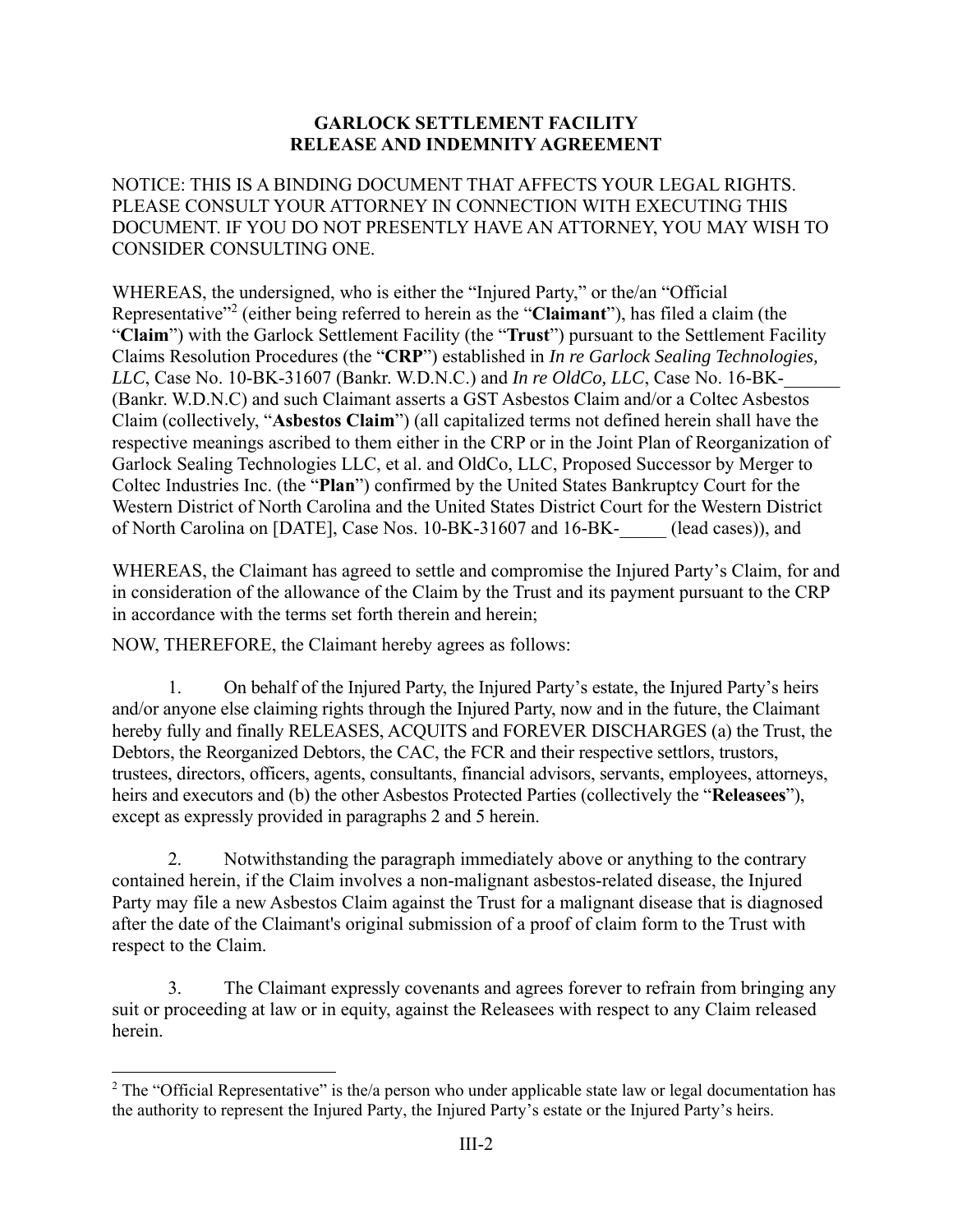# GARLOCK SETTLEMENT FACILITY
# RELEASE AND INDEMNITY AGREEMENT

NOTICE: THIS IS A BINDING DOCUMENT THAT AFFECTS YOUR LEGAL RIGHTS. PLEASE CONSULT YOUR ATTORNEY IN CONNECTION WITH EXECUTING THIS DOCUMENT. IF YOU DO NOT PRESENTLY HAVE AN ATTORNEY, YOU MAY WISH TO CONSIDER CONSULTING ONE.

WHEREAS, the undersigned, who is either the "Injured Party," or the/an "Official Representative"[2] (either being referred to herein as the "**Claimant**"), has filed a claim (the "**Claim**") with the Garlock Settlement Facility (the "**Trust**") pursuant to the Settlement Facility Claims Resolution Procedures (the "**CRP**") established in *In re Garlock Sealing Technologies, LLC*, Case No. 10-BK-31607 (Bankr. W.D.N.C.) and *In re OldCo, LLC*, Case No. 16-BK-______ (Bankr. W.D.N.C) and such Claimant asserts a GST Asbestos Claim and/or a Coltec Asbestos Claim (collectively, "**Asbestos Claim**") (all capitalized terms not defined herein shall have the respective meanings ascribed to them either in the CRP or in the Joint Plan of Reorganization of Garlock Sealing Technologies LLC, et al. and OldCo, LLC, Proposed Successor by Merger to Coltec Industries Inc. (the "**Plan**") confirmed by the United States Bankruptcy Court for the Western District of North Carolina and the United States District Court for the Western District of North Carolina on [DATE], Case Nos. 10-BK-31607 and 16-BK-_____ (lead cases)), and

WHEREAS, the Claimant has agreed to settle and compromise the Injured Party's Claim, for and in consideration of the allowance of the Claim by the Trust and its payment pursuant to the CRP in accordance with the terms set forth therein and herein;

NOW, THEREFORE, the Claimant hereby agrees as follows:

1. On behalf of the Injured Party, the Injured Party's estate, the Injured Party's heirs and/or anyone else claiming rights through the Injured Party, now and in the future, the Claimant hereby fully and finally RELEASES, ACQUITS and FOREVER DISCHARGES (a) the Trust, the Debtors, the Reorganized Debtors, the CAC, the FCR and their respective settlors, trustors, trustees, directors, officers, agents, consultants, financial advisors, servants, employees, attorneys, heirs and executors and (b) the other Asbestos Protected Parties (collectively the "**Releasees**"), except as expressly provided in paragraphs 2 and 5 herein.

2. Notwithstanding the paragraph immediately above or anything to the contrary contained herein, if the Claim involves a non-malignant asbestos-related disease, the Injured Party may file a new Asbestos Claim against the Trust for a malignant disease that is diagnosed after the date of the Claimant's original submission of a proof of claim form to the Trust with respect to the Claim.

3. The Claimant expressly covenants and agrees forever to refrain from bringing any suit or proceeding at law or in equity, against the Releasees with respect to any Claim released herein.

[2] The "Official Representative" is the/a person who under applicable state law or legal documentation has the authority to represent the Injured Party, the Injured Party's estate or the Injured Party's heirs.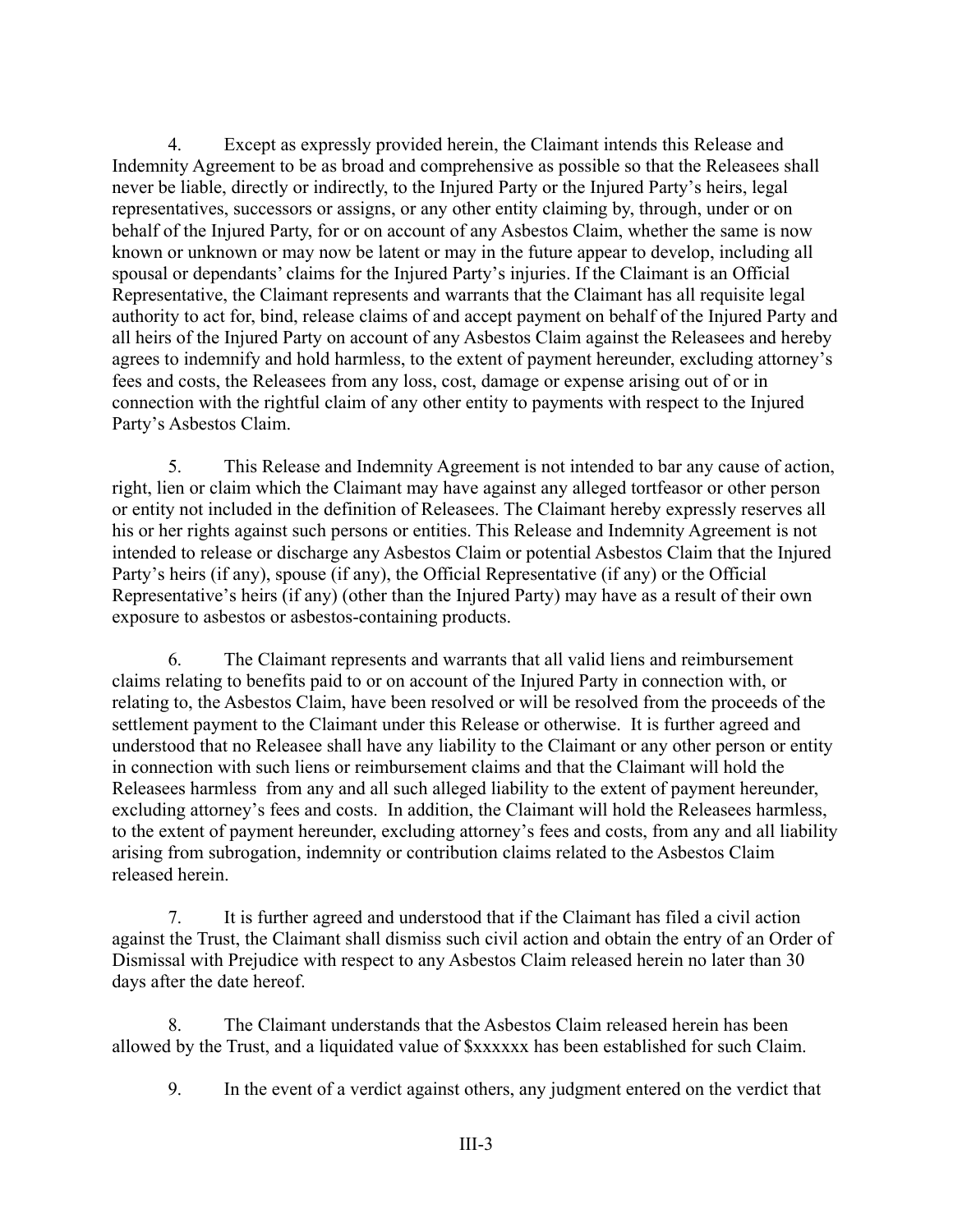4. Except as expressly provided herein, the Claimant intends this Release and Indemnity Agreement to be as broad and comprehensive as possible so that the Releasees shall never be liable, directly or indirectly, to the Injured Party or the Injured Party's heirs, legal representatives, successors or assigns, or any other entity claiming by, through, under or on behalf of the Injured Party, for or on account of any Asbestos Claim, whether the same is now known or unknown or may now be latent or may in the future appear to develop, including all spousal or dependants' claims for the Injured Party's injuries. If the Claimant is an Official Representative, the Claimant represents and warrants that the Claimant has all requisite legal authority to act for, bind, release claims of and accept payment on behalf of the Injured Party and all heirs of the Injured Party on account of any Asbestos Claim against the Releasees and hereby agrees to indemnify and hold harmless, to the extent of payment hereunder, excluding attorney's fees and costs, the Releasees from any loss, cost, damage or expense arising out of or in connection with the rightful claim of any other entity to payments with respect to the Injured Party's Asbestos Claim.

5. This Release and Indemnity Agreement is not intended to bar any cause of action, right, lien or claim which the Claimant may have against any alleged tortfeasor or other person or entity not included in the definition of Releasees. The Claimant hereby expressly reserves all his or her rights against such persons or entities. This Release and Indemnity Agreement is not intended to release or discharge any Asbestos Claim or potential Asbestos Claim that the Injured Party's heirs (if any), spouse (if any), the Official Representative (if any) or the Official Representative's heirs (if any) (other than the Injured Party) may have as a result of their own exposure to asbestos or asbestos-containing products.

6. The Claimant represents and warrants that all valid liens and reimbursement claims relating to benefits paid to or on account of the Injured Party in connection with, or relating to, the Asbestos Claim, have been resolved or will be resolved from the proceeds of the settlement payment to the Claimant under this Release or otherwise. It is further agreed and understood that no Releasee shall have any liability to the Claimant or any other person or entity in connection with such liens or reimbursement claims and that the Claimant will hold the Releasees harmless from any and all such alleged liability to the extent of payment hereunder, excluding attorney's fees and costs. In addition, the Claimant will hold the Releasees harmless, to the extent of payment hereunder, excluding attorney's fees and costs, from any and all liability arising from subrogation, indemnity or contribution claims related to the Asbestos Claim released herein.

7. It is further agreed and understood that if the Claimant has filed a civil action against the Trust, the Claimant shall dismiss such civil action and obtain the entry of an Order of Dismissal with Prejudice with respect to any Asbestos Claim released herein no later than 30 days after the date hereof.

8. The Claimant understands that the Asbestos Claim released herein has been allowed by the Trust, and a liquidated value of $xxxxxx has been established for such Claim.

9. In the event of a verdict against others, any judgment entered on the verdict that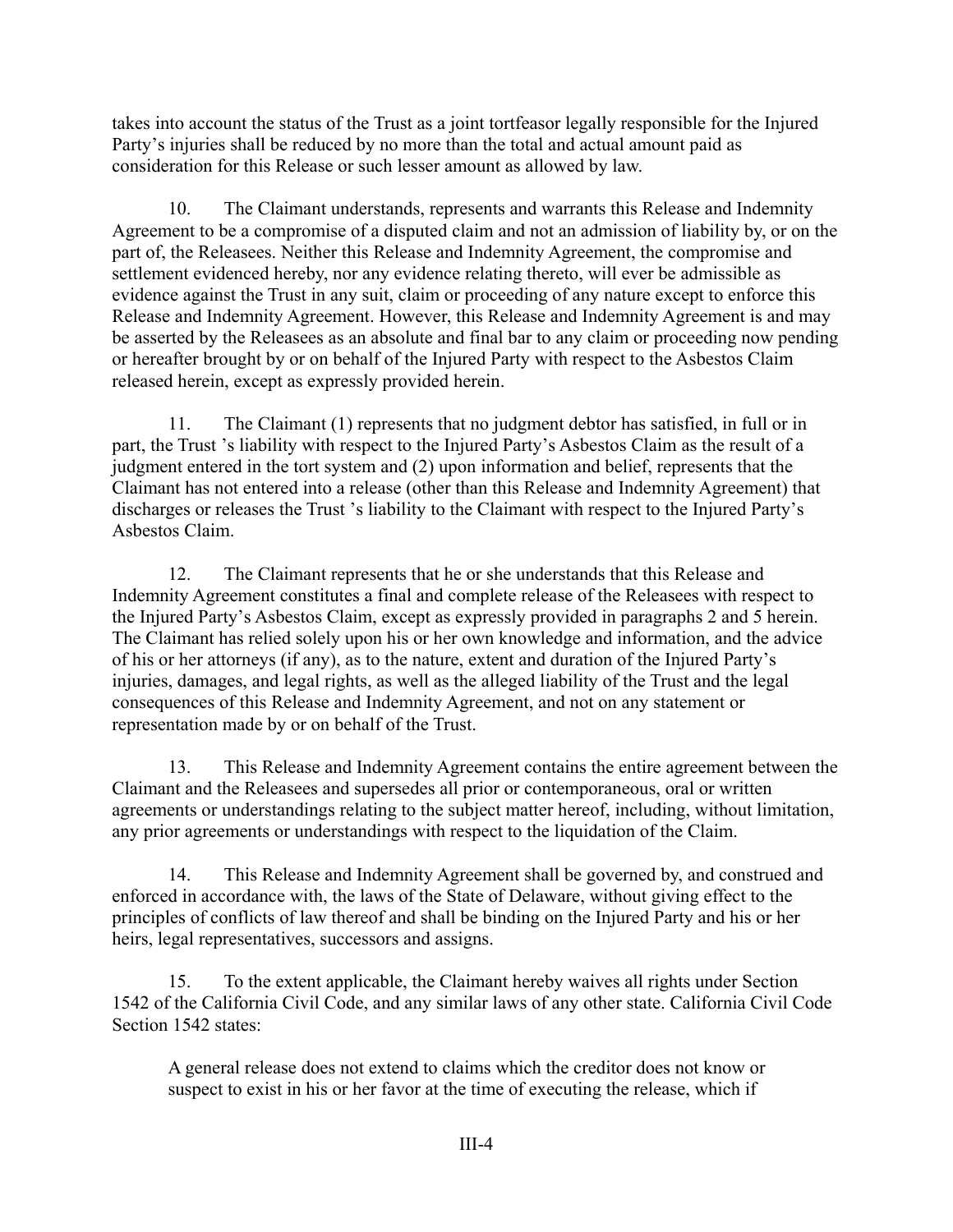takes into account the status of the Trust as a joint tortfeasor legally responsible for the Injured Party's injuries shall be reduced by no more than the total and actual amount paid as consideration for this Release or such lesser amount as allowed by law.

10. The Claimant understands, represents and warrants this Release and Indemnity Agreement to be a compromise of a disputed claim and not an admission of liability by, or on the part of, the Releasees. Neither this Release and Indemnity Agreement, the compromise and settlement evidenced hereby, nor any evidence relating thereto, will ever be admissible as evidence against the Trust in any suit, claim or proceeding of any nature except to enforce this Release and Indemnity Agreement. However, this Release and Indemnity Agreement is and may be asserted by the Releasees as an absolute and final bar to any claim or proceeding now pending or hereafter brought by or on behalf of the Injured Party with respect to the Asbestos Claim released herein, except as expressly provided herein.

11. The Claimant (1) represents that no judgment debtor has satisfied, in full or in part, the Trust 's liability with respect to the Injured Party's Asbestos Claim as the result of a judgment entered in the tort system and (2) upon information and belief, represents that the Claimant has not entered into a release (other than this Release and Indemnity Agreement) that discharges or releases the Trust 's liability to the Claimant with respect to the Injured Party's Asbestos Claim.

12. The Claimant represents that he or she understands that this Release and Indemnity Agreement constitutes a final and complete release of the Releasees with respect to the Injured Party's Asbestos Claim, except as expressly provided in paragraphs 2 and 5 herein. The Claimant has relied solely upon his or her own knowledge and information, and the advice of his or her attorneys (if any), as to the nature, extent and duration of the Injured Party's injuries, damages, and legal rights, as well as the alleged liability of the Trust and the legal consequences of this Release and Indemnity Agreement, and not on any statement or representation made by or on behalf of the Trust.

13. This Release and Indemnity Agreement contains the entire agreement between the Claimant and the Releasees and supersedes all prior or contemporaneous, oral or written agreements or understandings relating to the subject matter hereof, including, without limitation, any prior agreements or understandings with respect to the liquidation of the Claim.

14. This Release and Indemnity Agreement shall be governed by, and construed and enforced in accordance with, the laws of the State of Delaware, without giving effect to the principles of conflicts of law thereof and shall be binding on the Injured Party and his or her heirs, legal representatives, successors and assigns.

15. To the extent applicable, the Claimant hereby waives all rights under Section 1542 of the California Civil Code, and any similar laws of any other state. California Civil Code Section 1542 states:

> A general release does not extend to claims which the creditor does not know or suspect to exist in his or her favor at the time of executing the release, which if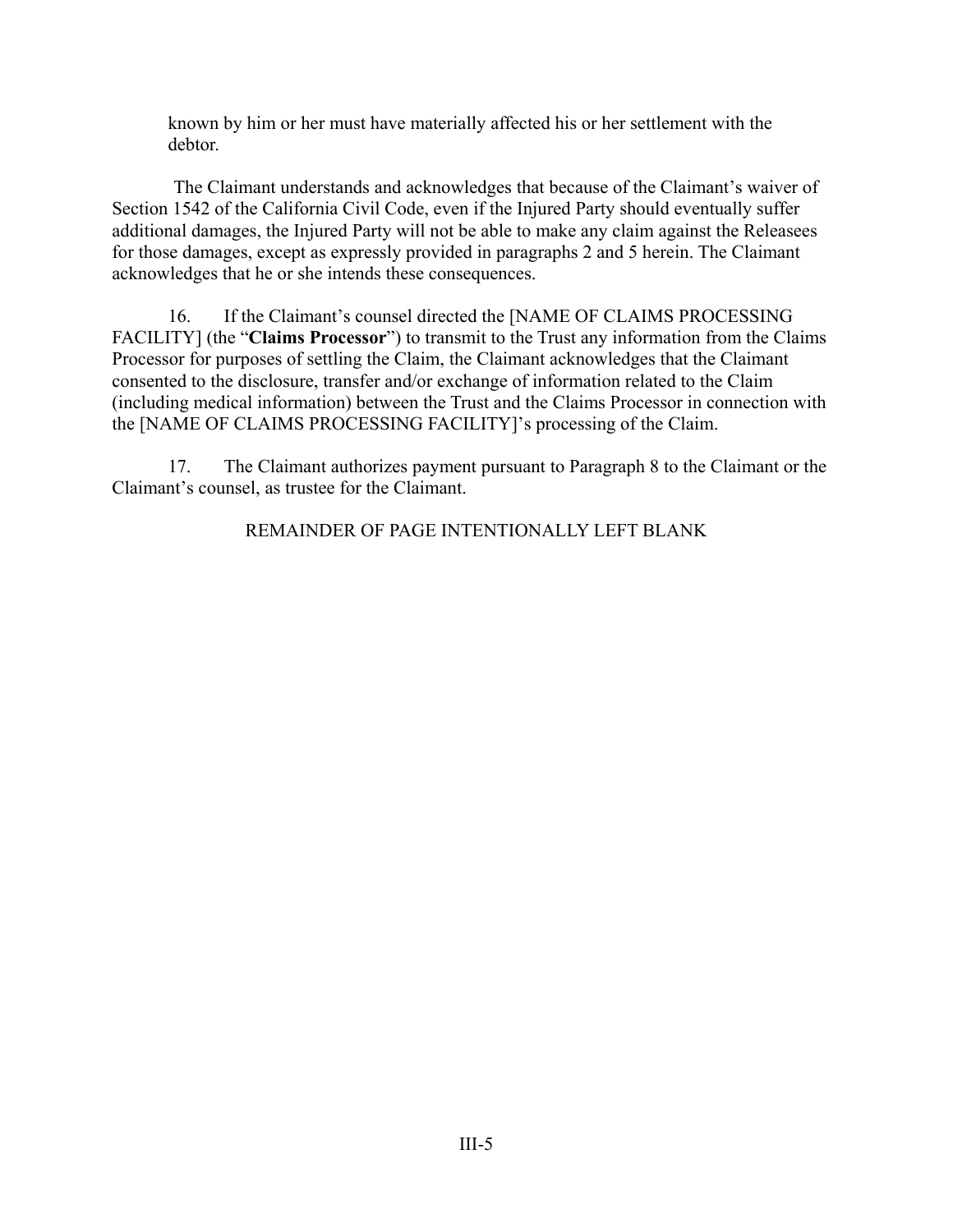known by him or her must have materially affected his or her settlement with the debtor.

The Claimant understands and acknowledges that because of the Claimant's waiver of Section 1542 of the California Civil Code, even if the Injured Party should eventually suffer additional damages, the Injured Party will not be able to make any claim against the Releasees for those damages, except as expressly provided in paragraphs 2 and 5 herein. The Claimant acknowledges that he or she intends these consequences.

16. If the Claimant's counsel directed the [NAME OF CLAIMS PROCESSING FACILITY] (the "**Claims Processor**") to transmit to the Trust any information from the Claims Processor for purposes of settling the Claim, the Claimant acknowledges that the Claimant consented to the disclosure, transfer and/or exchange of information related to the Claim (including medical information) between the Trust and the Claims Processor in connection with the [NAME OF CLAIMS PROCESSING FACILITY]'s processing of the Claim.

17. The Claimant authorizes payment pursuant to Paragraph 8 to the Claimant or the Claimant's counsel, as trustee for the Claimant.

REMAINDER OF PAGE INTENTIONALLY LEFT BLANK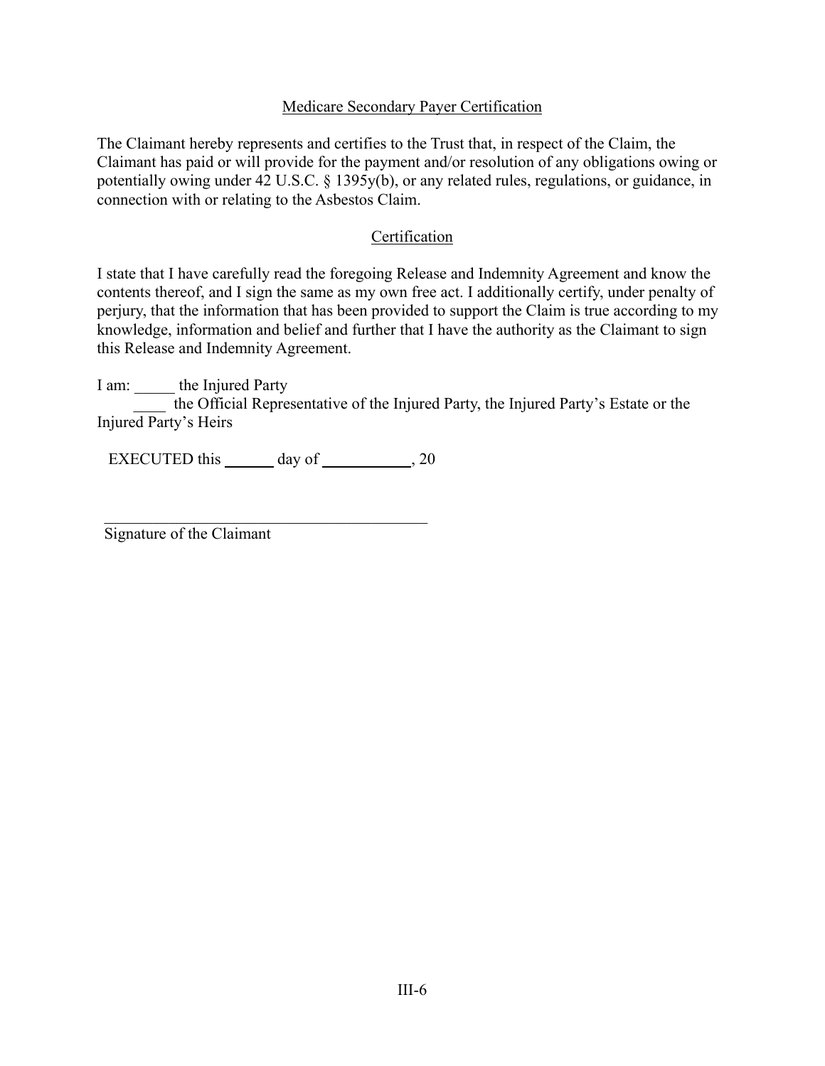<u>Medicare Secondary Payer Certification</u>

The Claimant hereby represents and certifies to the Trust that, in respect of the Claim, the Claimant has paid or will provide for the payment and/or resolution of any obligations owing or potentially owing under 42 U.S.C. § 1395y(b), or any related rules, regulations, or guidance, in connection with or relating to the Asbestos Claim.

<u>Certification</u>

I state that I have carefully read the foregoing Release and Indemnity Agreement and know the contents thereof, and I sign the same as my own free act. I additionally certify, under penalty of perjury, that the information that has been provided to support the Claim is true according to my knowledge, information and belief and further that I have the authority as the Claimant to sign this Release and Indemnity Agreement.

I am: _____ the Injured Party

____ the Official Representative of the Injured Party, the Injured Party's Estate or the Injured Party's Heirs

EXECUTED this ______ day of ___________, 20

\_\_\_\_\_\_\_\_\_\_\_\_\_\_\_\_\_\_\_\_\_\_\_\_\_\_\_\_\_\_\_\_\_\_\_\_\_\_\_\_

Signature of the Claimant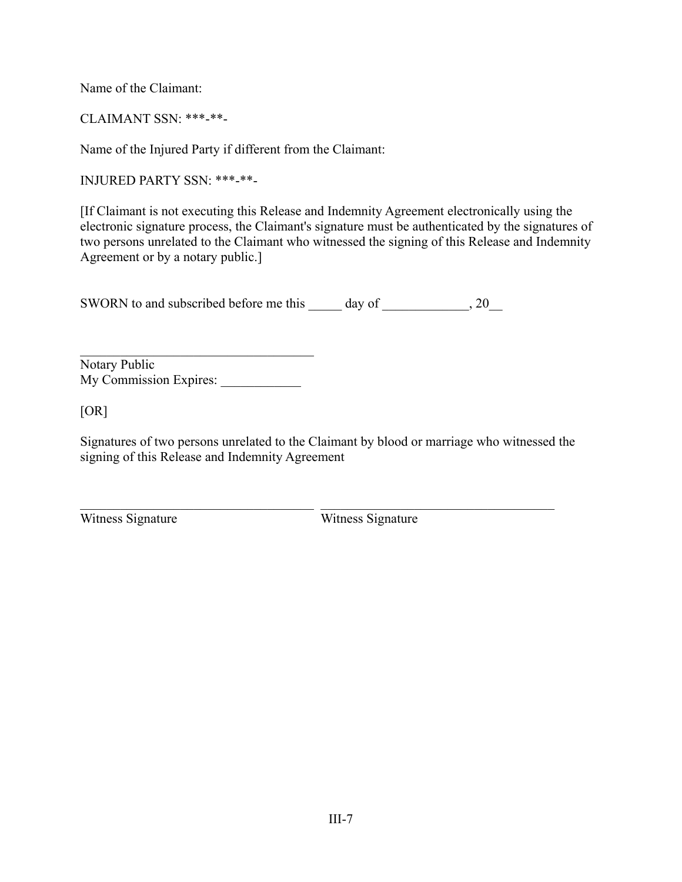Name of the Claimant:

CLAIMANT SSN: ***-**-

Name of the Injured Party if different from the Claimant:

INJURED PARTY SSN: ***-**-

[If Claimant is not executing this Release and Indemnity Agreement electronically using the electronic signature process, the Claimant's signature must be authenticated by the signatures of two persons unrelated to the Claimant who witnessed the signing of this Release and Indemnity Agreement or by a notary public.]

SWORN to and subscribed before me this _____ day of _____________, 20__

_____________________________________
Notary Public
My Commission Expires: ____________

[OR]

Signatures of two persons unrelated to the Claimant by blood or marriage who witnessed the signing of this Release and Indemnity Agreement

_____________________________________ _____________________________________
Witness Signature Witness Signature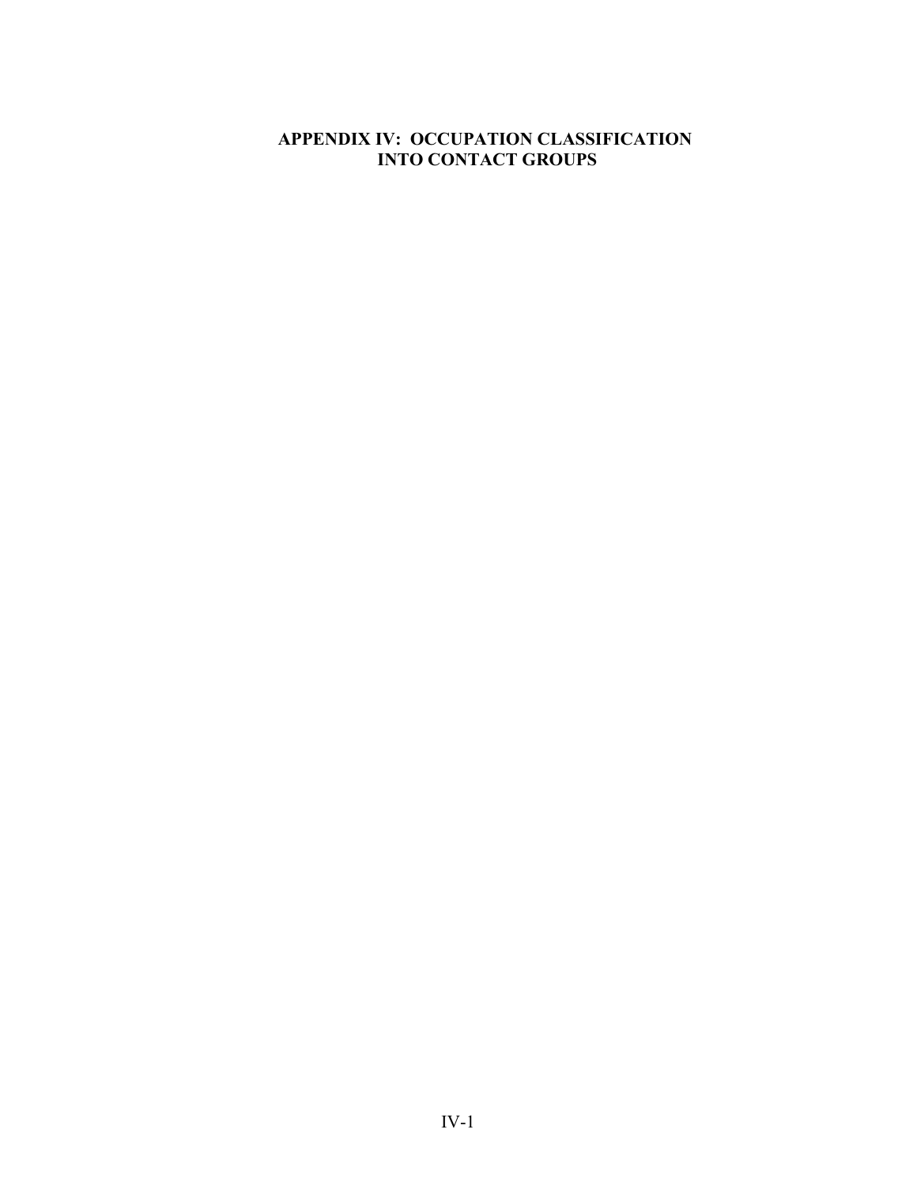# APPENDIX IV: OCCUPATION CLASSIFICATION INTO CONTACT GROUPS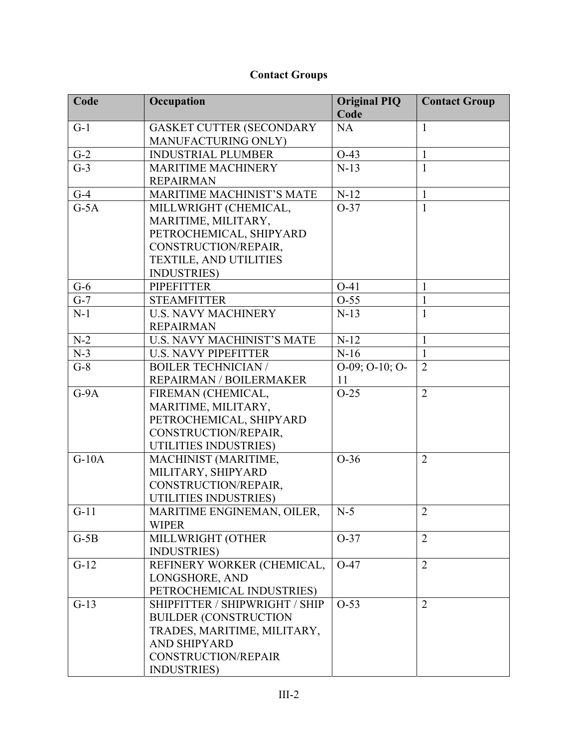## Contact Groups

| Code | Occupation | Original PIQ Code | Contact Group |
|---|---|---|---|
| G-1 | GASKET CUTTER (SECONDARY MANUFACTURING ONLY) | NA | 1 |
| G-2 | INDUSTRIAL PLUMBER | O-43 | 1 |
| G-3 | MARITIME MACHINERY REPAIRMAN | N-13 | 1 |
| G-4 | MARITIME MACHINIST’S MATE | N-12 | 1 |
| G-5A | MILLWRIGHT (CHEMICAL, MARITIME, MILITARY, PETROCHEMICAL, SHIPYARD CONSTRUCTION/REPAIR, TEXTILE, AND UTILITIES INDUSTRIES) | O-37 | 1 |
| G-6 | PIPEFITTER | O-41 | 1 |
| G-7 | STEAMFITTER | O-55 | 1 |
| N-1 | U.S. NAVY MACHINERY REPAIRMAN | N-13 | 1 |
| N-2 | U.S. NAVY MACHINIST’S MATE | N-12 | 1 |
| N-3 | U.S. NAVY PIPEFITTER | N-16 | 1 |
| G-8 | BOILER TECHNICIAN / REPAIRMAN / BOILERMAKER | O-09; O-10; O-11 | 2 |
| G-9A | FIREMAN (CHEMICAL, MARITIME, MILITARY, PETROCHEMICAL, SHIPYARD CONSTRUCTION/REPAIR, UTILITIES INDUSTRIES) | O-25 | 2 |
| G-10A | MACHINIST (MARITIME, MILITARY, SHIPYARD CONSTRUCTION/REPAIR, UTILITIES INDUSTRIES) | O-36 | 2 |
| G-11 | MARITIME ENGINEMAN, OILER, WIPER | N-5 | 2 |
| G-5B | MILLWRIGHT (OTHER INDUSTRIES) | O-37 | 2 |
| G-12 | REFINERY WORKER (CHEMICAL, LONGSHORE, AND PETROCHEMICAL INDUSTRIES) | O-47 | 2 |
| G-13 | SHIPFITTER / SHIPWRIGHT / SHIP BUILDER (CONSTRUCTION TRADES, MARITIME, MILITARY, AND SHIPYARD CONSTRUCTION/REPAIR INDUSTRIES) | O-53 | 2 |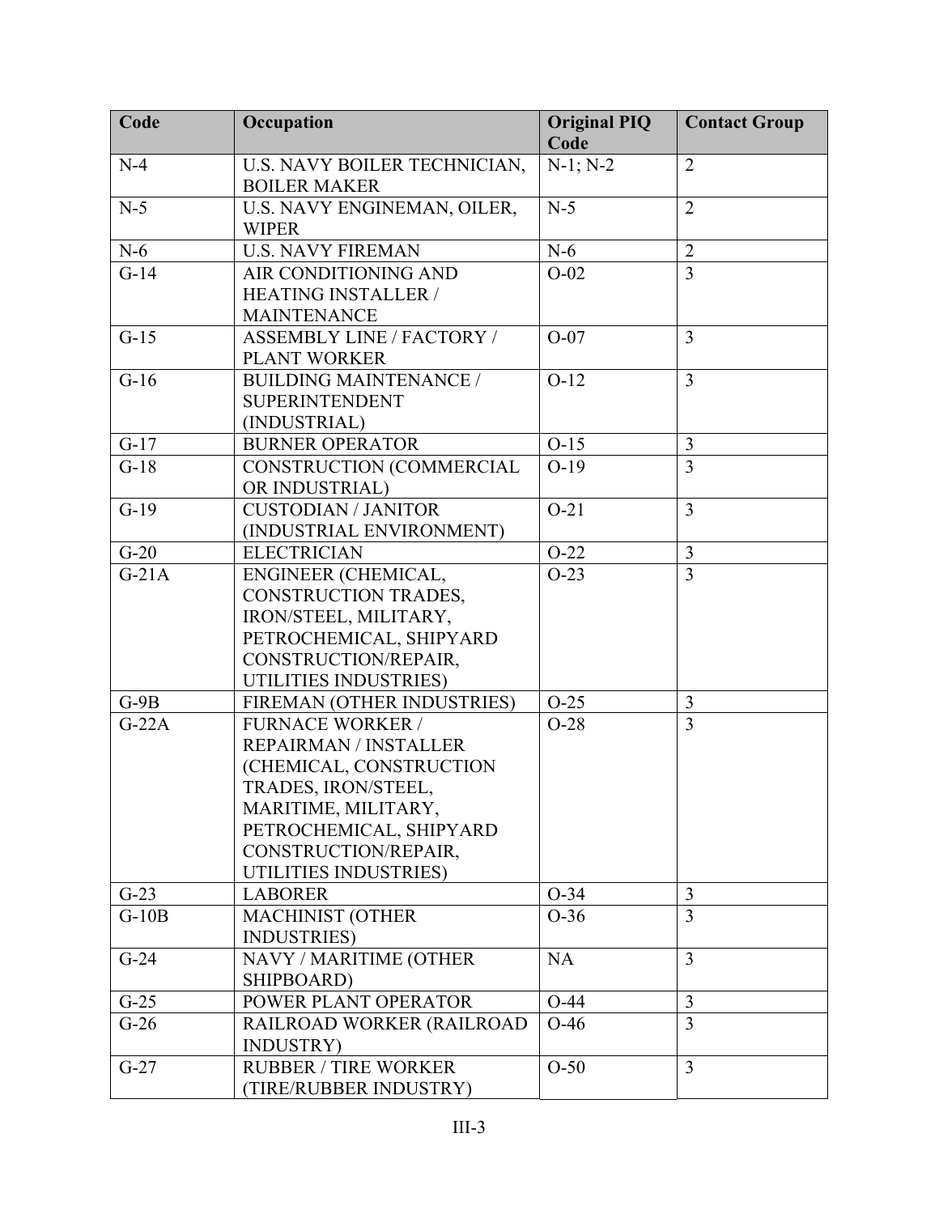| Code | Occupation | Original PIQ Code | Contact Group |
|---|---|---|---|
| N-4 | U.S. NAVY BOILER TECHNICIAN, BOILER MAKER | N-1; N-2 | 2 |
| N-5 | U.S. NAVY ENGINEMAN, OILER, WIPER | N-5 | 2 |
| N-6 | U.S. NAVY FIREMAN | N-6 | 2 |
| G-14 | AIR CONDITIONING AND HEATING INSTALLER / MAINTENANCE | O-02 | 3 |
| G-15 | ASSEMBLY LINE / FACTORY / PLANT WORKER | O-07 | 3 |
| G-16 | BUILDING MAINTENANCE / SUPERINTENDENT (INDUSTRIAL) | O-12 | 3 |
| G-17 | BURNER OPERATOR | O-15 | 3 |
| G-18 | CONSTRUCTION (COMMERCIAL OR INDUSTRIAL) | O-19 | 3 |
| G-19 | CUSTODIAN / JANITOR (INDUSTRIAL ENVIRONMENT) | O-21 | 3 |
| G-20 | ELECTRICIAN | O-22 | 3 |
| G-21A | ENGINEER (CHEMICAL, CONSTRUCTION TRADES, IRON/STEEL, MILITARY, PETROCHEMICAL, SHIPYARD CONSTRUCTION/REPAIR, UTILITIES INDUSTRIES) | O-23 | 3 |
| G-9B | FIREMAN (OTHER INDUSTRIES) | O-25 | 3 |
| G-22A | FURNACE WORKER / REPAIRMAN / INSTALLER (CHEMICAL, CONSTRUCTION TRADES, IRON/STEEL, MARITIME, MILITARY, PETROCHEMICAL, SHIPYARD CONSTRUCTION/REPAIR, UTILITIES INDUSTRIES) | O-28 | 3 |
| G-23 | LABORER | O-34 | 3 |
| G-10B | MACHINIST (OTHER INDUSTRIES) | O-36 | 3 |
| G-24 | NAVY / MARITIME (OTHER SHIPBOARD) | NA | 3 |
| G-25 | POWER PLANT OPERATOR | O-44 | 3 |
| G-26 | RAILROAD WORKER (RAILROAD INDUSTRY) | O-46 | 3 |
| G-27 | RUBBER / TIRE WORKER (TIRE/RUBBER INDUSTRY) | O-50 | 3 |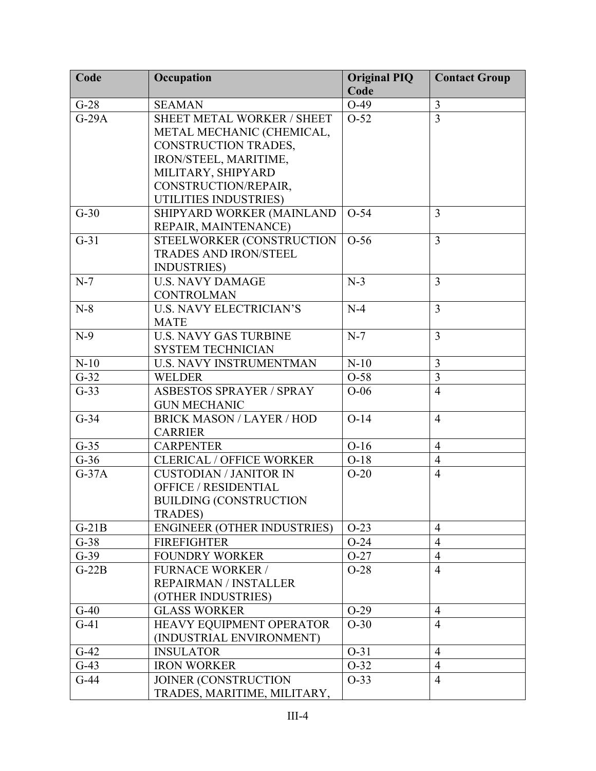| Code | Occupation | Original PIQ Code | Contact Group |
| --- | --- | --- | --- |
| G-28 | SEAMAN | O-49 | 3 |
| G-29A | SHEET METAL WORKER / SHEET METAL MECHANIC (CHEMICAL, CONSTRUCTION TRADES, IRON/STEEL, MARITIME, MILITARY, SHIPYARD CONSTRUCTION/REPAIR, UTILITIES INDUSTRIES) | O-52 | 3 |
| G-30 | SHIPYARD WORKER (MAINLAND REPAIR, MAINTENANCE) | O-54 | 3 |
| G-31 | STEELWORKER (CONSTRUCTION TRADES AND IRON/STEEL INDUSTRIES) | O-56 | 3 |
| N-7 | U.S. NAVY DAMAGE CONTROLMAN | N-3 | 3 |
| N-8 | U.S. NAVY ELECTRICIAN'S MATE | N-4 | 3 |
| N-9 | U.S. NAVY GAS TURBINE SYSTEM TECHNICIAN | N-7 | 3 |
| N-10 | U.S. NAVY INSTRUMENTMAN | N-10 | 3 |
| G-32 | WELDER | O-58 | 3 |
| G-33 | ASBESTOS SPRAYER / SPRAY GUN MECHANIC | O-06 | 4 |
| G-34 | BRICK MASON / LAYER / HOD CARRIER | O-14 | 4 |
| G-35 | CARPENTER | O-16 | 4 |
| G-36 | CLERICAL / OFFICE WORKER | O-18 | 4 |
| G-37A | CUSTODIAN / JANITOR IN OFFICE / RESIDENTIAL BUILDING (CONSTRUCTION TRADES) | O-20 | 4 |
| G-21B | ENGINEER (OTHER INDUSTRIES) | O-23 | 4 |
| G-38 | FIREFIGHTER | O-24 | 4 |
| G-39 | FOUNDRY WORKER | O-27 | 4 |
| G-22B | FURNACE WORKER / REPAIRMAN / INSTALLER (OTHER INDUSTRIES) | O-28 | 4 |
| G-40 | GLASS WORKER | O-29 | 4 |
| G-41 | HEAVY EQUIPMENT OPERATOR (INDUSTRIAL ENVIRONMENT) | O-30 | 4 |
| G-42 | INSULATOR | O-31 | 4 |
| G-43 | IRON WORKER | O-32 | 4 |
| G-44 | JOINER (CONSTRUCTION TRADES, MARITIME, MILITARY, | O-33 | 4 |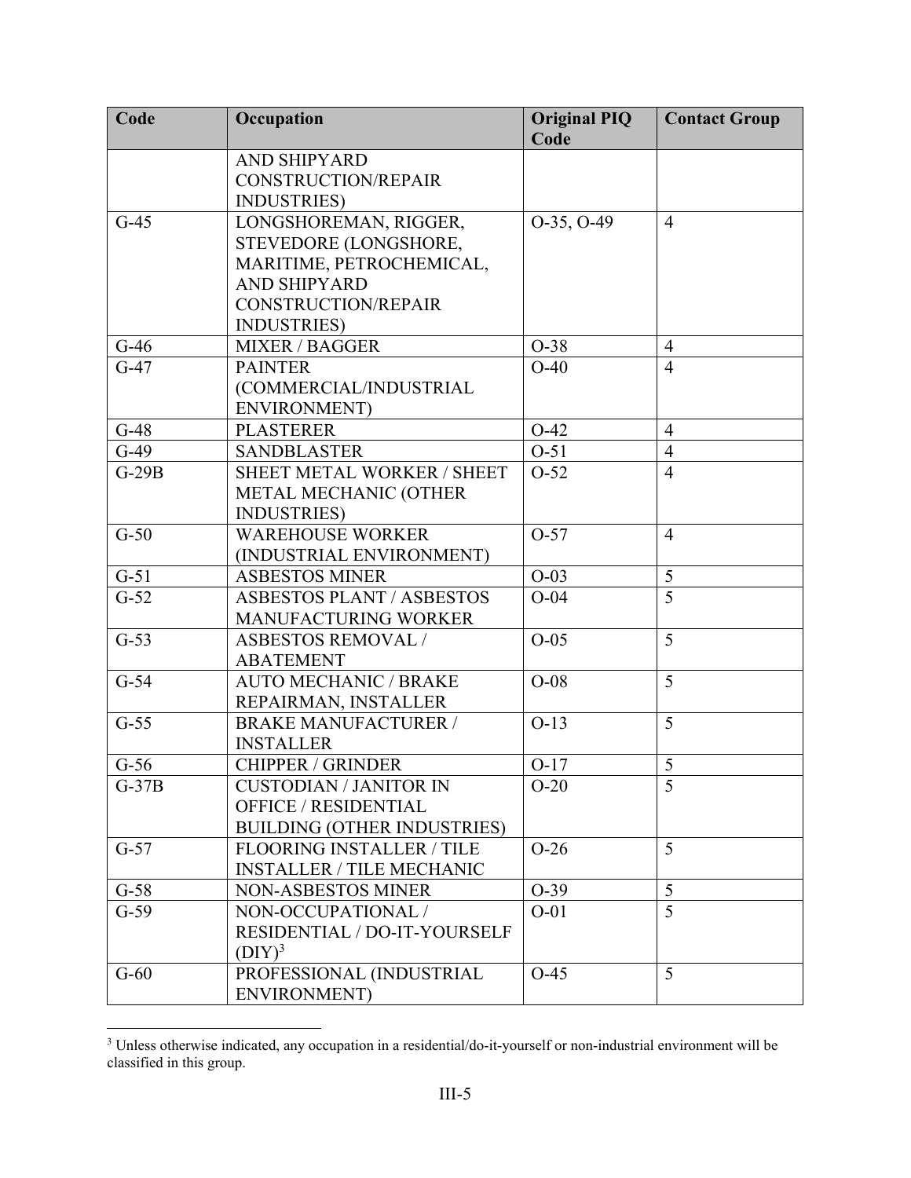| Code | Occupation | Original PIQ Code | Contact Group |
|---|---|---|---|
| | AND SHIPYARD CONSTRUCTION/REPAIR INDUSTRIES) | | |
| G-45 | LONGSHOREMAN, RIGGER, STEVEDORE (LONGSHORE, MARITIME, PETROCHEMICAL, AND SHIPYARD CONSTRUCTION/REPAIR INDUSTRIES) | O-35, O-49 | 4 |
| G-46 | MIXER / BAGGER | O-38 | 4 |
| G-47 | PAINTER (COMMERCIAL/INDUSTRIAL ENVIRONMENT) | O-40 | 4 |
| G-48 | PLASTERER | O-42 | 4 |
| G-49 | SANDBLASTER | O-51 | 4 |
| G-29B | SHEET METAL WORKER / SHEET METAL MECHANIC (OTHER INDUSTRIES) | O-52 | 4 |
| G-50 | WAREHOUSE WORKER (INDUSTRIAL ENVIRONMENT) | O-57 | 4 |
| G-51 | ASBESTOS MINER | O-03 | 5 |
| G-52 | ASBESTOS PLANT / ASBESTOS MANUFACTURING WORKER | O-04 | 5 |
| G-53 | ASBESTOS REMOVAL / ABATEMENT | O-05 | 5 |
| G-54 | AUTO MECHANIC / BRAKE REPAIRMAN, INSTALLER | O-08 | 5 |
| G-55 | BRAKE MANUFACTURER / INSTALLER | O-13 | 5 |
| G-56 | CHIPPER / GRINDER | O-17 | 5 |
| G-37B | CUSTODIAN / JANITOR IN OFFICE / RESIDENTIAL BUILDING (OTHER INDUSTRIES) | O-20 | 5 |
| G-57 | FLOORING INSTALLER / TILE INSTALLER / TILE MECHANIC | O-26 | 5 |
| G-58 | NON-ASBESTOS MINER | O-39 | 5 |
| G-59 | NON-OCCUPATIONAL / RESIDENTIAL / DO-IT-YOURSELF (DIY)[3] | O-01 | 5 |
| G-60 | PROFESSIONAL (INDUSTRIAL ENVIRONMENT) | O-45 | 5 |

[3] Unless otherwise indicated, any occupation in a residential/do-it-yourself or non-industrial environment will be classified in this group.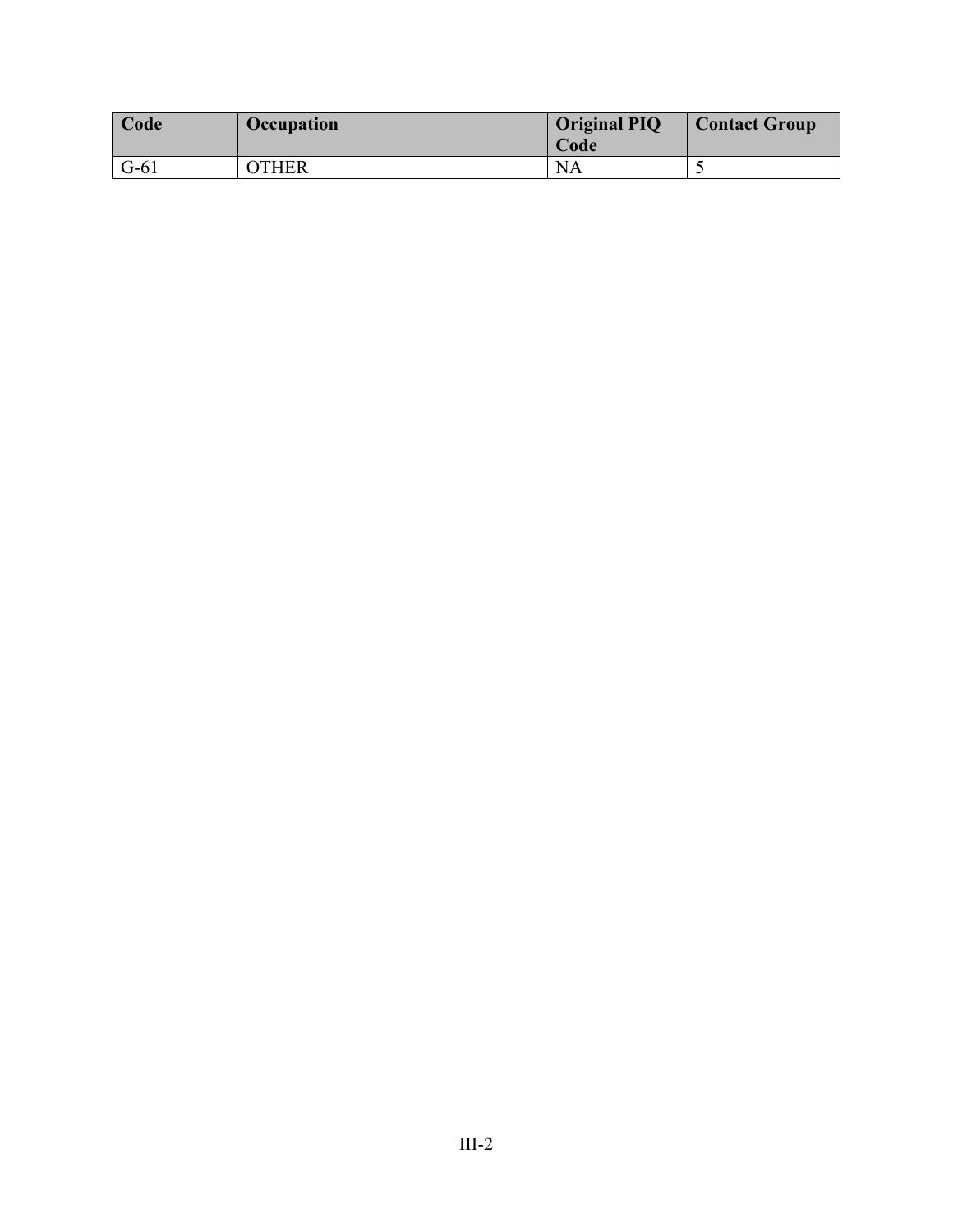| Code | Occupation | Original PIQ Code | Contact Group |
| --- | --- | --- | --- |
| G-61 | OTHER | NA | 5 |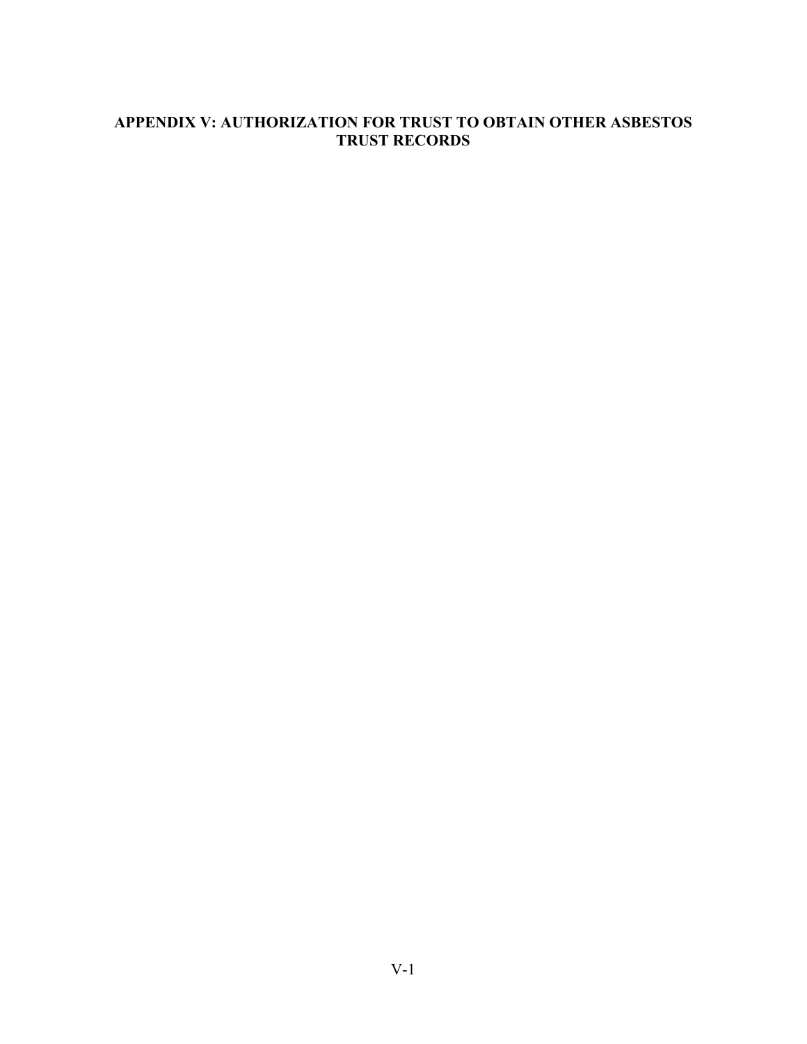# APPENDIX V: AUTHORIZATION FOR TRUST TO OBTAIN OTHER ASBESTOS TRUST RECORDS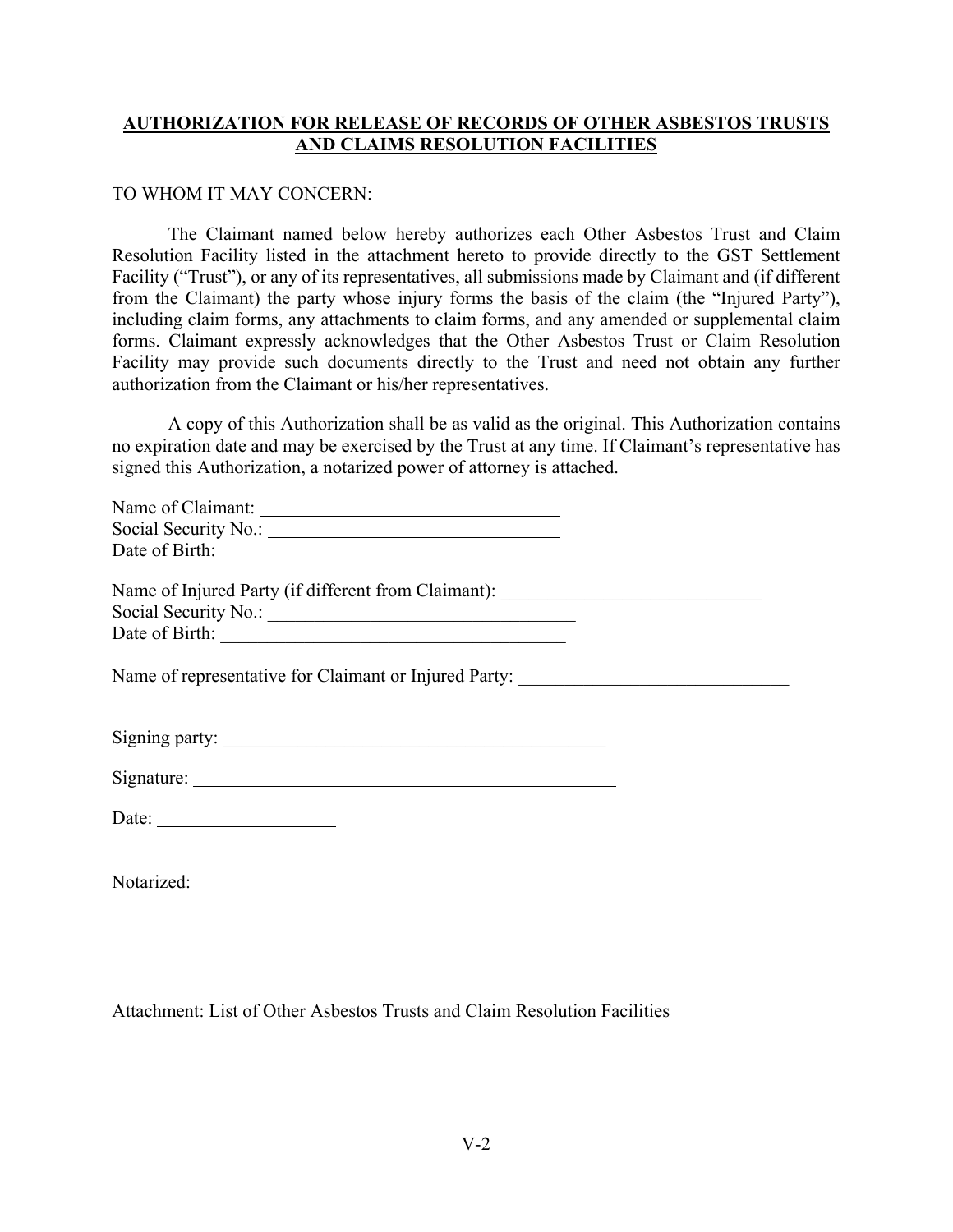**AUTHORIZATION FOR RELEASE OF RECORDS OF OTHER ASBESTOS TRUSTS AND CLAIMS RESOLUTION FACILITIES**

TO WHOM IT MAY CONCERN:

The Claimant named below hereby authorizes each Other Asbestos Trust and Claim Resolution Facility listed in the attachment hereto to provide directly to the GST Settlement Facility ("Trust"), or any of its representatives, all submissions made by Claimant and (if different from the Claimant) the party whose injury forms the basis of the claim (the "Injured Party"), including claim forms, any attachments to claim forms, and any amended or supplemental claim forms. Claimant expressly acknowledges that the Other Asbestos Trust or Claim Resolution Facility may provide such documents directly to the Trust and need not obtain any further authorization from the Claimant or his/her representatives.

A copy of this Authorization shall be as valid as the original. This Authorization contains no expiration date and may be exercised by the Trust at any time. If Claimant's representative has signed this Authorization, a notarized power of attorney is attached.

Name of Claimant: ________________________________
Social Security No.: ________________________________
Date of Birth: ________________________

Name of Injured Party (if different from Claimant): ____________________________
Social Security No.: __________________________________
Date of Birth: _____________________________________

Name of representative for Claimant or Injured Party: _____________________________

Signing party: __________________________________________

Signature: ______________________________________________

Date: ___________________

Notarized:

Attachment: List of Other Asbestos Trusts and Claim Resolution Facilities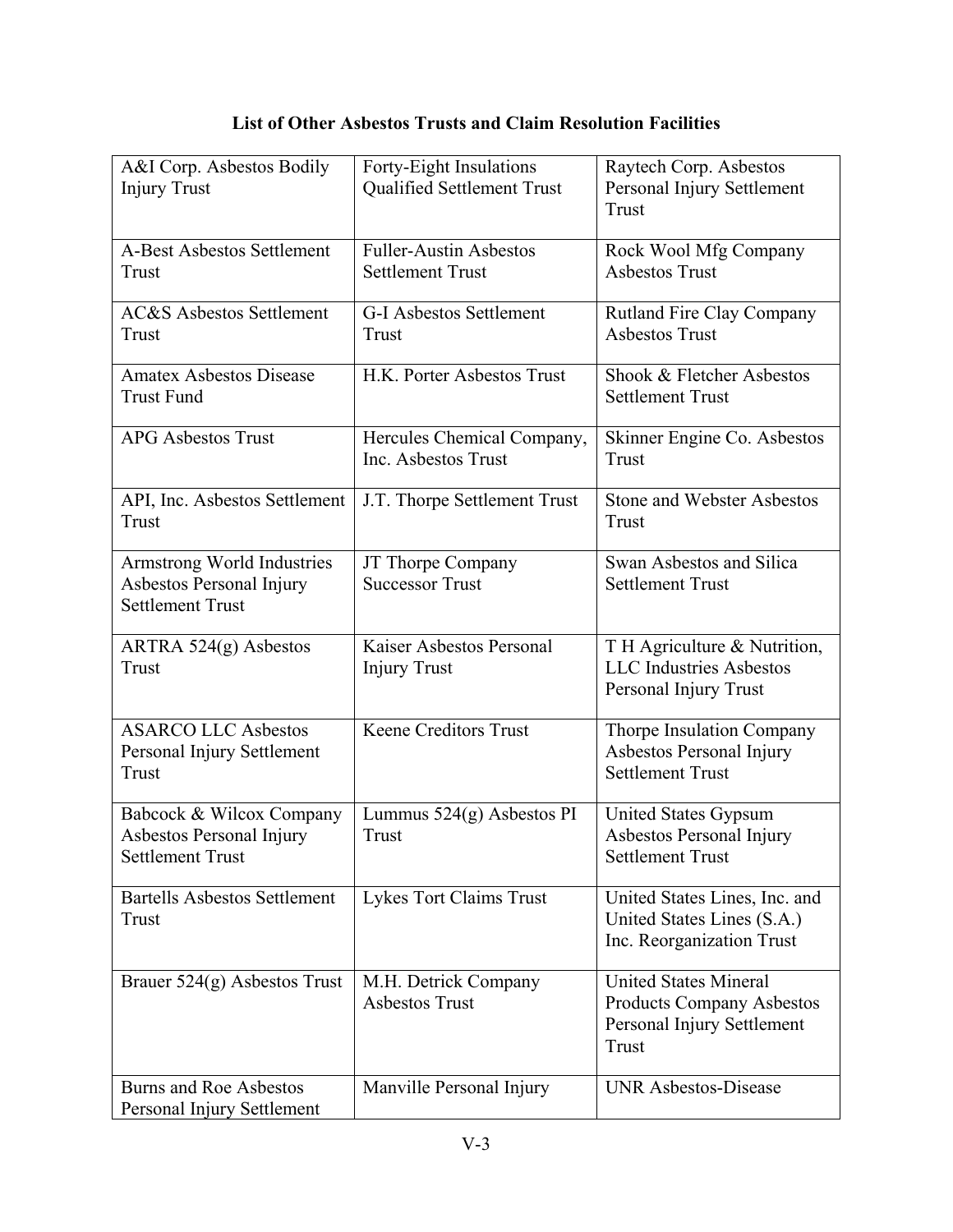**List of Other Asbestos Trusts and Claim Resolution Facilities**

| | | |
|---|---|---|
| A&I Corp. Asbestos Bodily Injury Trust | Forty-Eight Insulations Qualified Settlement Trust | Raytech Corp. Asbestos Personal Injury Settlement Trust |
| A-Best Asbestos Settlement Trust | Fuller-Austin Asbestos Settlement Trust | Rock Wool Mfg Company Asbestos Trust |
| AC&S Asbestos Settlement Trust | G-I Asbestos Settlement Trust | Rutland Fire Clay Company Asbestos Trust |
| Amatex Asbestos Disease Trust Fund | H.K. Porter Asbestos Trust | Shook & Fletcher Asbestos Settlement Trust |
| APG Asbestos Trust | Hercules Chemical Company, Inc. Asbestos Trust | Skinner Engine Co. Asbestos Trust |
| API, Inc. Asbestos Settlement Trust | J.T. Thorpe Settlement Trust | Stone and Webster Asbestos Trust |
| Armstrong World Industries Asbestos Personal Injury Settlement Trust | JT Thorpe Company Successor Trust | Swan Asbestos and Silica Settlement Trust |
| ARTRA 524(g) Asbestos Trust | Kaiser Asbestos Personal Injury Trust | T H Agriculture & Nutrition, LLC Industries Asbestos Personal Injury Trust |
| ASARCO LLC Asbestos Personal Injury Settlement Trust | Keene Creditors Trust | Thorpe Insulation Company Asbestos Personal Injury Settlement Trust |
| Babcock & Wilcox Company Asbestos Personal Injury Settlement Trust | Lummus 524(g) Asbestos PI Trust | United States Gypsum Asbestos Personal Injury Settlement Trust |
| Bartells Asbestos Settlement Trust | Lykes Tort Claims Trust | United States Lines, Inc. and United States Lines (S.A.) Inc. Reorganization Trust |
| Brauer 524(g) Asbestos Trust | M.H. Detrick Company Asbestos Trust | United States Mineral Products Company Asbestos Personal Injury Settlement Trust |
| Burns and Roe Asbestos Personal Injury Settlement | Manville Personal Injury | UNR Asbestos-Disease |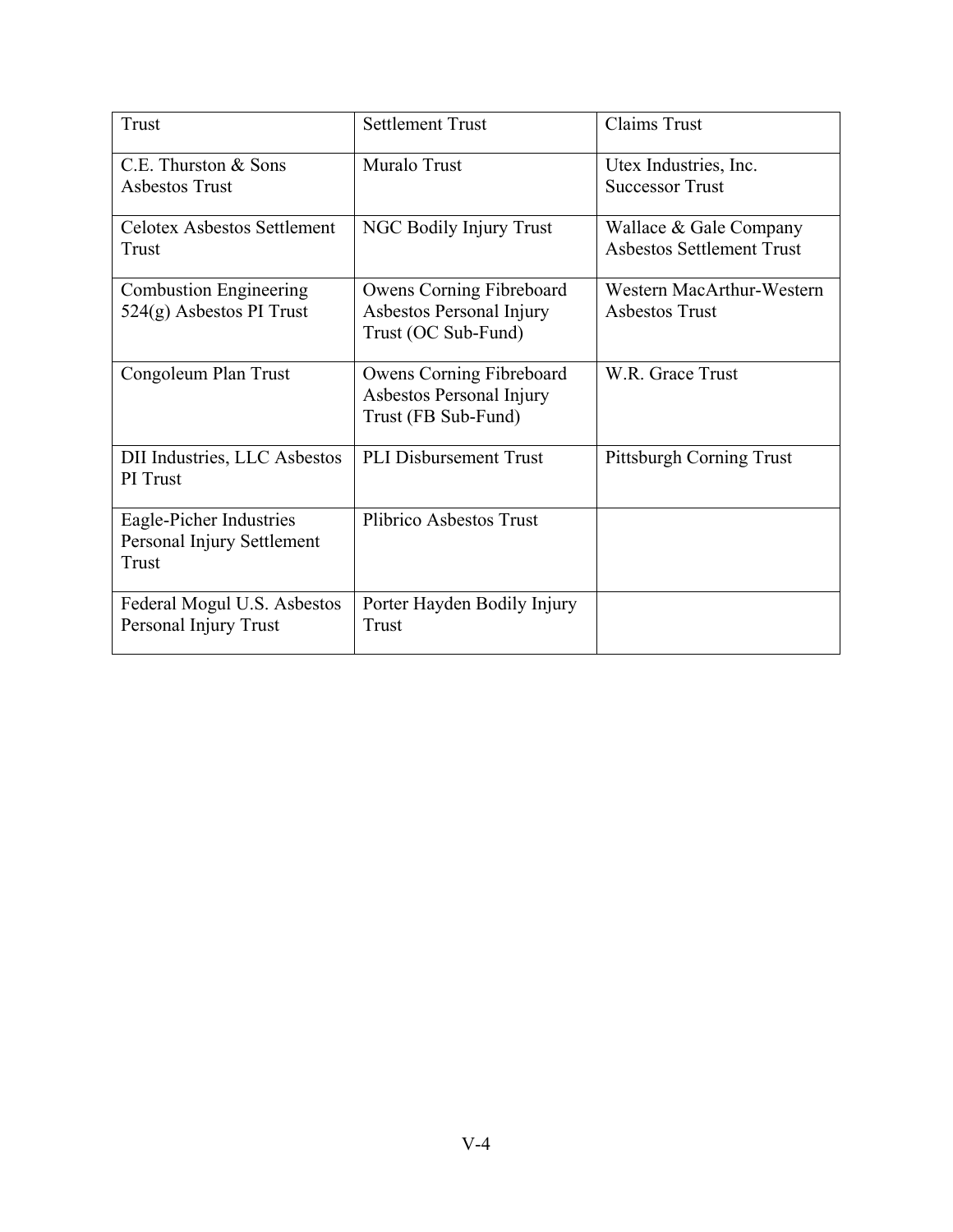| Trust | Settlement Trust | Claims Trust |
| --- | --- | --- |
| C.E. Thurston & Sons Asbestos Trust | Muralo Trust | Utex Industries, Inc. Successor Trust |
| Celotex Asbestos Settlement Trust | NGC Bodily Injury Trust | Wallace & Gale Company Asbestos Settlement Trust |
| Combustion Engineering 524(g) Asbestos PI Trust | Owens Corning Fibreboard Asbestos Personal Injury Trust (OC Sub-Fund) | Western MacArthur-Western Asbestos Trust |
| Congoleum Plan Trust | Owens Corning Fibreboard Asbestos Personal Injury Trust (FB Sub-Fund) | W.R. Grace Trust |
| DII Industries, LLC Asbestos PI Trust | PLI Disbursement Trust | Pittsburgh Corning Trust |
| Eagle-Picher Industries Personal Injury Settlement Trust | Plibrico Asbestos Trust | |
| Federal Mogul U.S. Asbestos Personal Injury Trust | Porter Hayden Bodily Injury Trust | |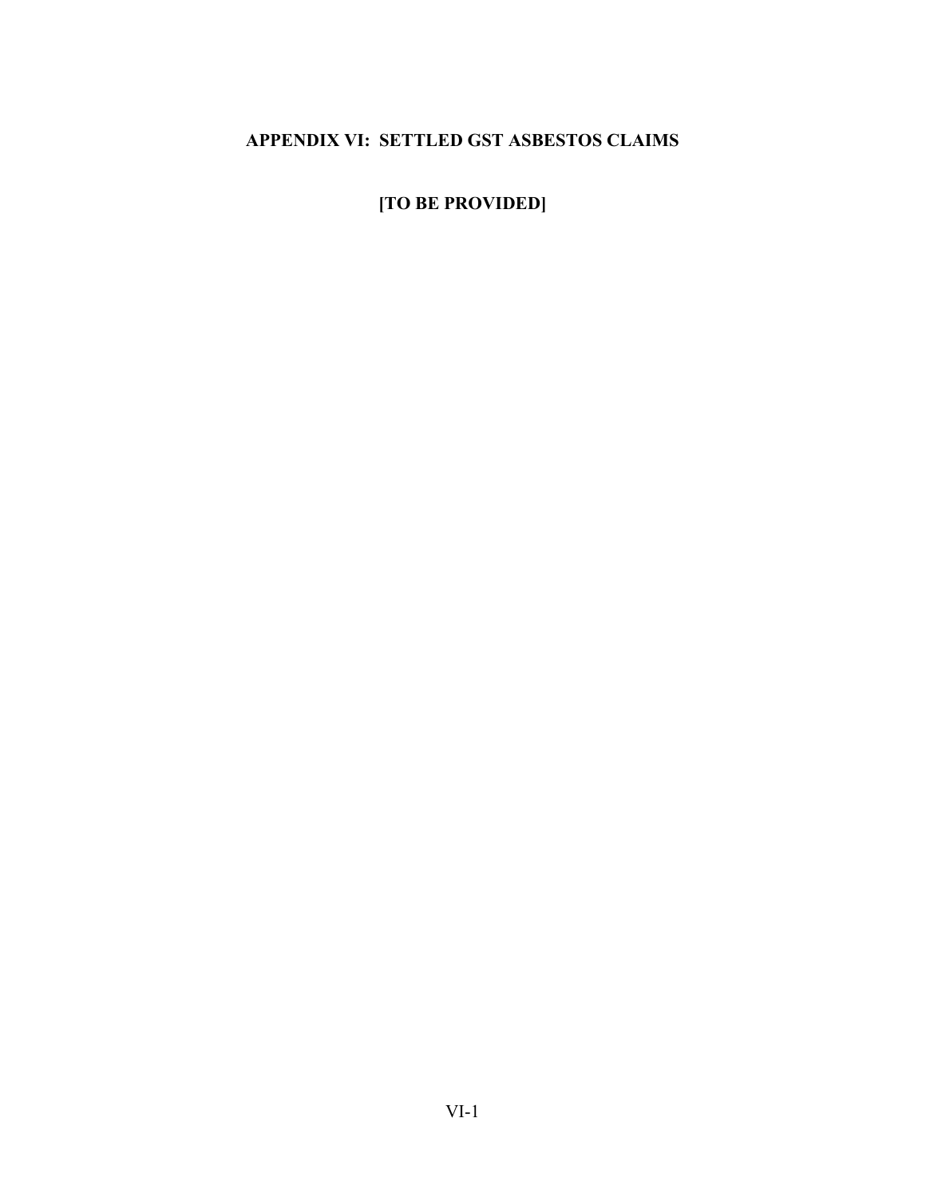# APPENDIX VI: SETTLED GST ASBESTOS CLAIMS

**[TO BE PROVIDED]**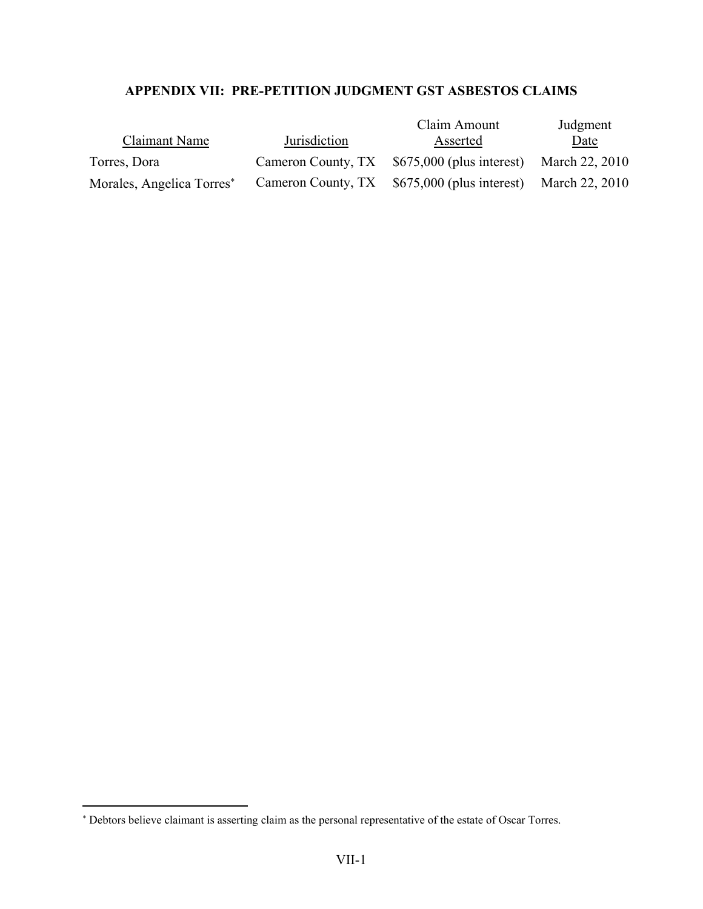## APPENDIX VII: PRE-PETITION JUDGMENT GST ASBESTOS CLAIMS

| Claimant Name | Jurisdiction | Claim Amount Asserted | Judgment Date |
|---|---|---|---|
| Torres, Dora | Cameron County, TX | $675,000 (plus interest) | March 22, 2010 |
| Morales, Angelica Torres* | Cameron County, TX | $675,000 (plus interest) | March 22, 2010 |

* Debtors believe claimant is asserting claim as the personal representative of the estate of Oscar Torres.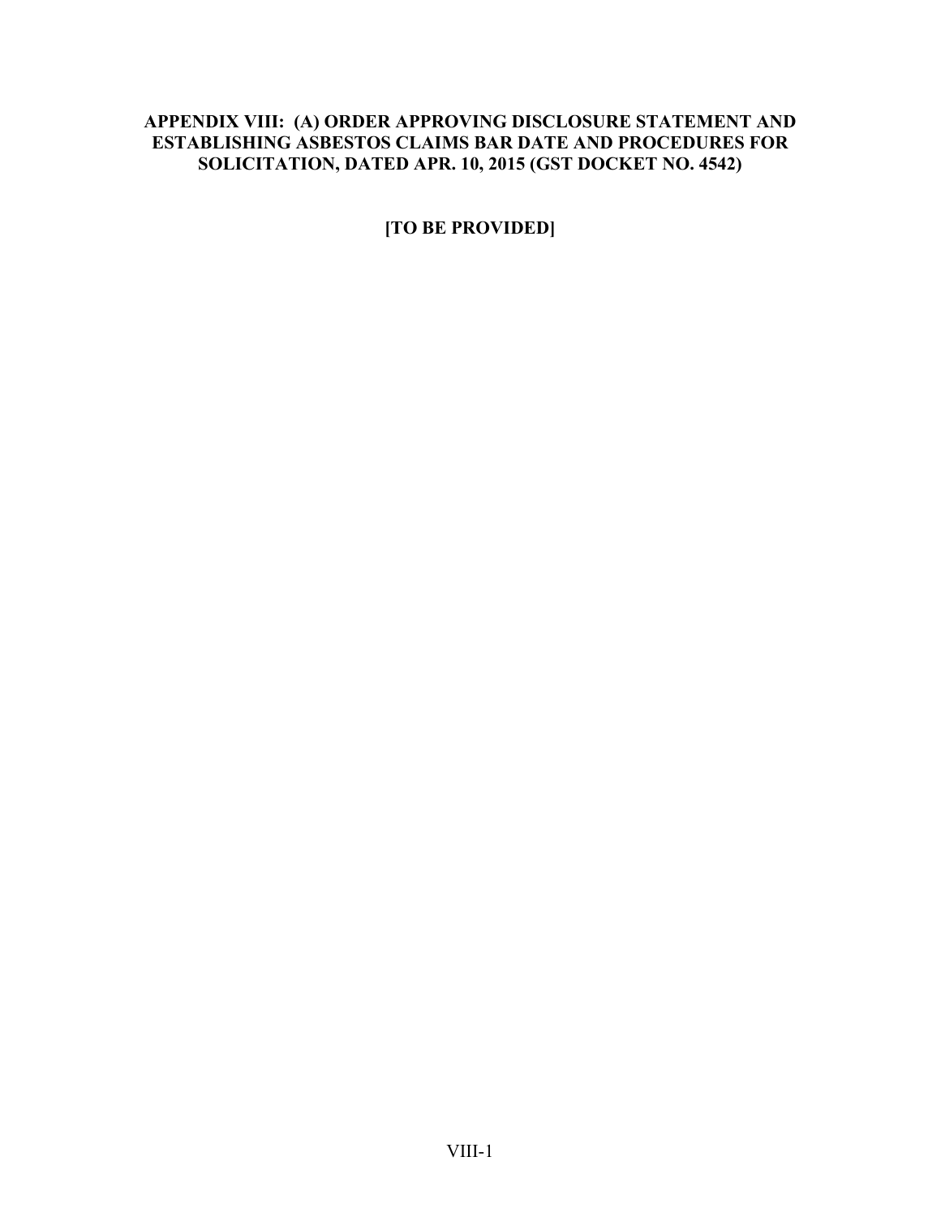## APPENDIX VIII: (A) ORDER APPROVING DISCLOSURE STATEMENT AND ESTABLISHING ASBESTOS CLAIMS BAR DATE AND PROCEDURES FOR SOLICITATION, DATED APR. 10, 2015 (GST DOCKET NO. 4542)

**[TO BE PROVIDED]**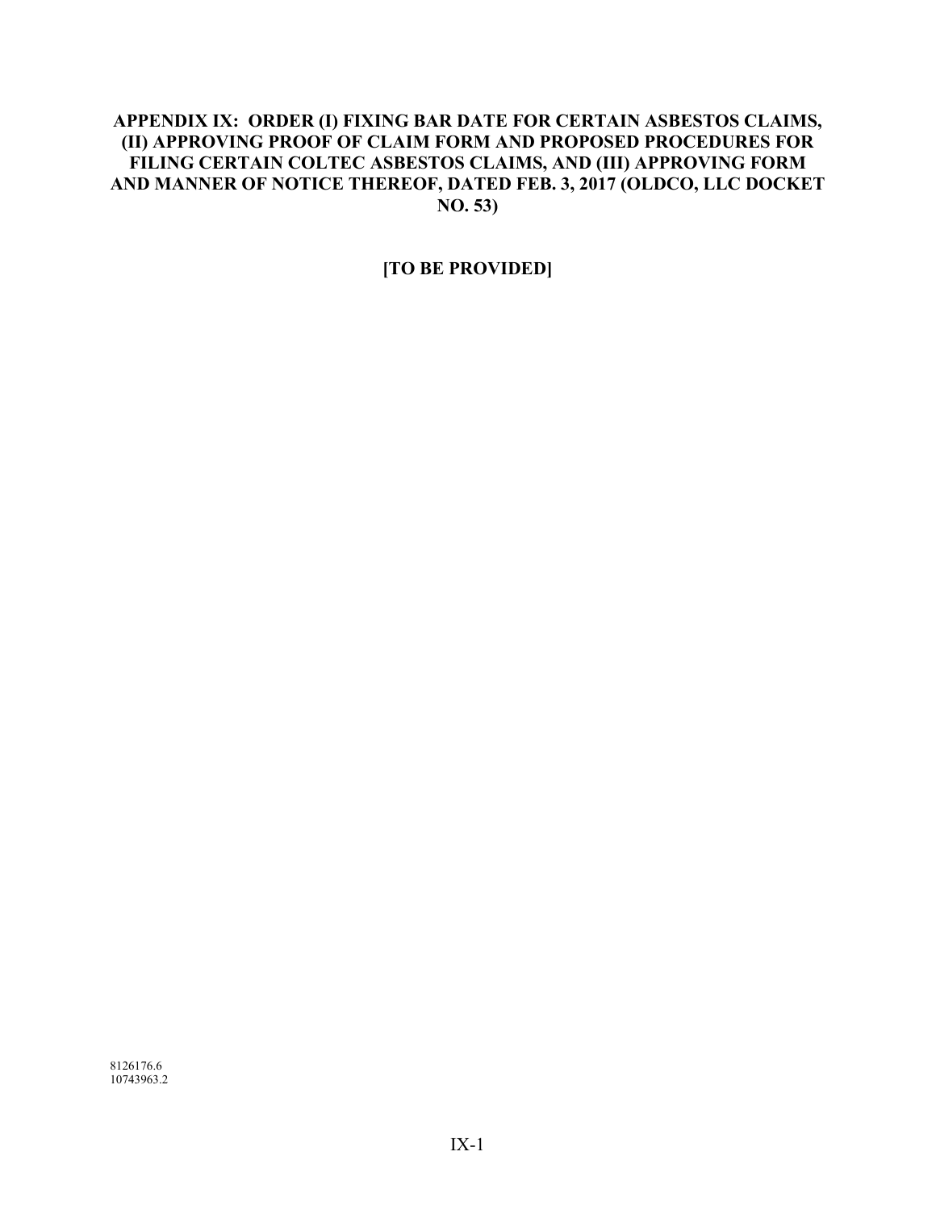## APPENDIX IX: ORDER (I) FIXING BAR DATE FOR CERTAIN ASBESTOS CLAIMS, (II) APPROVING PROOF OF CLAIM FORM AND PROPOSED PROCEDURES FOR FILING CERTAIN COLTEC ASBESTOS CLAIMS, AND (III) APPROVING FORM AND MANNER OF NOTICE THEREOF, DATED FEB. 3, 2017 (OLDCO, LLC DOCKET NO. 53)

**[TO BE PROVIDED]**

8126176.6
10743963.2